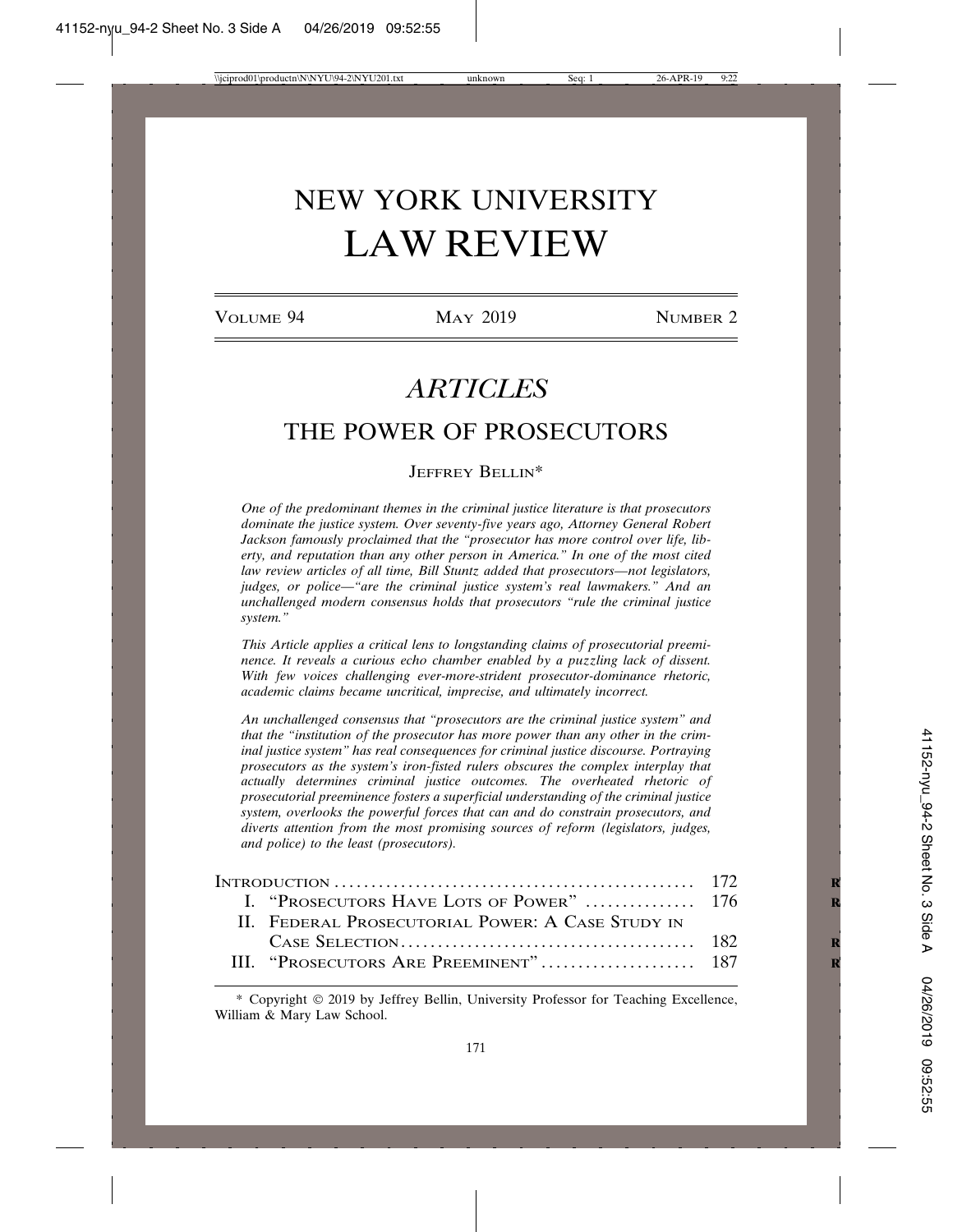# NEW YORK UNIVERSITY LAW REVIEW

VOLUME 94 MAY 2019 NUMBER 2

## *ARTICLES*

## THE POWER OF PROSECUTORS

JEFFREY BELLIN*

*One of the predominant themes in the criminal justice literature is that prosecutors dominate the justice system. Over seventy-five years ago, Attorney General Robert Jackson famously proclaimed that the "prosecutor has more control over life, liberty, and reputation than any other person in America." In one of the most cited law review articles of all time, Bill Stuntz added that prosecutors—not legislators, judges, or police—"are the criminal justice system's real lawmakers." And an unchallenged modern consensus holds that prosecutors "rule the criminal justice system."*

*This Article applies a critical lens to longstanding claims of prosecutorial preeminence. It reveals a curious echo chamber enabled by a puzzling lack of dissent. With few voices challenging ever-more-strident prosecutor-dominance rhetoric, academic claims became uncritical, imprecise, and ultimately incorrect.*

*An unchallenged consensus that "prosecutors are the criminal justice system" and that the "institution of the prosecutor has more power than any other in the criminal justice system" has real consequences for criminal justice discourse. Portraying prosecutors as the system's iron-fisted rulers obscures the complex interplay that actually determines criminal justice outcomes. The overheated rhetoric of prosecutorial preeminence fosters a superficial understanding of the criminal justice system, overlooks the powerful forces that can and do constrain prosecutors, and diverts attention from the most promising sources of reform (legislators, judges, and police) to the least (prosecutors).*

| | |
|---|---|
| INTRODUCTION | 172 |
| I. "PROSECUTORS HAVE LOTS OF POWER" | 176 |
| II. FEDERAL PROSECUTORIAL POWER: A CASE STUDY IN CASE SELECTION | 182 |
| III. "PROSECUTORS ARE PREEMINENT" | 187 |

\* Copyright © 2019 by Jeffrey Bellin, University Professor for Teaching Excellence, William & Mary Law School.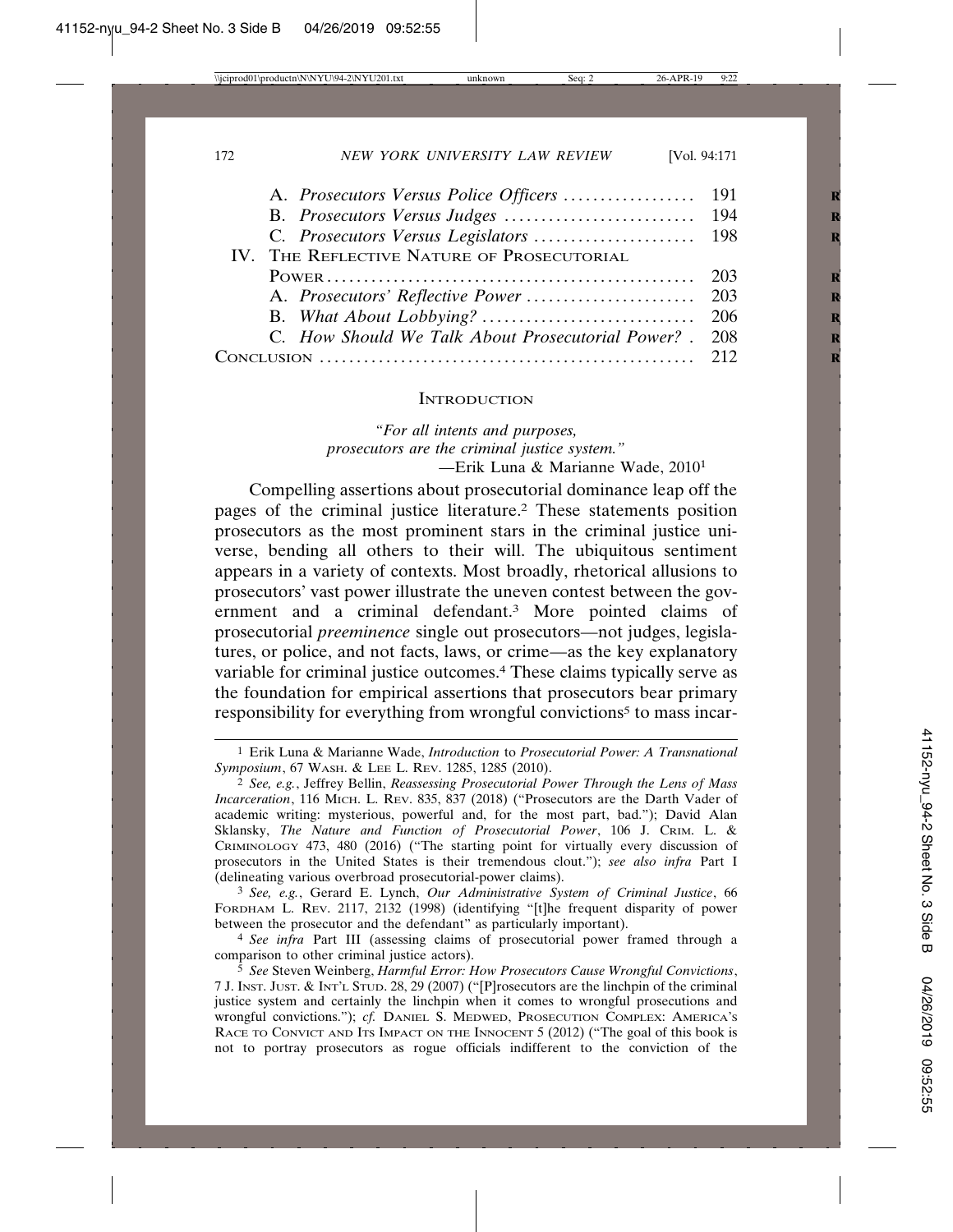A. *Prosecutors Versus Police Officers* .................. 191
B. *Prosecutors Versus Judges* .......................... 194
C. *Prosecutors Versus Legislators* ...................... 198

IV. THE REFLECTIVE NATURE OF PROSECUTORIAL POWER .................................................. 203
A. *Prosecutors' Reflective Power* ....................... 203
B. *What About Lobbying?* ............................. 206
C. *How Should We Talk About Prosecutorial Power?* . 208

CONCLUSION .................................................. 212

## INTRODUCTION

> *"For all intents and purposes,*
> *prosecutors are the criminal justice system."*
> —Erik Luna & Marianne Wade, 2010[1]

Compelling assertions about prosecutorial dominance leap off the pages of the criminal justice literature.[2] These statements position prosecutors as the most prominent stars in the criminal justice universe, bending all others to their will. The ubiquitous sentiment appears in a variety of contexts. Most broadly, rhetorical allusions to prosecutors' vast power illustrate the uneven contest between the government and a criminal defendant.[3] More pointed claims of prosecutorial *preeminence* single out prosecutors—not judges, legislatures, or police, and not facts, laws, or crime—as the key explanatory variable for criminal justice outcomes.[4] These claims typically serve as the foundation for empirical assertions that prosecutors bear primary responsibility for everything from wrongful convictions[5] to mass incar-

---

[1] Erik Luna & Marianne Wade, *Introduction* to *Prosecutorial Power: A Transnational Symposium*, 67 WASH. & LEE L. REV. 1285, 1285 (2010).

[2] *See, e.g.*, Jeffrey Bellin, *Reassessing Prosecutorial Power Through the Lens of Mass Incarceration*, 116 MICH. L. REV. 835, 837 (2018) ("Prosecutors are the Darth Vader of academic writing: mysterious, powerful and, for the most part, bad."); David Alan Sklansky, *The Nature and Function of Prosecutorial Power*, 106 J. CRIM. L. & CRIMINOLOGY 473, 480 (2016) ("The starting point for virtually every discussion of prosecutors in the United States is their tremendous clout."); *see also infra* Part I (delineating various overbroad prosecutorial-power claims).

[3] *See, e.g.*, Gerard E. Lynch, *Our Administrative System of Criminal Justice*, 66 FORDHAM L. REV. 2117, 2132 (1998) (identifying "[t]he frequent disparity of power between the prosecutor and the defendant" as particularly important).

[4] *See infra* Part III (assessing claims of prosecutorial power framed through a comparison to other criminal justice actors).

[5] *See* Steven Weinberg, *Harmful Error: How Prosecutors Cause Wrongful Convictions*, 7 J. INST. JUST. & INT'L STUD. 28, 29 (2007) ("[P]rosecutors are the linchpin of the criminal justice system and certainly the linchpin when it comes to wrongful prosecutions and wrongful convictions."); *cf.* DANIEL S. MEDWED, PROSECUTION COMPLEX: AMERICA'S RACE TO CONVICT AND ITS IMPACT ON THE INNOCENT 5 (2012) ("The goal of this book is not to portray prosecutors as rogue officials indifferent to the conviction of the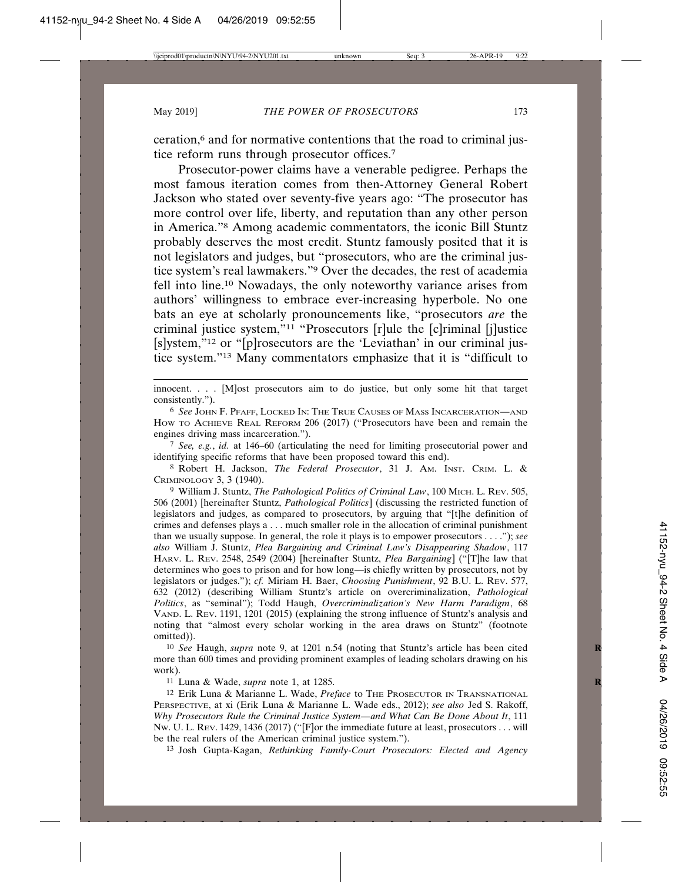ceration,[6] and for normative contentions that the road to criminal justice reform runs through prosecutor offices.[7]

Prosecutor-power claims have a venerable pedigree. Perhaps the most famous iteration comes from then-Attorney General Robert Jackson who stated over seventy-five years ago: "The prosecutor has more control over life, liberty, and reputation than any other person in America."[8] Among academic commentators, the iconic Bill Stuntz probably deserves the most credit. Stuntz famously posited that it is not legislators and judges, but "prosecutors, who are the criminal justice system's real lawmakers."[9] Over the decades, the rest of academia fell into line.[10] Nowadays, the only noteworthy variance arises from authors' willingness to embrace ever-increasing hyperbole. No one bats an eye at scholarly pronouncements like, "prosecutors *are* the criminal justice system,"[11] "Prosecutors [r]ule the [c]riminal [j]ustice [s]ystem,"[12] or "[p]rosecutors are the 'Leviathan' in our criminal justice system."[13] Many commentators emphasize that it is "difficult to

---

innocent. . . . [M]ost prosecutors aim to do justice, but only some hit that target consistently.").

[6] *See* John F. Pfaff, Locked In: The True Causes of Mass Incarceration—and How to Achieve Real Reform 206 (2017) ("Prosecutors have been and remain the engines driving mass incarceration.").

[7] *See, e.g.*, *id.* at 146–60 (articulating the need for limiting prosecutorial power and identifying specific reforms that have been proposed toward this end).

[8] Robert H. Jackson, *The Federal Prosecutor*, 31 J. Am. Inst. Crim. L. & Criminology 3, 3 (1940).

[9] William J. Stuntz, *The Pathological Politics of Criminal Law*, 100 Mich. L. Rev. 505, 506 (2001) [hereinafter Stuntz, *Pathological Politics*] (discussing the restricted function of legislators and judges, as compared to prosecutors, by arguing that "[t]he definition of crimes and defenses plays a . . . much smaller role in the allocation of criminal punishment than we usually suppose. In general, the role it plays is to empower prosecutors . . . ."); *see also* William J. Stuntz, *Plea Bargaining and Criminal Law's Disappearing Shadow*, 117 Harv. L. Rev. 2548, 2549 (2004) [hereinafter Stuntz, *Plea Bargaining*] ("[T]he law that determines who goes to prison and for how long—is chiefly written by prosecutors, not by legislators or judges."); *cf.* Miriam H. Baer, *Choosing Punishment*, 92 B.U. L. Rev. 577, 632 (2012) (describing William Stuntz's article on overcriminalization, *Pathological Politics*, as "seminal"); Todd Haugh, *Overcriminalization's New Harm Paradigm*, 68 Vand. L. Rev. 1191, 1201 (2015) (explaining the strong influence of Stuntz's analysis and noting that "almost every scholar working in the area draws on Stuntz" (footnote omitted)).

[10] *See* Haugh, *supra* note 9, at 1201 n.54 (noting that Stuntz's article has been cited more than 600 times and providing prominent examples of leading scholars drawing on his work).

[11] Luna & Wade, *supra* note 1, at 1285.

[12] Erik Luna & Marianne L. Wade, *Preface* to The Prosecutor in Transnational Perspective, at xi (Erik Luna & Marianne L. Wade eds., 2012); *see also* Jed S. Rakoff, *Why Prosecutors Rule the Criminal Justice System—and What Can Be Done About It*, 111 Nw. U. L. Rev. 1429, 1436 (2017) ("[F]or the immediate future at least, prosecutors . . . will be the real rulers of the American criminal justice system.").

[13] Josh Gupta-Kagan, *Rethinking Family-Court Prosecutors: Elected and Agency*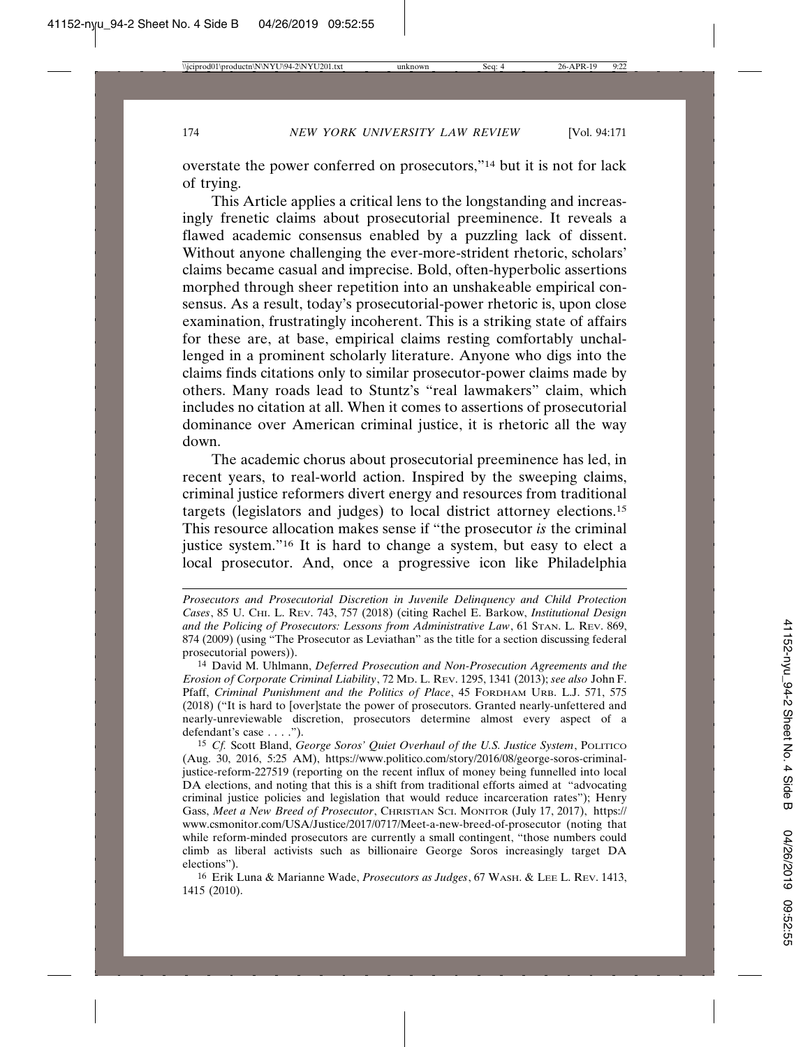overstate the power conferred on prosecutors,"[14] but it is not for lack of trying.

This Article applies a critical lens to the longstanding and increasingly frenetic claims about prosecutorial preeminence. It reveals a flawed academic consensus enabled by a puzzling lack of dissent. Without anyone challenging the ever-more-strident rhetoric, scholars' claims became casual and imprecise. Bold, often-hyperbolic assertions morphed through sheer repetition into an unshakeable empirical consensus. As a result, today's prosecutorial-power rhetoric is, upon close examination, frustratingly incoherent. This is a striking state of affairs for these are, at base, empirical claims resting comfortably unchallenged in a prominent scholarly literature. Anyone who digs into the claims finds citations only to similar prosecutor-power claims made by others. Many roads lead to Stuntz's "real lawmakers" claim, which includes no citation at all. When it comes to assertions of prosecutorial dominance over American criminal justice, it is rhetoric all the way down.

The academic chorus about prosecutorial preeminence has led, in recent years, to real-world action. Inspired by the sweeping claims, criminal justice reformers divert energy and resources from traditional targets (legislators and judges) to local district attorney elections.[15] This resource allocation makes sense if "the prosecutor *is* the criminal justice system."[16] It is hard to change a system, but easy to elect a local prosecutor. And, once a progressive icon like Philadelphia

---

*Prosecutors and Prosecutorial Discretion in Juvenile Delinquency and Child Protection Cases*, 85 U. CHI. L. REV. 743, 757 (2018) (citing Rachel E. Barkow, *Institutional Design and the Policing of Prosecutors: Lessons from Administrative Law*, 61 STAN. L. REV. 869, 874 (2009) (using "The Prosecutor as Leviathan" as the title for a section discussing federal prosecutorial powers)).

[14] David M. Uhlmann, *Deferred Prosecution and Non-Prosecution Agreements and the Erosion of Corporate Criminal Liability*, 72 MD. L. REV. 1295, 1341 (2013); *see also* John F. Pfaff, *Criminal Punishment and the Politics of Place*, 45 FORDHAM URB. L.J. 571, 575 (2018) ("It is hard to [over]state the power of prosecutors. Granted nearly-unfettered and nearly-unreviewable discretion, prosecutors determine almost every aspect of a defendant's case . . . .").

[15] *Cf.* Scott Bland, *George Soros' Quiet Overhaul of the U.S. Justice System*, POLITICO (Aug. 30, 2016, 5:25 AM), https://www.politico.com/story/2016/08/george-soros-criminal-justice-reform-227519 (reporting on the recent influx of money being funnelled into local DA elections, and noting that this is a shift from traditional efforts aimed at "advocating criminal justice policies and legislation that would reduce incarceration rates"); Henry Gass, *Meet a New Breed of Prosecutor*, CHRISTIAN SCI. MONITOR (July 17, 2017), https://www.csmonitor.com/USA/Justice/2017/0717/Meet-a-new-breed-of-prosecutor (noting that while reform-minded prosecutors are currently a small contingent, "those numbers could climb as liberal activists such as billionaire George Soros increasingly target DA elections").

[16] Erik Luna & Marianne Wade, *Prosecutors as Judges*, 67 WASH. & LEE L. REV. 1413, 1415 (2010).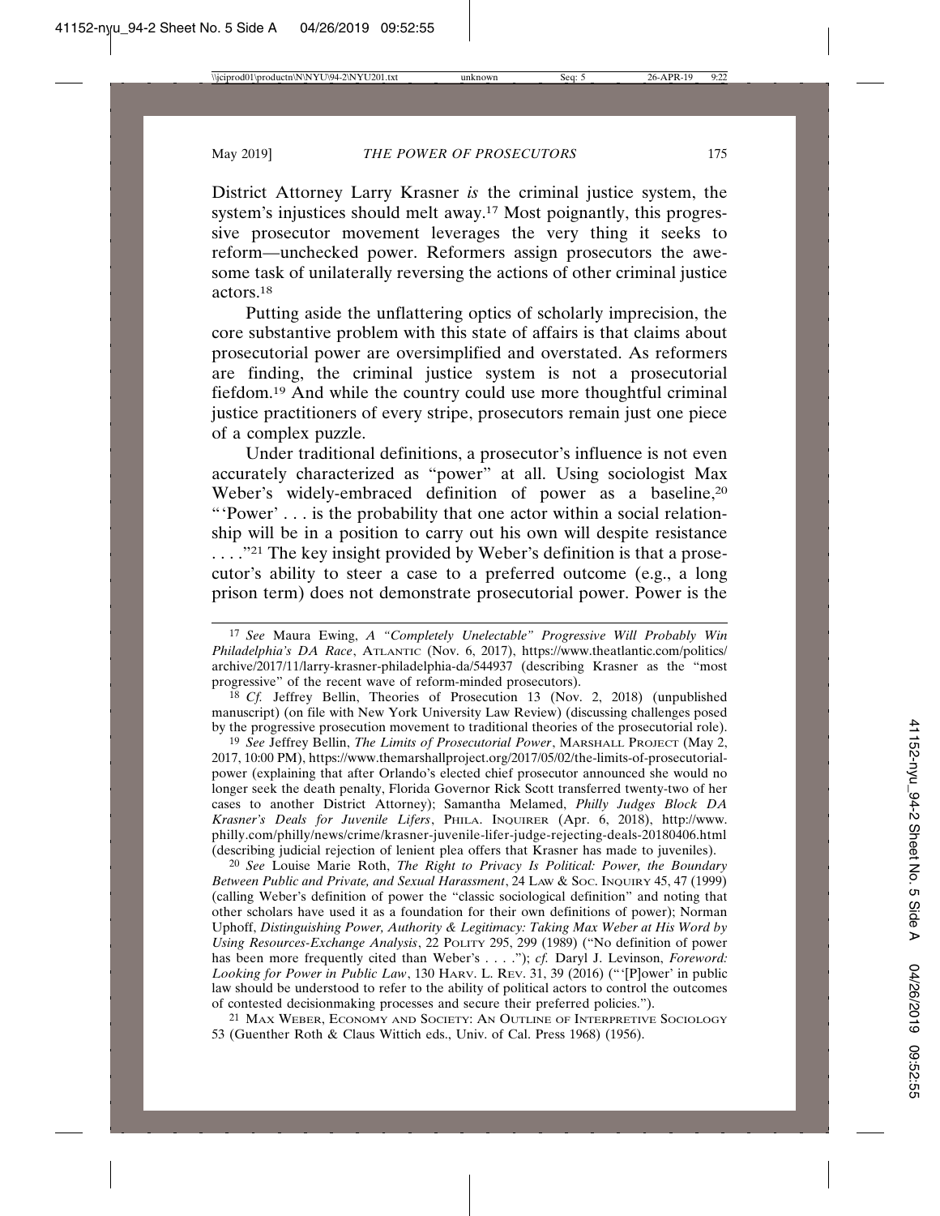District Attorney Larry Krasner *is* the criminal justice system, the system's injustices should melt away.[17] Most poignantly, this progressive prosecutor movement leverages the very thing it seeks to reform—unchecked power. Reformers assign prosecutors the awesome task of unilaterally reversing the actions of other criminal justice actors.[18]

Putting aside the unflattering optics of scholarly imprecision, the core substantive problem with this state of affairs is that claims about prosecutorial power are oversimplified and overstated. As reformers are finding, the criminal justice system is not a prosecutorial fiefdom.[19] And while the country could use more thoughtful criminal justice practitioners of every stripe, prosecutors remain just one piece of a complex puzzle.

Under traditional definitions, a prosecutor's influence is not even accurately characterized as "power" at all. Using sociologist Max Weber's widely-embraced definition of power as a baseline,[20] "'Power' . . . is the probability that one actor within a social relationship will be in a position to carry out his own will despite resistance . . . ."[21] The key insight provided by Weber's definition is that a prosecutor's ability to steer a case to a preferred outcome (e.g., a long prison term) does not demonstrate prosecutorial power. Power is the

---

[17] *See* Maura Ewing, *A "Completely Unelectable" Progressive Will Probably Win Philadelphia's DA Race*, ATLANTIC (Nov. 6, 2017), https://www.theatlantic.com/politics/archive/2017/11/larry-krasner-philadelphia-da/544937 (describing Krasner as the "most progressive" of the recent wave of reform-minded prosecutors).

[18] *Cf.* Jeffrey Bellin, Theories of Prosecution 13 (Nov. 2, 2018) (unpublished manuscript) (on file with New York University Law Review) (discussing challenges posed by the progressive prosecution movement to traditional theories of the prosecutorial role).

[19] *See* Jeffrey Bellin, *The Limits of Prosecutorial Power*, MARSHALL PROJECT (May 2, 2017, 10:00 PM), https://www.themarshallproject.org/2017/05/02/the-limits-of-prosecutorial-power (explaining that after Orlando's elected chief prosecutor announced she would no longer seek the death penalty, Florida Governor Rick Scott transferred twenty-two of her cases to another District Attorney); Samantha Melamed, *Philly Judges Block DA Krasner's Deals for Juvenile Lifers*, PHILA. INQUIRER (Apr. 6, 2018), http://www.philly.com/philly/news/crime/krasner-juvenile-lifer-judge-rejecting-deals-20180406.html (describing judicial rejection of lenient plea offers that Krasner has made to juveniles).

[20] *See* Louise Marie Roth, *The Right to Privacy Is Political: Power, the Boundary Between Public and Private, and Sexual Harassment*, 24 LAW & SOC. INQUIRY 45, 47 (1999) (calling Weber's definition of power the "classic sociological definition" and noting that other scholars have used it as a foundation for their own definitions of power); Norman Uphoff, *Distinguishing Power, Authority & Legitimacy: Taking Max Weber at His Word by Using Resources-Exchange Analysis*, 22 POLITY 295, 299 (1989) ("No definition of power has been more frequently cited than Weber's . . . ."); *cf.* Daryl J. Levinson, *Foreword: Looking for Power in Public Law*, 130 HARV. L. REV. 31, 39 (2016) ("'[P]ower' in public law should be understood to refer to the ability of political actors to control the outcomes of contested decisionmaking processes and secure their preferred policies.").

[21] MAX WEBER, ECONOMY AND SOCIETY: AN OUTLINE OF INTERPRETIVE SOCIOLOGY 53 (Guenther Roth & Claus Wittich eds., Univ. of Cal. Press 1968) (1956).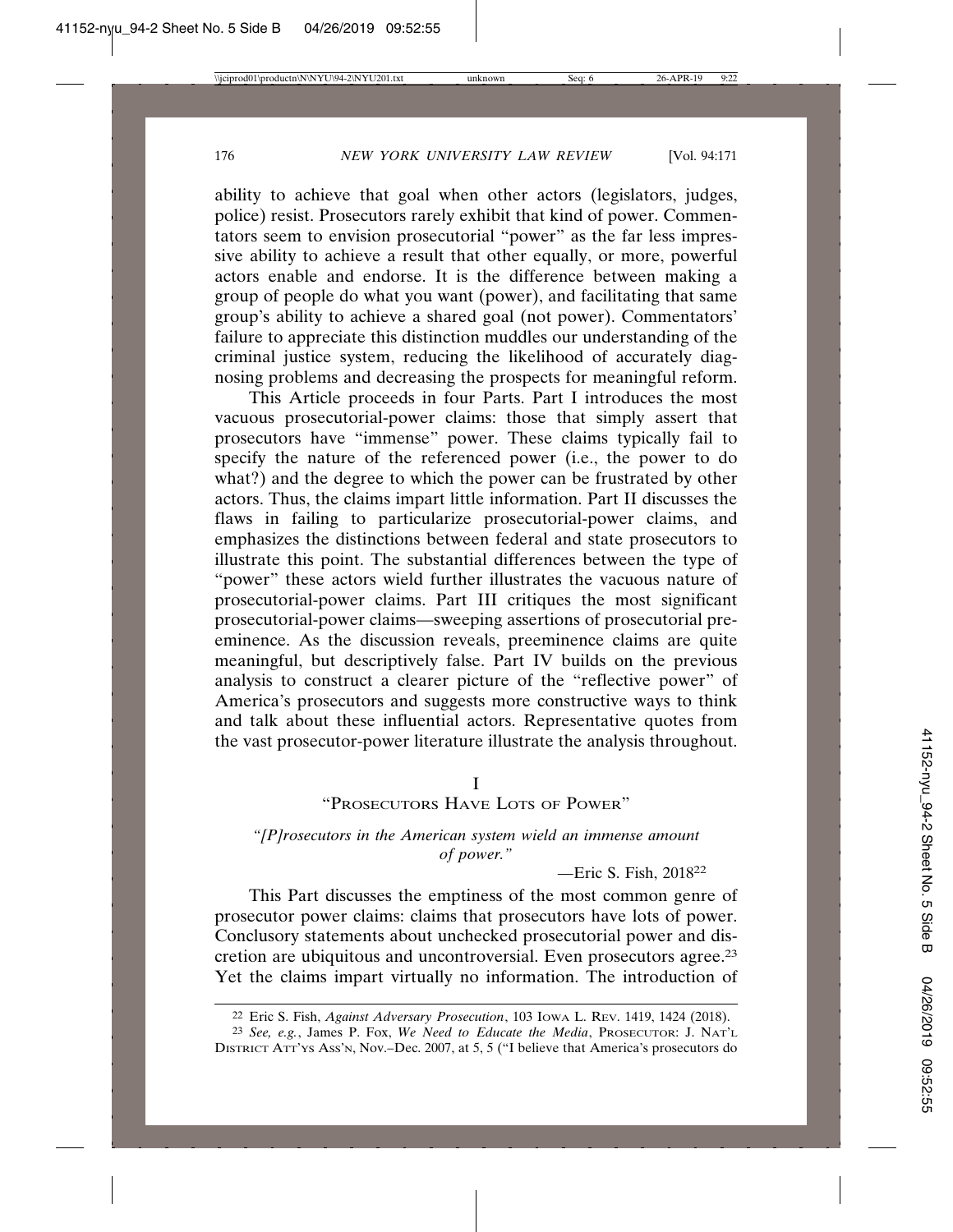ability to achieve that goal when other actors (legislators, judges, police) resist. Prosecutors rarely exhibit that kind of power. Commentators seem to envision prosecutorial "power" as the far less impressive ability to achieve a result that other equally, or more, powerful actors enable and endorse. It is the difference between making a group of people do what you want (power), and facilitating that same group's ability to achieve a shared goal (not power). Commentators' failure to appreciate this distinction muddles our understanding of the criminal justice system, reducing the likelihood of accurately diagnosing problems and decreasing the prospects for meaningful reform.

This Article proceeds in four Parts. Part I introduces the most vacuous prosecutorial-power claims: those that simply assert that prosecutors have "immense" power. These claims typically fail to specify the nature of the referenced power (i.e., the power to do what?) and the degree to which the power can be frustrated by other actors. Thus, the claims impart little information. Part II discusses the flaws in failing to particularize prosecutorial-power claims, and emphasizes the distinctions between federal and state prosecutors to illustrate this point. The substantial differences between the type of "power" these actors wield further illustrates the vacuous nature of prosecutorial-power claims. Part III critiques the most significant prosecutorial-power claims—sweeping assertions of prosecutorial preeminence. As the discussion reveals, preeminence claims are quite meaningful, but descriptively false. Part IV builds on the previous analysis to construct a clearer picture of the "reflective power" of America's prosecutors and suggests more constructive ways to think and talk about these influential actors. Representative quotes from the vast prosecutor-power literature illustrate the analysis throughout.

## I
## "Prosecutors Have Lots of Power"

*"[P]rosecutors in the American system wield an immense amount of power."*

—Eric S. Fish, 2018[22]

This Part discusses the emptiness of the most common genre of prosecutor power claims: claims that prosecutors have lots of power. Conclusory statements about unchecked prosecutorial power and discretion are ubiquitous and uncontroversial. Even prosecutors agree.[23] Yet the claims impart virtually no information. The introduction of

---

[22] Eric S. Fish, *Against Adversary Prosecution*, 103 Iowa L. Rev. 1419, 1424 (2018).

[23] *See, e.g.*, James P. Fox, *We Need to Educate the Media*, Prosecutor: J. Nat'l District Att'ys Ass'n, Nov.–Dec. 2007, at 5, 5 ("I believe that America's prosecutors do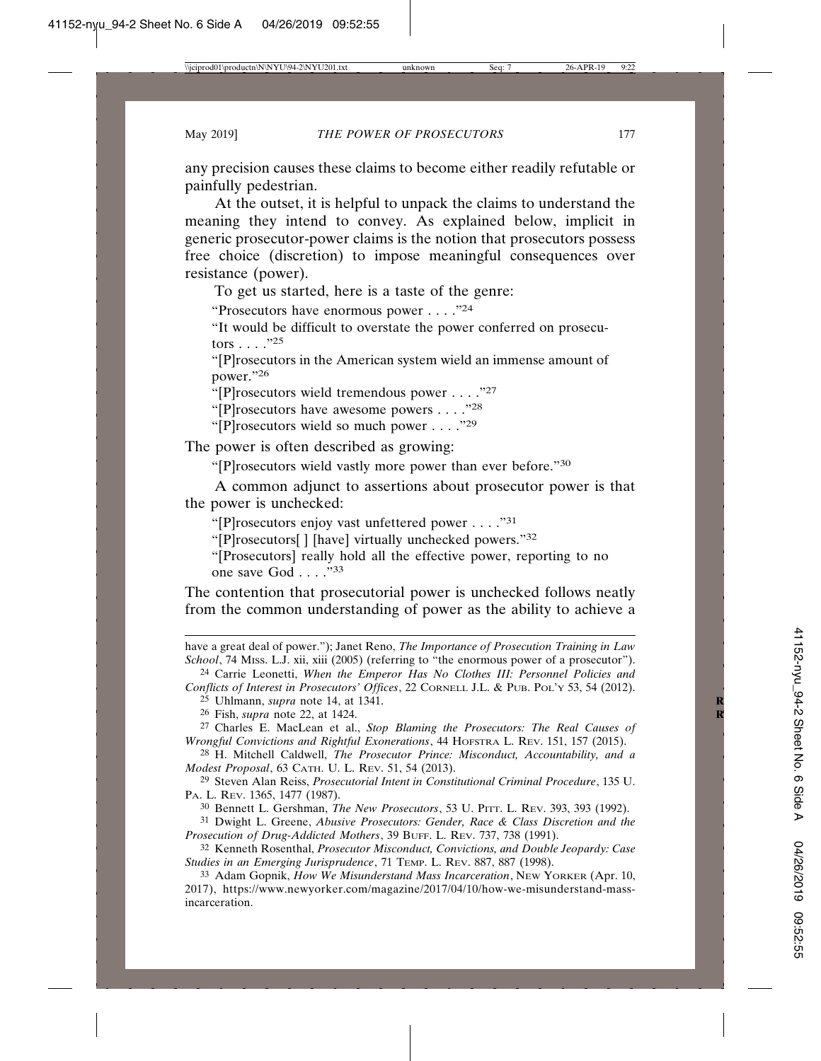any precision causes these claims to become either readily refutable or painfully pedestrian.

At the outset, it is helpful to unpack the claims to understand the meaning they intend to convey. As explained below, implicit in generic prosecutor-power claims is the notion that prosecutors possess free choice (discretion) to impose meaningful consequences over resistance (power).

To get us started, here is a taste of the genre:

> "Prosecutors have enormous power . . . ."[24]
>
> "It would be difficult to overstate the power conferred on prosecutors . . . ."[25]
>
> "[P]rosecutors in the American system wield an immense amount of power."[26]
>
> "[P]rosecutors wield tremendous power . . . ."[27]
>
> "[P]rosecutors have awesome powers . . . ."[28]
>
> "[P]rosecutors wield so much power . . . ."[29]

The power is often described as growing:

> "[P]rosecutors wield vastly more power than ever before."[30]

A common adjunct to assertions about prosecutor power is that the power is unchecked:

> "[P]rosecutors enjoy vast unfettered power . . . ."[31]
>
> "[P]rosecutors[ ] [have] virtually unchecked powers."[32]
>
> "[Prosecutors] really hold all the effective power, reporting to no one save God . . . ."[33]

The contention that prosecutorial power is unchecked follows neatly from the common understanding of power as the ability to achieve a

---

have a great deal of power."); Janet Reno, *The Importance of Prosecution Training in Law School*, 74 MISS. L.J. xii, xiii (2005) (referring to "the enormous power of a prosecutor").

24 Carrie Leonetti, *When the Emperor Has No Clothes III: Personnel Policies and Conflicts of Interest in Prosecutors' Offices*, 22 CORNELL J.L. & PUB. POL'Y 53, 54 (2012).

25 Uhlmann, *supra* note 14, at 1341.

26 Fish, *supra* note 22, at 1424.

27 Charles E. MacLean et al., *Stop Blaming the Prosecutors: The Real Causes of Wrongful Convictions and Rightful Exonerations*, 44 HOFSTRA L. REV. 151, 157 (2015).

28 H. Mitchell Caldwell, *The Prosecutor Prince: Misconduct, Accountability, and a Modest Proposal*, 63 CATH. U. L. REV. 51, 54 (2013).

29 Steven Alan Reiss, *Prosecutorial Intent in Constitutional Criminal Procedure*, 135 U. PA. L. REV. 1365, 1477 (1987).

30 Bennett L. Gershman, *The New Prosecutors*, 53 U. PITT. L. REV. 393, 393 (1992).

31 Dwight L. Greene, *Abusive Prosecutors: Gender, Race & Class Discretion and the Prosecution of Drug-Addicted Mothers*, 39 BUFF. L. REV. 737, 738 (1991).

32 Kenneth Rosenthal, *Prosecutor Misconduct, Convictions, and Double Jeopardy: Case Studies in an Emerging Jurisprudence*, 71 TEMP. L. REV. 887, 887 (1998).

33 Adam Gopnik, *How We Misunderstand Mass Incarceration*, NEW YORKER (Apr. 10, 2017), https://www.newyorker.com/magazine/2017/04/10/how-we-misunderstand-mass-incarceration.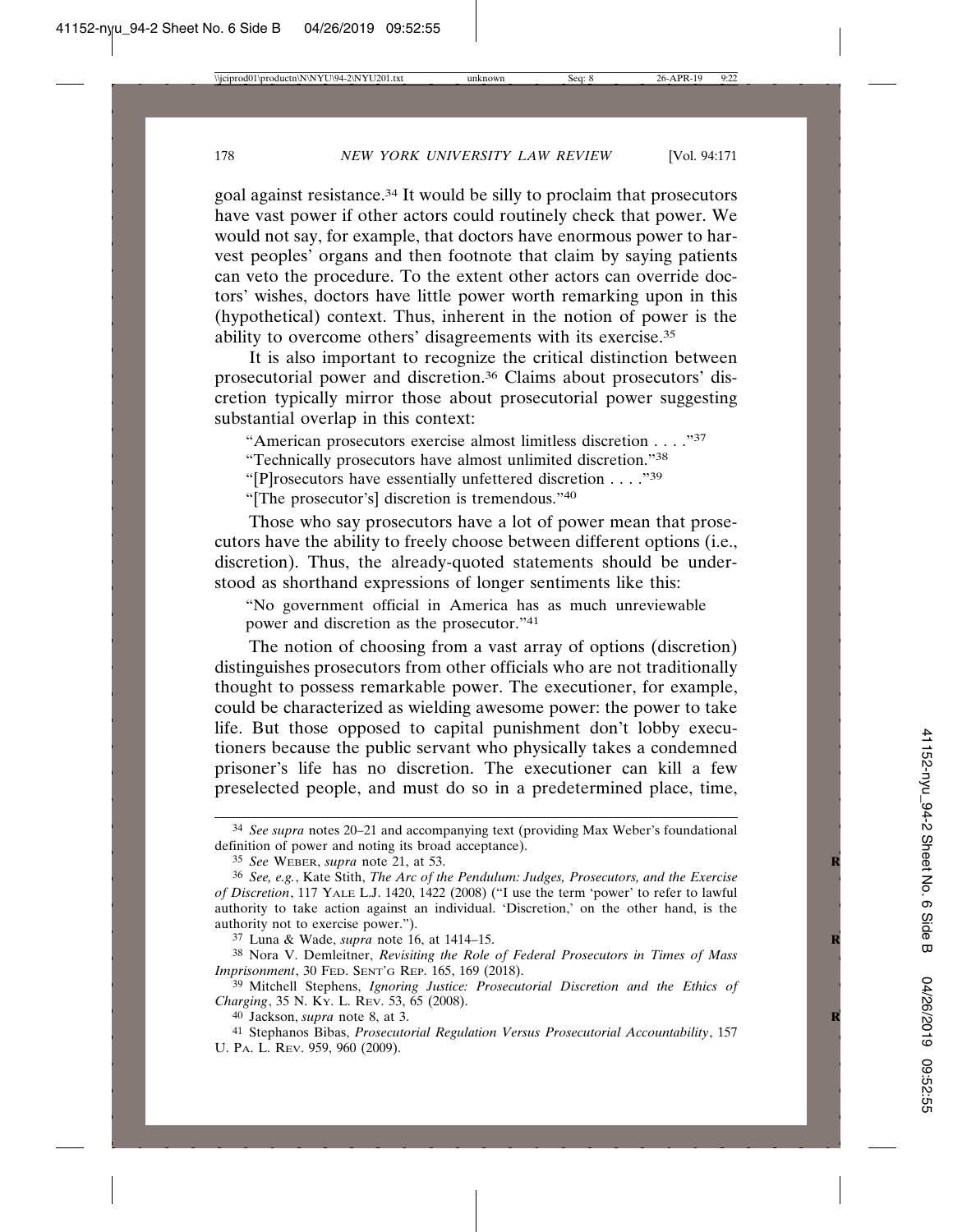goal against resistance.[34] It would be silly to proclaim that prosecutors have vast power if other actors could routinely check that power. We would not say, for example, that doctors have enormous power to harvest peoples' organs and then footnote that claim by saying patients can veto the procedure. To the extent other actors can override doctors' wishes, doctors have little power worth remarking upon in this (hypothetical) context. Thus, inherent in the notion of power is the ability to overcome others' disagreements with its exercise.[35]

It is also important to recognize the critical distinction between prosecutorial power and discretion.[36] Claims about prosecutors' discretion typically mirror those about prosecutorial power suggesting substantial overlap in this context:

> "American prosecutors exercise almost limitless discretion . . . ."[37]
>
> "Technically prosecutors have almost unlimited discretion."[38]
>
> "[P]rosecutors have essentially unfettered discretion . . . ."[39]
>
> "[The prosecutor's] discretion is tremendous."[40]

Those who say prosecutors have a lot of power mean that prosecutors have the ability to freely choose between different options (i.e., discretion). Thus, the already-quoted statements should be understood as shorthand expressions of longer sentiments like this:

> "No government official in America has as much unreviewable power and discretion as the prosecutor."[41]

The notion of choosing from a vast array of options (discretion) distinguishes prosecutors from other officials who are not traditionally thought to possess remarkable power. The executioner, for example, could be characterized as wielding awesome power: the power to take life. But those opposed to capital punishment don't lobby executioners because the public servant who physically takes a condemned prisoner's life has no discretion. The executioner can kill a few preselected people, and must do so in a predetermined place, time,

---

[34] *See supra* notes 20–21 and accompanying text (providing Max Weber's foundational definition of power and noting its broad acceptance).

[35] *See* WEBER, *supra* note 21, at 53.

[36] *See, e.g.*, Kate Stith, *The Arc of the Pendulum: Judges, Prosecutors, and the Exercise of Discretion*, 117 YALE L.J. 1420, 1422 (2008) ("I use the term 'power' to refer to lawful authority to take action against an individual. 'Discretion,' on the other hand, is the authority not to exercise power.").

[37] Luna & Wade, *supra* note 16, at 1414–15.

[38] Nora V. Demleitner, *Revisiting the Role of Federal Prosecutors in Times of Mass Imprisonment*, 30 FED. SENT'G REP. 165, 169 (2018).

[39] Mitchell Stephens, *Ignoring Justice: Prosecutorial Discretion and the Ethics of Charging*, 35 N. KY. L. REV. 53, 65 (2008).

[40] Jackson, *supra* note 8, at 3.

[41] Stephanos Bibas, *Prosecutorial Regulation Versus Prosecutorial Accountability*, 157 U. PA. L. REV. 959, 960 (2009).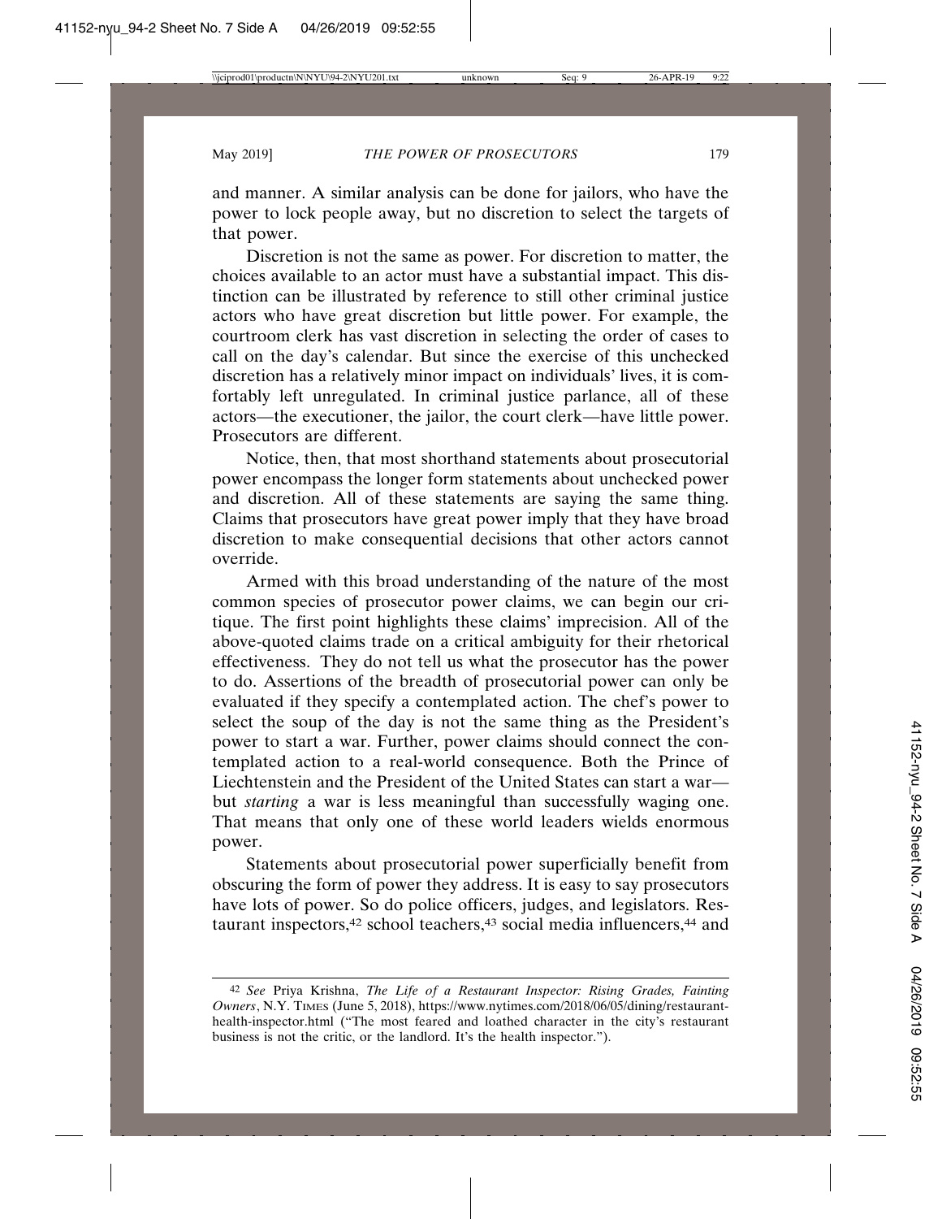and manner. A similar analysis can be done for jailors, who have the power to lock people away, but no discretion to select the targets of that power.

Discretion is not the same as power. For discretion to matter, the choices available to an actor must have a substantial impact. This distinction can be illustrated by reference to still other criminal justice actors who have great discretion but little power. For example, the courtroom clerk has vast discretion in selecting the order of cases to call on the day's calendar. But since the exercise of this unchecked discretion has a relatively minor impact on individuals' lives, it is comfortably left unregulated. In criminal justice parlance, all of these actors—the executioner, the jailor, the court clerk—have little power. Prosecutors are different.

Notice, then, that most shorthand statements about prosecutorial power encompass the longer form statements about unchecked power and discretion. All of these statements are saying the same thing. Claims that prosecutors have great power imply that they have broad discretion to make consequential decisions that other actors cannot override.

Armed with this broad understanding of the nature of the most common species of prosecutor power claims, we can begin our critique. The first point highlights these claims' imprecision. All of the above-quoted claims trade on a critical ambiguity for their rhetorical effectiveness. They do not tell us what the prosecutor has the power to do. Assertions of the breadth of prosecutorial power can only be evaluated if they specify a contemplated action. The chef's power to select the soup of the day is not the same thing as the President's power to start a war. Further, power claims should connect the contemplated action to a real-world consequence. Both the Prince of Liechtenstein and the President of the United States can start a war—but *starting* a war is less meaningful than successfully waging one. That means that only one of these world leaders wields enormous power.

Statements about prosecutorial power superficially benefit from obscuring the form of power they address. It is easy to say prosecutors have lots of power. So do police officers, judges, and legislators. Restaurant inspectors,[42] school teachers,[43] social media influencers,[44] and

---

[42] *See* Priya Krishna, *The Life of a Restaurant Inspector: Rising Grades, Fainting Owners*, N.Y. TIMES (June 5, 2018), https://www.nytimes.com/2018/06/05/dining/restaurant-health-inspector.html ("The most feared and loathed character in the city's restaurant business is not the critic, or the landlord. It's the health inspector.").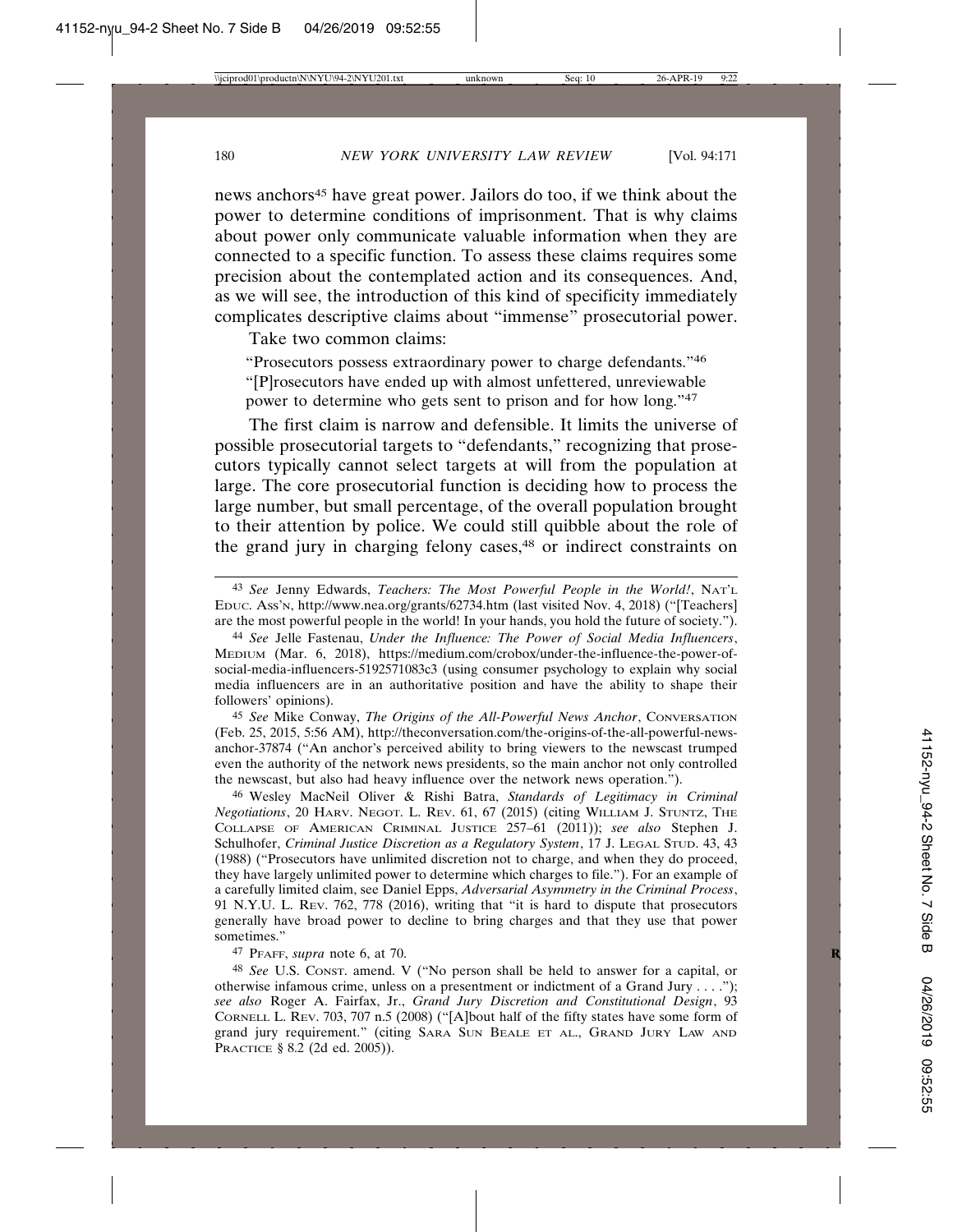news anchors[45] have great power. Jailors do too, if we think about the power to determine conditions of imprisonment. That is why claims about power only communicate valuable information when they are connected to a specific function. To assess these claims requires some precision about the contemplated action and its consequences. And, as we will see, the introduction of this kind of specificity immediately complicates descriptive claims about "immense" prosecutorial power.

Take two common claims:

> "Prosecutors possess extraordinary power to charge defendants."[46]
> "[P]rosecutors have ended up with almost unfettered, unreviewable power to determine who gets sent to prison and for how long."[47]

The first claim is narrow and defensible. It limits the universe of possible prosecutorial targets to "defendants," recognizing that prosecutors typically cannot select targets at will from the population at large. The core prosecutorial function is deciding how to process the large number, but small percentage, of the overall population brought to their attention by police. We could still quibble about the role of the grand jury in charging felony cases,[48] or indirect constraints on

---

[43] *See* Jenny Edwards, *Teachers: The Most Powerful People in the World!*, NAT'L EDUC. ASS'N, http://www.nea.org/grants/62734.htm (last visited Nov. 4, 2018) ("[Teachers] are the most powerful people in the world! In your hands, you hold the future of society.").

[44] *See* Jelle Fastenau, *Under the Influence: The Power of Social Media Influencers*, MEDIUM (Mar. 6, 2018), https://medium.com/crobox/under-the-influence-the-power-of-social-media-influencers-5192571083c3 (using consumer psychology to explain why social media influencers are in an authoritative position and have the ability to shape their followers' opinions).

[45] *See* Mike Conway, *The Origins of the All-Powerful News Anchor*, CONVERSATION (Feb. 25, 2015, 5:56 AM), http://theconversation.com/the-origins-of-the-all-powerful-news-anchor-37874 ("An anchor's perceived ability to bring viewers to the newscast trumped even the authority of the network news presidents, so the main anchor not only controlled the newscast, but also had heavy influence over the network news operation.").

[46] Wesley MacNeil Oliver & Rishi Batra, *Standards of Legitimacy in Criminal Negotiations*, 20 HARV. NEGOT. L. REV. 61, 67 (2015) (citing WILLIAM J. STUNTZ, THE COLLAPSE OF AMERICAN CRIMINAL JUSTICE 257–61 (2011)); *see also* Stephen J. Schulhofer, *Criminal Justice Discretion as a Regulatory System*, 17 J. LEGAL STUD. 43, 43 (1988) ("Prosecutors have unlimited discretion not to charge, and when they do proceed, they have largely unlimited power to determine which charges to file."). For an example of a carefully limited claim, see Daniel Epps, *Adversarial Asymmetry in the Criminal Process*, 91 N.Y.U. L. REV. 762, 778 (2016), writing that "it is hard to dispute that prosecutors generally have broad power to decline to bring charges and that they use that power sometimes."

[47] PFAFF, *supra* note 6, at 70.

[48] *See* U.S. CONST. amend. V ("No person shall be held to answer for a capital, or otherwise infamous crime, unless on a presentment or indictment of a Grand Jury . . . ."); *see also* Roger A. Fairfax, Jr., *Grand Jury Discretion and Constitutional Design*, 93 CORNELL L. REV. 703, 707 n.5 (2008) ("[A]bout half of the fifty states have some form of grand jury requirement." (citing SARA SUN BEALE ET AL., GRAND JURY LAW AND PRACTICE § 8.2 (2d ed. 2005)).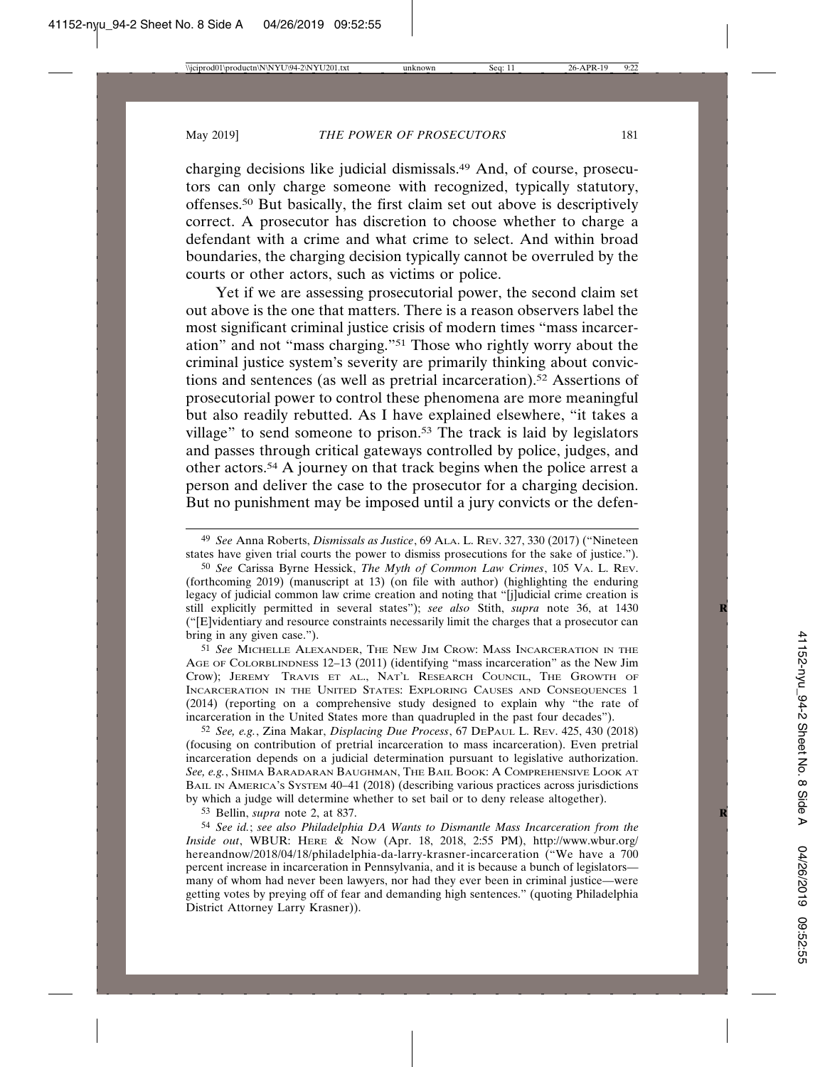charging decisions like judicial dismissals.[49] And, of course, prosecutors can only charge someone with recognized, typically statutory, offenses.[50] But basically, the first claim set out above is descriptively correct. A prosecutor has discretion to choose whether to charge a defendant with a crime and what crime to select. And within broad boundaries, the charging decision typically cannot be overruled by the courts or other actors, such as victims or police.

Yet if we are assessing prosecutorial power, the second claim set out above is the one that matters. There is a reason observers label the most significant criminal justice crisis of modern times "mass incarceration" and not "mass charging."[51] Those who rightly worry about the criminal justice system's severity are primarily thinking about convictions and sentences (as well as pretrial incarceration).[52] Assertions of prosecutorial power to control these phenomena are more meaningful but also readily rebutted. As I have explained elsewhere, "it takes a village" to send someone to prison.[53] The track is laid by legislators and passes through critical gateways controlled by police, judges, and other actors.[54] A journey on that track begins when the police arrest a person and deliver the case to the prosecutor for a charging decision. But no punishment may be imposed until a jury convicts or the defen-

---

[49] *See* Anna Roberts, *Dismissals as Justice*, 69 ALA. L. REV. 327, 330 (2017) ("Nineteen states have given trial courts the power to dismiss prosecutions for the sake of justice.").

[50] *See* Carissa Byrne Hessick, *The Myth of Common Law Crimes*, 105 VA. L. REV. (forthcoming 2019) (manuscript at 13) (on file with author) (highlighting the enduring legacy of judicial common law crime creation and noting that "[j]udicial crime creation is still explicitly permitted in several states"); *see also* Stith, *supra* note 36, at 1430 ("[E]videntiary and resource constraints necessarily limit the charges that a prosecutor can bring in any given case.").

[51] *See* MICHELLE ALEXANDER, THE NEW JIM CROW: MASS INCARCERATION IN THE AGE OF COLORBLINDNESS 12–13 (2011) (identifying "mass incarceration" as the New Jim Crow); JEREMY TRAVIS ET AL., NAT'L RESEARCH COUNCIL, THE GROWTH OF INCARCERATION IN THE UNITED STATES: EXPLORING CAUSES AND CONSEQUENCES 1 (2014) (reporting on a comprehensive study designed to explain why "the rate of incarceration in the United States more than quadrupled in the past four decades").

[52] *See, e.g.*, Zina Makar, *Displacing Due Process*, 67 DEPAUL L. REV. 425, 430 (2018) (focusing on contribution of pretrial incarceration to mass incarceration). Even pretrial incarceration depends on a judicial determination pursuant to legislative authorization. *See, e.g.*, SHIMA BARADARAN BAUGHMAN, THE BAIL BOOK: A COMPREHENSIVE LOOK AT BAIL IN AMERICA'S SYSTEM 40–41 (2018) (describing various practices across jurisdictions by which a judge will determine whether to set bail or to deny release altogether).

[53] Bellin, *supra* note 2, at 837.

[54] *See id.*; *see also Philadelphia DA Wants to Dismantle Mass Incarceration from the Inside out*, WBUR: HERE & NOW (Apr. 18, 2018, 2:55 PM), http://www.wbur.org/hereandnow/2018/04/18/philadelphia-da-larry-krasner-incarceration ("We have a 700 percent increase in incarceration in Pennsylvania, and it is because a bunch of legislators—many of whom had never been lawyers, nor had they ever been in criminal justice—were getting votes by preying off of fear and demanding high sentences." (quoting Philadelphia District Attorney Larry Krasner)).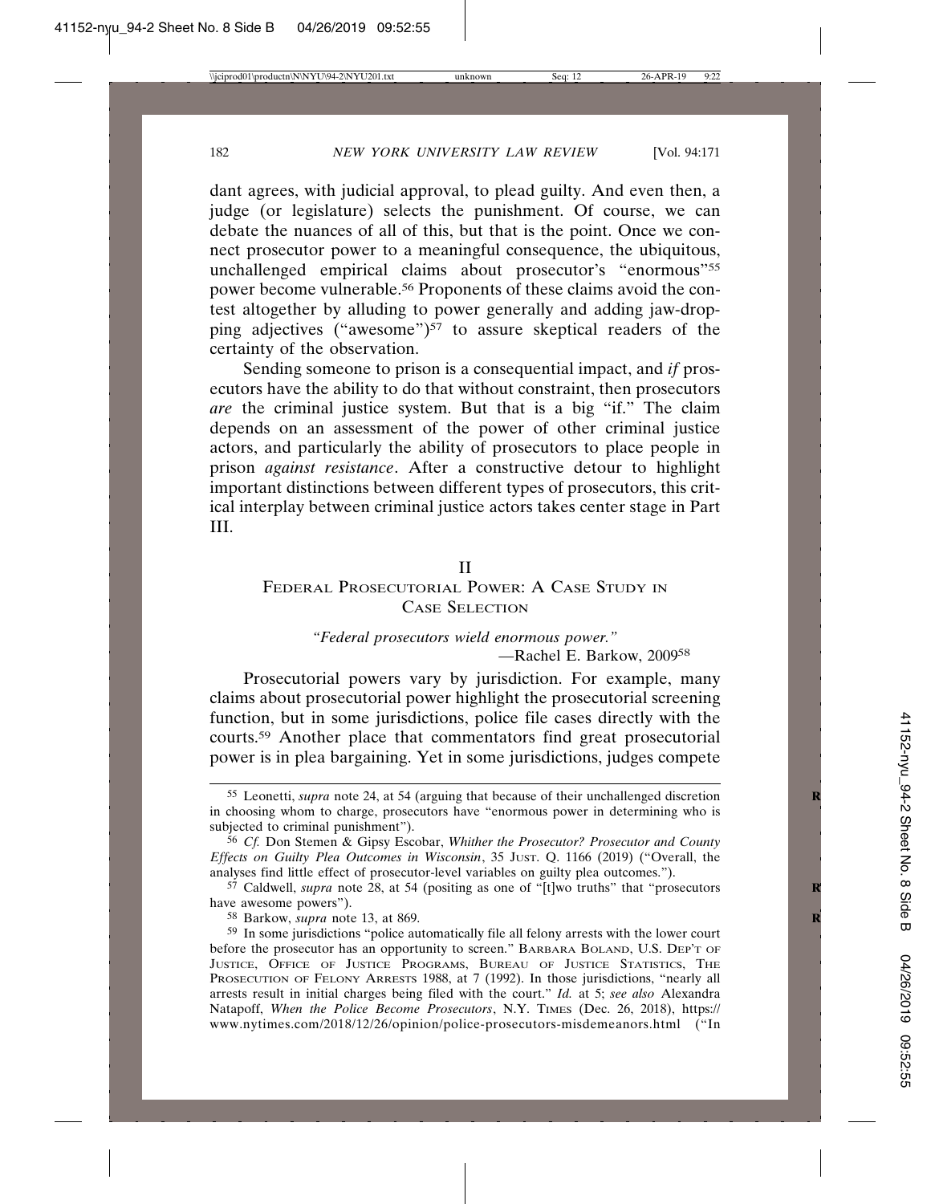dant agrees, with judicial approval, to plead guilty. And even then, a judge (or legislature) selects the punishment. Of course, we can debate the nuances of all of this, but that is the point. Once we connect prosecutor power to a meaningful consequence, the ubiquitous, unchallenged empirical claims about prosecutor's "enormous"[55] power become vulnerable.[56] Proponents of these claims avoid the contest altogether by alluding to power generally and adding jaw-dropping adjectives ("awesome")[57] to assure skeptical readers of the certainty of the observation.

Sending someone to prison is a consequential impact, and *if* prosecutors have the ability to do that without constraint, then prosecutors *are* the criminal justice system. But that is a big "if." The claim depends on an assessment of the power of other criminal justice actors, and particularly the ability of prosecutors to place people in prison *against resistance*. After a constructive detour to highlight important distinctions between different types of prosecutors, this critical interplay between criminal justice actors takes center stage in Part III.

## II
## Federal Prosecutorial Power: A Case Study in Case Selection

> *"Federal prosecutors wield enormous power."*
>
> —Rachel E. Barkow, 2009[58]

Prosecutorial powers vary by jurisdiction. For example, many claims about prosecutorial power highlight the prosecutorial screening function, but in some jurisdictions, police file cases directly with the courts.[59] Another place that commentators find great prosecutorial power is in plea bargaining. Yet in some jurisdictions, judges compete

---

[55] Leonetti, *supra* note 24, at 54 (arguing that because of their unchallenged discretion in choosing whom to charge, prosecutors have "enormous power in determining who is subjected to criminal punishment").

[56] *Cf.* Don Stemen & Gipsy Escobar, *Whither the Prosecutor? Prosecutor and County Effects on Guilty Plea Outcomes in Wisconsin*, 35 Just. Q. 1166 (2019) ("Overall, the analyses find little effect of prosecutor-level variables on guilty plea outcomes.").

[57] Caldwell, *supra* note 28, at 54 (positing as one of "[t]wo truths" that "prosecutors have awesome powers").

[58] Barkow, *supra* note 13, at 869.

[59] In some jurisdictions "police automatically file all felony arrests with the lower court before the prosecutor has an opportunity to screen." Barbara Boland, U.S. Dep't of Justice, Office of Justice Programs, Bureau of Justice Statistics, The Prosecution of Felony Arrests 1988, at 7 (1992). In those jurisdictions, "nearly all arrests result in initial charges being filed with the court." *Id.* at 5; *see also* Alexandra Natapoff, *When the Police Become Prosecutors*, N.Y. Times (Dec. 26, 2018), https://www.nytimes.com/2018/12/26/opinion/police-prosecutors-misdemeanors.html ("In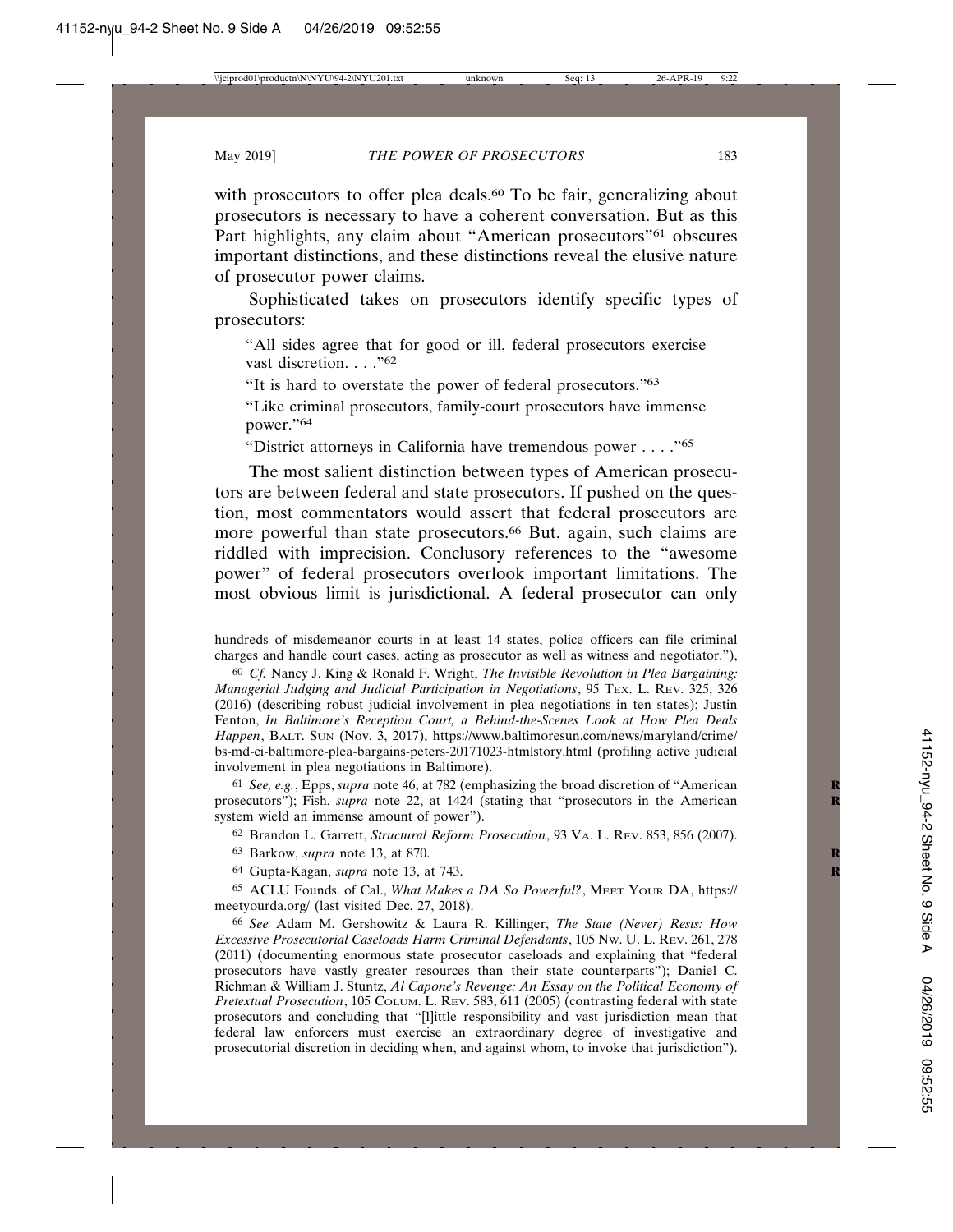with prosecutors to offer plea deals.[60] To be fair, generalizing about prosecutors is necessary to have a coherent conversation. But as this Part highlights, any claim about "American prosecutors"[61] obscures important distinctions, and these distinctions reveal the elusive nature of prosecutor power claims.

Sophisticated takes on prosecutors identify specific types of prosecutors:

> "All sides agree that for good or ill, federal prosecutors exercise vast discretion. . . ."[62]
>
> "It is hard to overstate the power of federal prosecutors."[63]
>
> "Like criminal prosecutors, family-court prosecutors have immense power."[64]
>
> "District attorneys in California have tremendous power . . . ."[65]

The most salient distinction between types of American prosecutors are between federal and state prosecutors. If pushed on the question, most commentators would assert that federal prosecutors are more powerful than state prosecutors.[66] But, again, such claims are riddled with imprecision. Conclusory references to the "awesome power" of federal prosecutors overlook important limitations. The most obvious limit is jurisdictional. A federal prosecutor can only

---

hundreds of misdemeanor courts in at least 14 states, police officers can file criminal charges and handle court cases, acting as prosecutor as well as witness and negotiator."),

[60] *Cf.* Nancy J. King & Ronald F. Wright, *The Invisible Revolution in Plea Bargaining: Managerial Judging and Judicial Participation in Negotiations*, 95 TEX. L. REV. 325, 326 (2016) (describing robust judicial involvement in plea negotiations in ten states); Justin Fenton, *In Baltimore's Reception Court, a Behind-the-Scenes Look at How Plea Deals Happen*, BALT. SUN (Nov. 3, 2017), https://www.baltimoresun.com/news/maryland/crime/bs-md-ci-baltimore-plea-bargains-peters-20171023-htmlstory.html (profiling active judicial involvement in plea negotiations in Baltimore).

[61] *See, e.g.*, Epps, *supra* note 46, at 782 (emphasizing the broad discretion of "American prosecutors"); Fish, *supra* note 22, at 1424 (stating that "prosecutors in the American system wield an immense amount of power").

[62] Brandon L. Garrett, *Structural Reform Prosecution*, 93 VA. L. REV. 853, 856 (2007).

[63] Barkow, *supra* note 13, at 870.

[64] Gupta-Kagan, *supra* note 13, at 743.

[65] ACLU Founds. of Cal., *What Makes a DA So Powerful?*, MEET YOUR DA, https://meetyourda.org/ (last visited Dec. 27, 2018).

[66] *See* Adam M. Gershowitz & Laura R. Killinger, *The State (Never) Rests: How Excessive Prosecutorial Caseloads Harm Criminal Defendants*, 105 NW. U. L. REV. 261, 278 (2011) (documenting enormous state prosecutor caseloads and explaining that "federal prosecutors have vastly greater resources than their state counterparts"); Daniel C. Richman & William J. Stuntz, *Al Capone's Revenge: An Essay on the Political Economy of Pretextual Prosecution*, 105 COLUM. L. REV. 583, 611 (2005) (contrasting federal with state prosecutors and concluding that "[l]ittle responsibility and vast jurisdiction mean that federal law enforcers must exercise an extraordinary degree of investigative and prosecutorial discretion in deciding when, and against whom, to invoke that jurisdiction").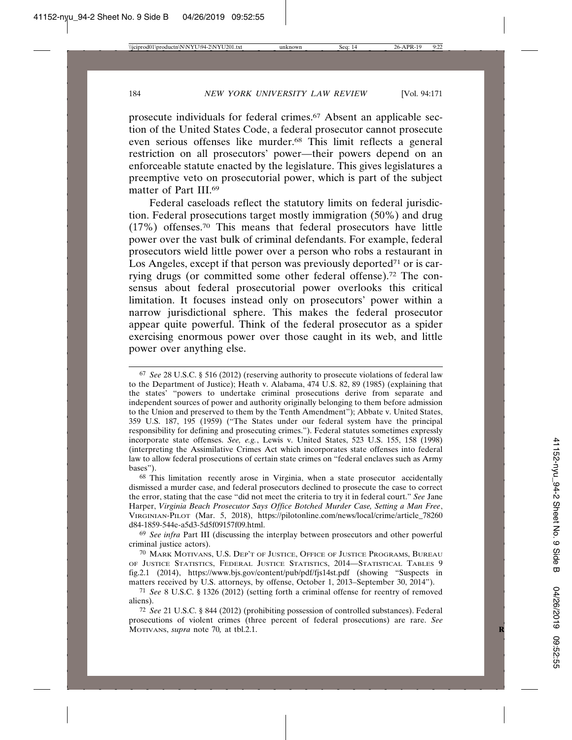prosecute individuals for federal crimes.[67] Absent an applicable section of the United States Code, a federal prosecutor cannot prosecute even serious offenses like murder.[68] This limit reflects a general restriction on all prosecutors' power—their powers depend on an enforceable statute enacted by the legislature. This gives legislatures a preemptive veto on prosecutorial power, which is part of the subject matter of Part III.[69]

Federal caseloads reflect the statutory limits on federal jurisdiction. Federal prosecutions target mostly immigration (50%) and drug (17%) offenses.[70] This means that federal prosecutors have little power over the vast bulk of criminal defendants. For example, federal prosecutors wield little power over a person who robs a restaurant in Los Angeles, except if that person was previously deported[71] or is carrying drugs (or committed some other federal offense).[72] The consensus about federal prosecutorial power overlooks this critical limitation. It focuses instead only on prosecutors' power within a narrow jurisdictional sphere. This makes the federal prosecutor appear quite powerful. Think of the federal prosecutor as a spider exercising enormous power over those caught in its web, and little power over anything else.

---

[67] *See* 28 U.S.C. § 516 (2012) (reserving authority to prosecute violations of federal law to the Department of Justice); Heath v. Alabama, 474 U.S. 82, 89 (1985) (explaining that the states' "powers to undertake criminal prosecutions derive from separate and independent sources of power and authority originally belonging to them before admission to the Union and preserved to them by the Tenth Amendment"); Abbate v. United States, 359 U.S. 187, 195 (1959) ("The States under our federal system have the principal responsibility for defining and prosecuting crimes."). Federal statutes sometimes expressly incorporate state offenses. *See, e.g.*, Lewis v. United States, 523 U.S. 155, 158 (1998) (interpreting the Assimilative Crimes Act which incorporates state offenses into federal law to allow federal prosecutions of certain state crimes on "federal enclaves such as Army bases").

[68] This limitation recently arose in Virginia, when a state prosecutor accidentally dismissed a murder case, and federal prosecutors declined to prosecute the case to correct the error, stating that the case "did not meet the criteria to try it in federal court." *See* Jane Harper, *Virginia Beach Prosecutor Says Office Botched Murder Case, Setting a Man Free*, VIRGINIAN-PILOT (Mar. 5, 2018), https://pilotonline.com/news/local/crime/article_78260d84-1859-544e-a5d3-5d5f09157f09.html.

[69] *See infra* Part III (discussing the interplay between prosecutors and other powerful criminal justice actors).

[70] MARK MOTIVANS, U.S. DEP'T OF JUSTICE, OFFICE OF JUSTICE PROGRAMS, BUREAU OF JUSTICE STATISTICS, FEDERAL JUSTICE STATISTICS, 2014—STATISTICAL TABLES 9 fig.2.1 (2014), https://www.bjs.gov/content/pub/pdf/fjs14st.pdf (showing "Suspects in matters received by U.S. attorneys, by offense, October 1, 2013–September 30, 2014").

[71] *See* 8 U.S.C. § 1326 (2012) (setting forth a criminal offense for reentry of removed aliens).

[72] *See* 21 U.S.C. § 844 (2012) (prohibiting possession of controlled substances). Federal prosecutions of violent crimes (three percent of federal prosecutions) are rare. *See* MOTIVANS, *supra* note 70, at tbl.2.1.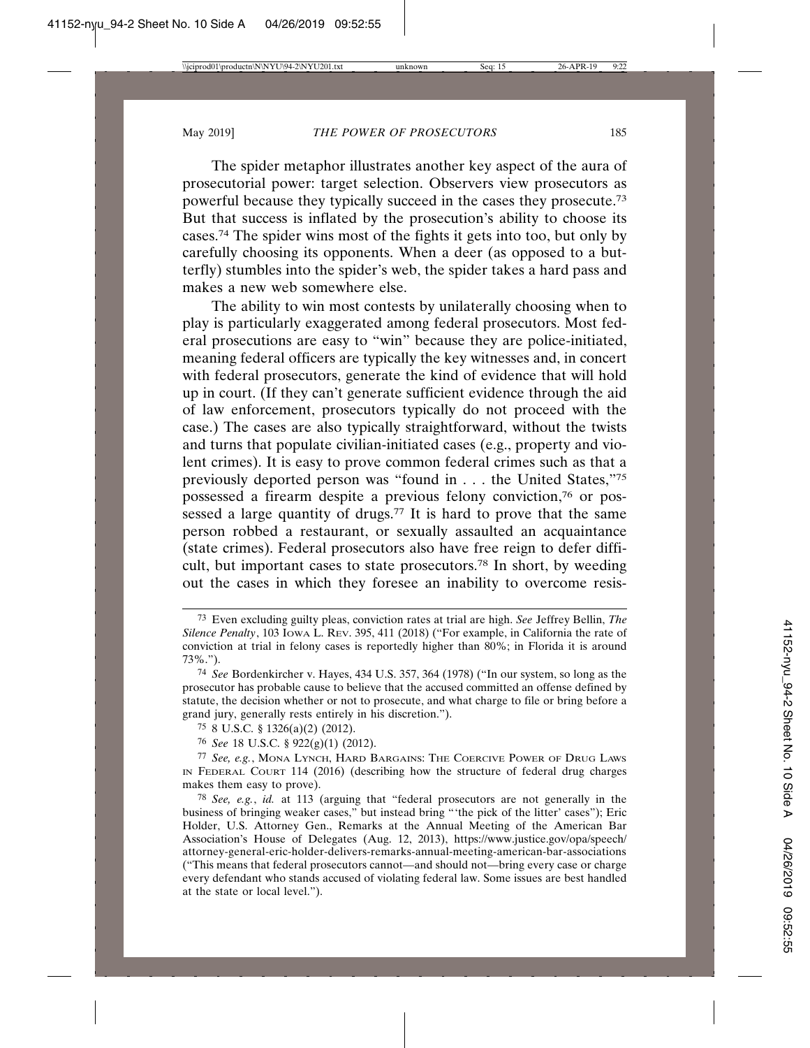The spider metaphor illustrates another key aspect of the aura of prosecutorial power: target selection. Observers view prosecutors as powerful because they typically succeed in the cases they prosecute.[73] But that success is inflated by the prosecution's ability to choose its cases.[74] The spider wins most of the fights it gets into too, but only by carefully choosing its opponents. When a deer (as opposed to a butterfly) stumbles into the spider's web, the spider takes a hard pass and makes a new web somewhere else.

The ability to win most contests by unilaterally choosing when to play is particularly exaggerated among federal prosecutors. Most federal prosecutions are easy to "win" because they are police-initiated, meaning federal officers are typically the key witnesses and, in concert with federal prosecutors, generate the kind of evidence that will hold up in court. (If they can't generate sufficient evidence through the aid of law enforcement, prosecutors typically do not proceed with the case.) The cases are also typically straightforward, without the twists and turns that populate civilian-initiated cases (e.g., property and violent crimes). It is easy to prove common federal crimes such as that a previously deported person was "found in . . . the United States,"[75] possessed a firearm despite a previous felony conviction,[76] or possessed a large quantity of drugs.[77] It is hard to prove that the same person robbed a restaurant, or sexually assaulted an acquaintance (state crimes). Federal prosecutors also have free reign to defer difficult, but important cases to state prosecutors.[78] In short, by weeding out the cases in which they foresee an inability to overcome resis-

---

[73] Even excluding guilty pleas, conviction rates at trial are high. *See* Jeffrey Bellin, *The Silence Penalty*, 103 IOWA L. REV. 395, 411 (2018) ("For example, in California the rate of conviction at trial in felony cases is reportedly higher than 80%; in Florida it is around 73%.").

[74] *See* Bordenkircher v. Hayes, 434 U.S. 357, 364 (1978) ("In our system, so long as the prosecutor has probable cause to believe that the accused committed an offense defined by statute, the decision whether or not to prosecute, and what charge to file or bring before a grand jury, generally rests entirely in his discretion.").

[75] 8 U.S.C. § 1326(a)(2) (2012).

[76] *See* 18 U.S.C. § 922(g)(1) (2012).

[77] *See, e.g.*, MONA LYNCH, HARD BARGAINS: THE COERCIVE POWER OF DRUG LAWS IN FEDERAL COURT 114 (2016) (describing how the structure of federal drug charges makes them easy to prove).

[78] *See, e.g.*, *id.* at 113 (arguing that "federal prosecutors are not generally in the business of bringing weaker cases," but instead bring "'the pick of the litter' cases"); Eric Holder, U.S. Attorney Gen., Remarks at the Annual Meeting of the American Bar Association's House of Delegates (Aug. 12, 2013), https://www.justice.gov/opa/speech/attorney-general-eric-holder-delivers-remarks-annual-meeting-american-bar-associations ("This means that federal prosecutors cannot—and should not—bring every case or charge every defendant who stands accused of violating federal law. Some issues are best handled at the state or local level.").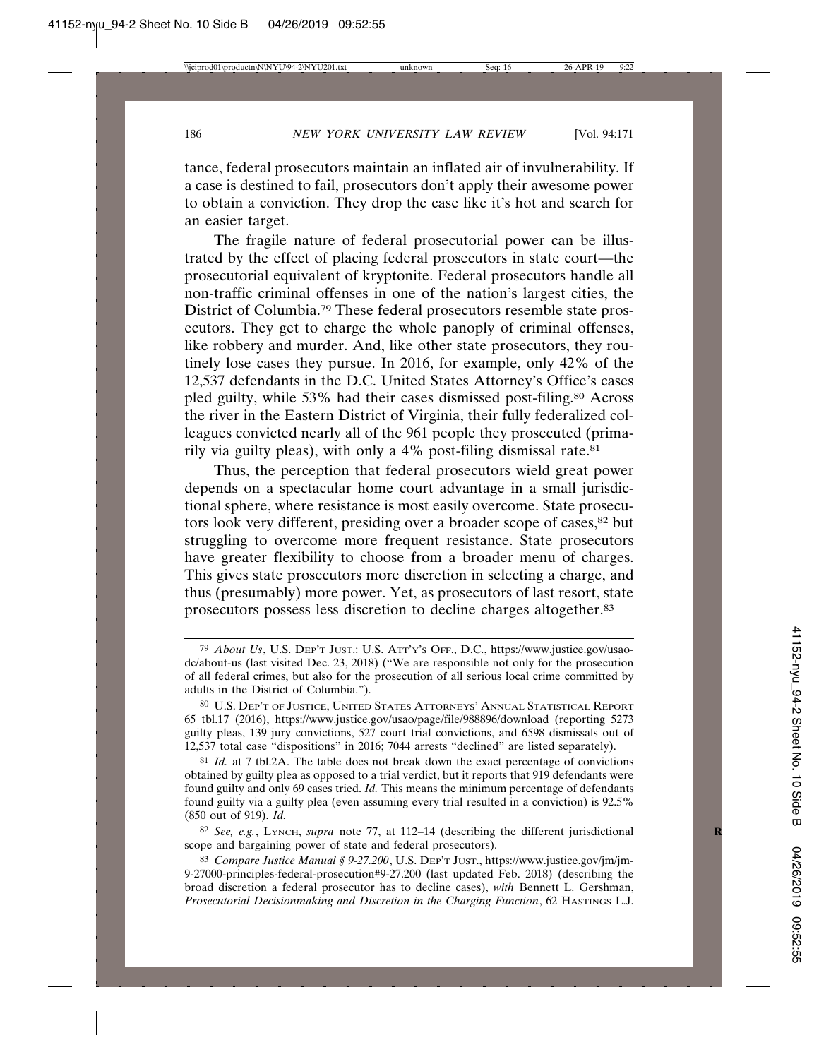tance, federal prosecutors maintain an inflated air of invulnerability. If a case is destined to fail, prosecutors don't apply their awesome power to obtain a conviction. They drop the case like it's hot and search for an easier target.

The fragile nature of federal prosecutorial power can be illustrated by the effect of placing federal prosecutors in state court—the prosecutorial equivalent of kryptonite. Federal prosecutors handle all non-traffic criminal offenses in one of the nation's largest cities, the District of Columbia.[79] These federal prosecutors resemble state prosecutors. They get to charge the whole panoply of criminal offenses, like robbery and murder. And, like other state prosecutors, they routinely lose cases they pursue. In 2016, for example, only 42% of the 12,537 defendants in the D.C. United States Attorney's Office's cases pled guilty, while 53% had their cases dismissed post-filing.[80] Across the river in the Eastern District of Virginia, their fully federalized colleagues convicted nearly all of the 961 people they prosecuted (primarily via guilty pleas), with only a 4% post-filing dismissal rate.[81]

Thus, the perception that federal prosecutors wield great power depends on a spectacular home court advantage in a small jurisdictional sphere, where resistance is most easily overcome. State prosecutors look very different, presiding over a broader scope of cases,[82] but struggling to overcome more frequent resistance. State prosecutors have greater flexibility to choose from a broader menu of charges. This gives state prosecutors more discretion in selecting a charge, and thus (presumably) more power. Yet, as prosecutors of last resort, state prosecutors possess less discretion to decline charges altogether.[83]

---

[79] *About Us*, U.S. DEP'T JUST.: U.S. ATT'Y'S OFF., D.C., https://www.justice.gov/usao-dc/about-us (last visited Dec. 23, 2018) ("We are responsible not only for the prosecution of all federal crimes, but also for the prosecution of all serious local crime committed by adults in the District of Columbia.").

[80] U.S. DEP'T OF JUSTICE, UNITED STATES ATTORNEYS' ANNUAL STATISTICAL REPORT 65 tbl.17 (2016), https://www.justice.gov/usao/page/file/988896/download (reporting 5273 guilty pleas, 139 jury convictions, 527 court trial convictions, and 6598 dismissals out of 12,537 total case "dispositions" in 2016; 7044 arrests "declined" are listed separately).

[81] *Id.* at 7 tbl.2A. The table does not break down the exact percentage of convictions obtained by guilty plea as opposed to a trial verdict, but it reports that 919 defendants were found guilty and only 69 cases tried. *Id.* This means the minimum percentage of defendants found guilty via a guilty plea (even assuming every trial resulted in a conviction) is 92.5% (850 out of 919). *Id.*

[82] *See, e.g.*, LYNCH, *supra* note 77, at 112–14 (describing the different jurisdictional scope and bargaining power of state and federal prosecutors).

[83] *Compare Justice Manual § 9-27.200*, U.S. DEP'T JUST., https://www.justice.gov/jm/jm-9-27000-principles-federal-prosecution#9-27.200 (last updated Feb. 2018) (describing the broad discretion a federal prosecutor has to decline cases), *with* Bennett L. Gershman, *Prosecutorial Decisionmaking and Discretion in the Charging Function*, 62 HASTINGS L.J.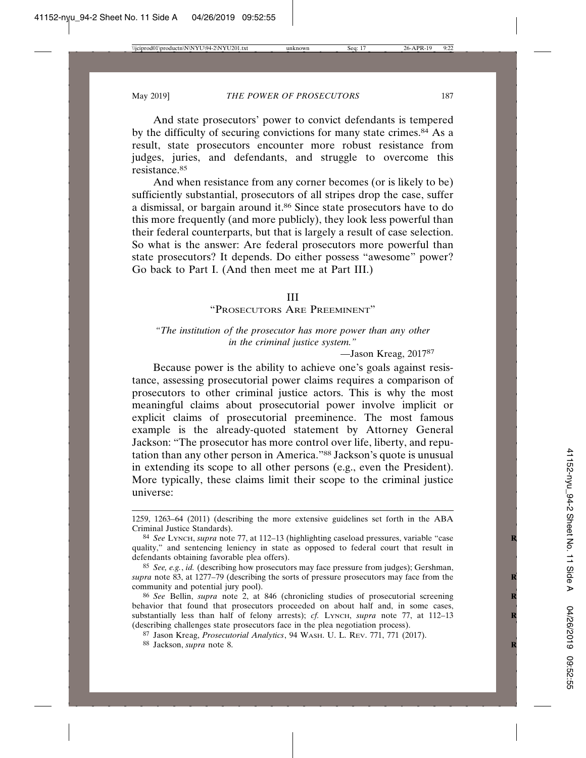And state prosecutors' power to convict defendants is tempered by the difficulty of securing convictions for many state crimes.[84] As a result, state prosecutors encounter more robust resistance from judges, juries, and defendants, and struggle to overcome this resistance.[85]

And when resistance from any corner becomes (or is likely to be) sufficiently substantial, prosecutors of all stripes drop the case, suffer a dismissal, or bargain around it.[86] Since state prosecutors have to do this more frequently (and more publicly), they look less powerful than their federal counterparts, but that is largely a result of case selection. So what is the answer: Are federal prosecutors more powerful than state prosecutors? It depends. Do either possess "awesome" power? Go back to Part I. (And then meet me at Part III.)

## III
## "Prosecutors Are Preeminent"

*"The institution of the prosecutor has more power than any other in the criminal justice system."*

—Jason Kreag, 2017[87]

Because power is the ability to achieve one's goals against resistance, assessing prosecutorial power claims requires a comparison of prosecutors to other criminal justice actors. This is why the most meaningful claims about prosecutorial power involve implicit or explicit claims of prosecutorial preeminence. The most famous example is the already-quoted statement by Attorney General Jackson: "The prosecutor has more control over life, liberty, and reputation than any other person in America."[88] Jackson's quote is unusual in extending its scope to all other persons (e.g., even the President). More typically, these claims limit their scope to the criminal justice universe:

---

1259, 1263–64 (2011) (describing the more extensive guidelines set forth in the ABA Criminal Justice Standards).

[84] *See* Lynch, *supra* note 77, at 112–13 (highlighting caseload pressures, variable "case quality," and sentencing leniency in state as opposed to federal court that result in defendants obtaining favorable plea offers).

[85] *See, e.g.*, *id.* (describing how prosecutors may face pressure from judges); Gershman, *supra* note 83, at 1277–79 (describing the sorts of pressure prosecutors may face from the community and potential jury pool).

[86] *See* Bellin, *supra* note 2, at 846 (chronicling studies of prosecutorial screening behavior that found that prosecutors proceeded on about half and, in some cases, substantially less than half of felony arrests); *cf.* Lynch, *supra* note 77, at 112–13 (describing challenges state prosecutors face in the plea negotiation process).

[87] Jason Kreag, *Prosecutorial Analytics*, 94 Wash. U. L. Rev. 771, 771 (2017).

[88] Jackson, *supra* note 8.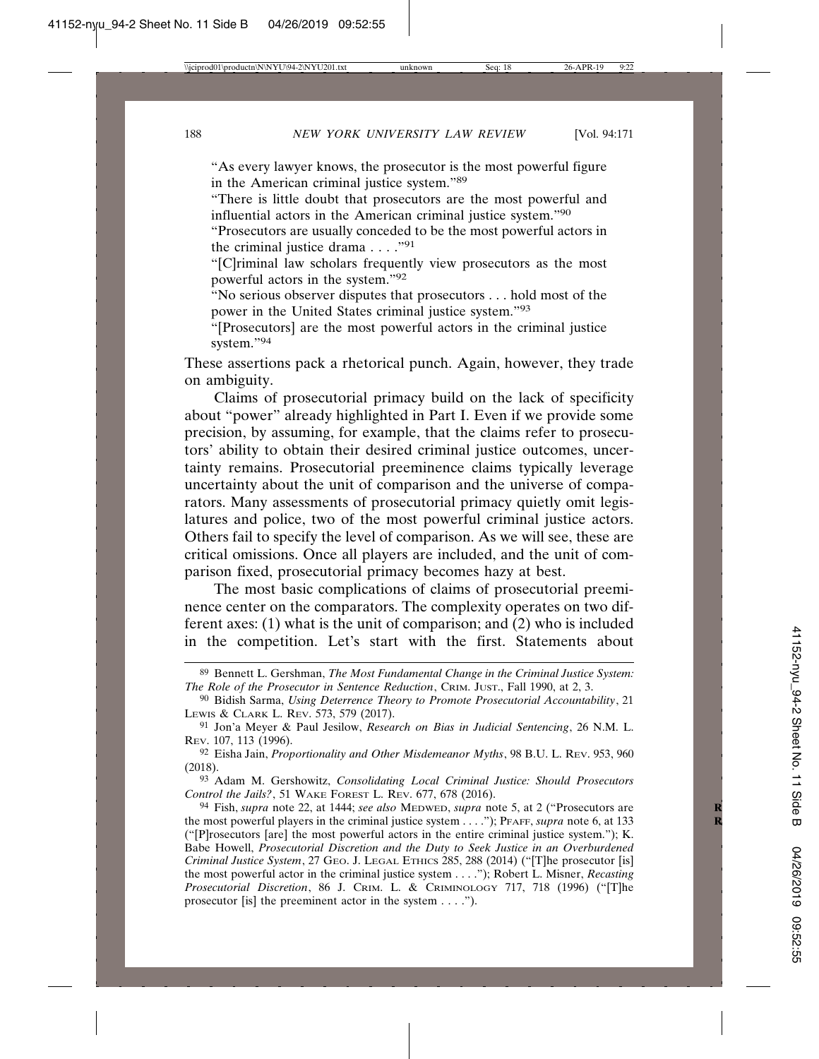"As every lawyer knows, the prosecutor is the most powerful figure in the American criminal justice system."[89]

"There is little doubt that prosecutors are the most powerful and influential actors in the American criminal justice system."[90]

"Prosecutors are usually conceded to be the most powerful actors in the criminal justice drama . . . ."[91]

"[C]riminal law scholars frequently view prosecutors as the most powerful actors in the system."[92]

"No serious observer disputes that prosecutors . . . hold most of the power in the United States criminal justice system."[93]

"[Prosecutors] are the most powerful actors in the criminal justice system."[94]

These assertions pack a rhetorical punch. Again, however, they trade on ambiguity.

Claims of prosecutorial primacy build on the lack of specificity about "power" already highlighted in Part I. Even if we provide some precision, by assuming, for example, that the claims refer to prosecutors' ability to obtain their desired criminal justice outcomes, uncertainty remains. Prosecutorial preeminence claims typically leverage uncertainty about the unit of comparison and the universe of comparators. Many assessments of prosecutorial primacy quietly omit legislatures and police, two of the most powerful criminal justice actors. Others fail to specify the level of comparison. As we will see, these are critical omissions. Once all players are included, and the unit of comparison fixed, prosecutorial primacy becomes hazy at best.

The most basic complications of claims of prosecutorial preeminence center on the comparators. The complexity operates on two different axes: (1) what is the unit of comparison; and (2) who is included in the competition. Let's start with the first. Statements about

---

89 Bennett L. Gershman, *The Most Fundamental Change in the Criminal Justice System: The Role of the Prosecutor in Sentence Reduction*, CRIM. JUST., Fall 1990, at 2, 3.

90 Bidish Sarma, *Using Deterrence Theory to Promote Prosecutorial Accountability*, 21 LEWIS & CLARK L. REV. 573, 579 (2017).

91 Jon'a Meyer & Paul Jesilow, *Research on Bias in Judicial Sentencing*, 26 N.M. L. REV. 107, 113 (1996).

92 Eisha Jain, *Proportionality and Other Misdemeanor Myths*, 98 B.U. L. REV. 953, 960 (2018).

93 Adam M. Gershowitz, *Consolidating Local Criminal Justice: Should Prosecutors Control the Jails?*, 51 WAKE FOREST L. REV. 677, 678 (2016).

94 Fish, *supra* note 22, at 1444; *see also* MEDWED, *supra* note 5, at 2 ("Prosecutors are the most powerful players in the criminal justice system . . . ."); PFAFF, *supra* note 6, at 133 ("[P]rosecutors [are] the most powerful actors in the entire criminal justice system."); K. Babe Howell, *Prosecutorial Discretion and the Duty to Seek Justice in an Overburdened Criminal Justice System*, 27 GEO. J. LEGAL ETHICS 285, 288 (2014) ("[T]he prosecutor [is] the most powerful actor in the criminal justice system . . . ."); Robert L. Misner, *Recasting Prosecutorial Discretion*, 86 J. CRIM. L. & CRIMINOLOGY 717, 718 (1996) ("[T]he prosecutor [is] the preeminent actor in the system . . . .").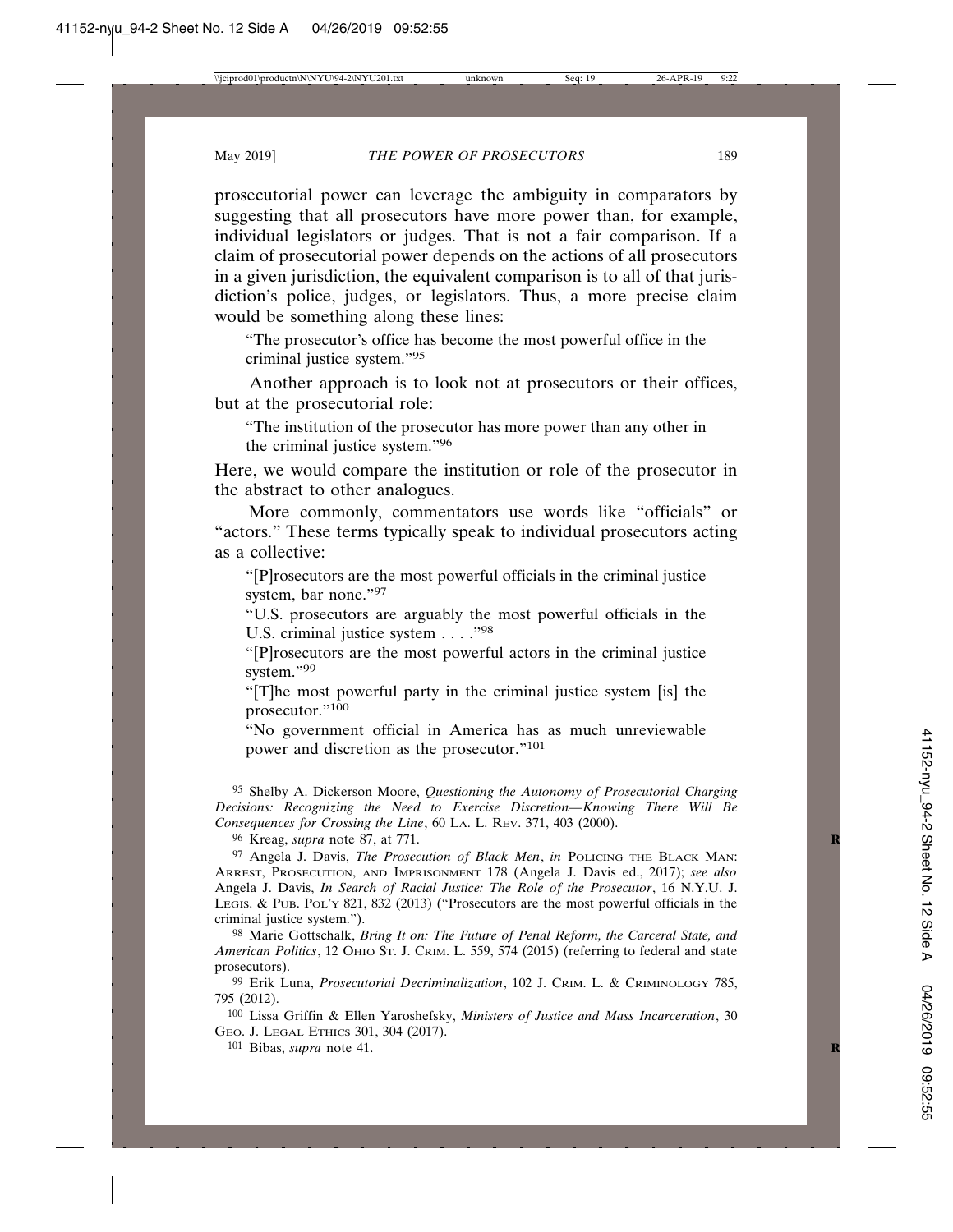prosecutorial power can leverage the ambiguity in comparators by suggesting that all prosecutors have more power than, for example, individual legislators or judges. That is not a fair comparison. If a claim of prosecutorial power depends on the actions of all prosecutors in a given jurisdiction, the equivalent comparison is to all of that jurisdiction's police, judges, or legislators. Thus, a more precise claim would be something along these lines:

> "The prosecutor's office has become the most powerful office in the criminal justice system."[95]

Another approach is to look not at prosecutors or their offices, but at the prosecutorial role:

> "The institution of the prosecutor has more power than any other in the criminal justice system."[96]

Here, we would compare the institution or role of the prosecutor in the abstract to other analogues.

More commonly, commentators use words like "officials" or "actors." These terms typically speak to individual prosecutors acting as a collective:

> "[P]rosecutors are the most powerful officials in the criminal justice system, bar none."[97]
>
> "U.S. prosecutors are arguably the most powerful officials in the U.S. criminal justice system . . . ."[98]
>
> "[P]rosecutors are the most powerful actors in the criminal justice system."[99]
>
> "[T]he most powerful party in the criminal justice system [is] the prosecutor."[100]
>
> "No government official in America has as much unreviewable power and discretion as the prosecutor."[101]

---

[95] Shelby A. Dickerson Moore, *Questioning the Autonomy of Prosecutorial Charging Decisions: Recognizing the Need to Exercise Discretion—Knowing There Will Be Consequences for Crossing the Line*, 60 LA. L. REV. 371, 403 (2000).

[96] Kreag, *supra* note 87, at 771.

[97] Angela J. Davis, *The Prosecution of Black Men*, *in* POLICING THE BLACK MAN: ARREST, PROSECUTION, AND IMPRISONMENT 178 (Angela J. Davis ed., 2017); *see also* Angela J. Davis, *In Search of Racial Justice: The Role of the Prosecutor*, 16 N.Y.U. J. LEGIS. & PUB. POL'Y 821, 832 (2013) ("Prosecutors are the most powerful officials in the criminal justice system.").

[98] Marie Gottschalk, *Bring It on: The Future of Penal Reform, the Carceral State, and American Politics*, 12 OHIO ST. J. CRIM. L. 559, 574 (2015) (referring to federal and state prosecutors).

[99] Erik Luna, *Prosecutorial Decriminalization*, 102 J. CRIM. L. & CRIMINOLOGY 785, 795 (2012).

[100] Lissa Griffin & Ellen Yaroshefsky, *Ministers of Justice and Mass Incarceration*, 30 GEO. J. LEGAL ETHICS 301, 304 (2017).

[101] Bibas, *supra* note 41.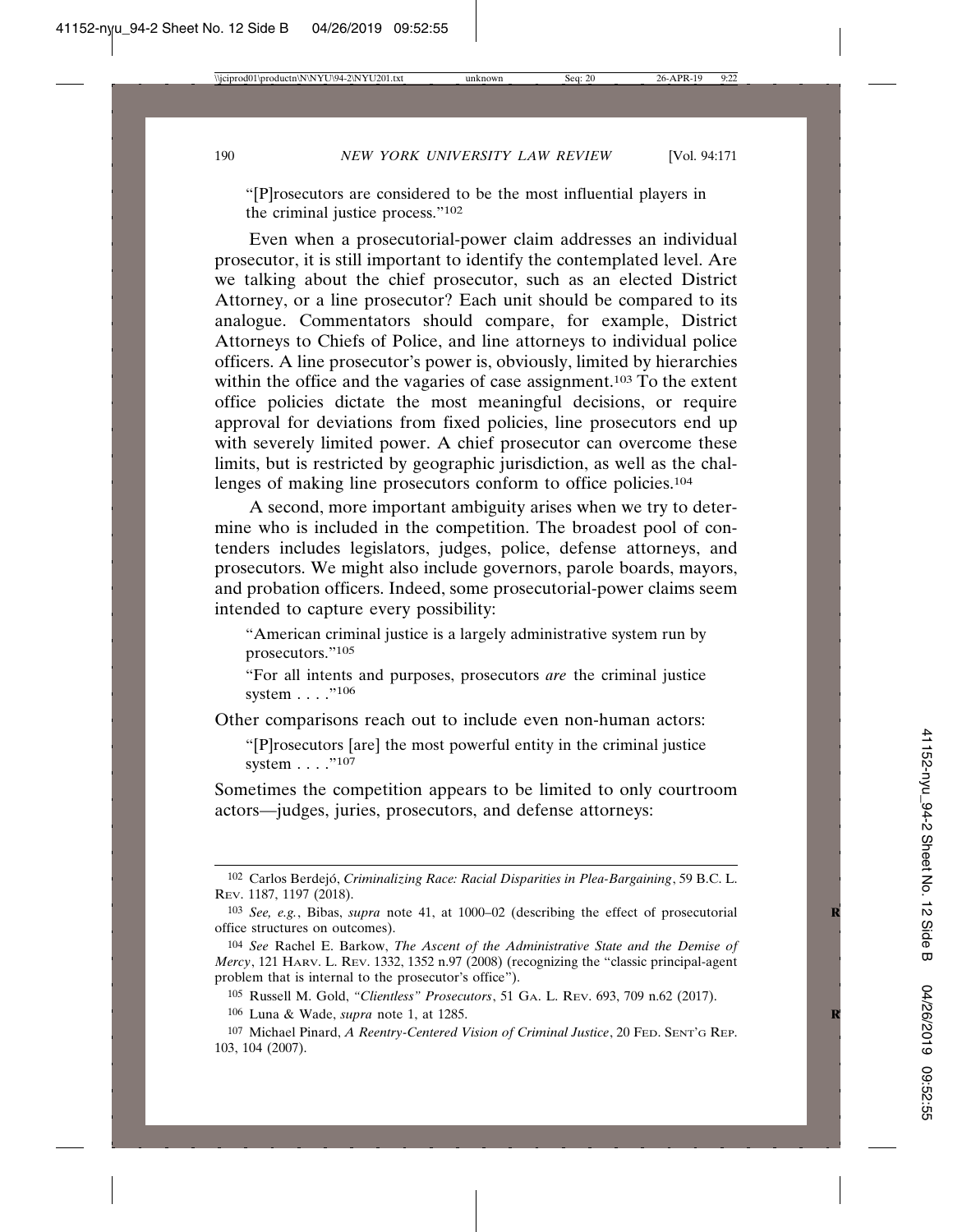> "[P]rosecutors are considered to be the most influential players in the criminal justice process."[102]

Even when a prosecutorial-power claim addresses an individual prosecutor, it is still important to identify the contemplated level. Are we talking about the chief prosecutor, such as an elected District Attorney, or a line prosecutor? Each unit should be compared to its analogue. Commentators should compare, for example, District Attorneys to Chiefs of Police, and line attorneys to individual police officers. A line prosecutor's power is, obviously, limited by hierarchies within the office and the vagaries of case assignment.[103] To the extent office policies dictate the most meaningful decisions, or require approval for deviations from fixed policies, line prosecutors end up with severely limited power. A chief prosecutor can overcome these limits, but is restricted by geographic jurisdiction, as well as the challenges of making line prosecutors conform to office policies.[104]

A second, more important ambiguity arises when we try to determine who is included in the competition. The broadest pool of contenders includes legislators, judges, police, defense attorneys, and prosecutors. We might also include governors, parole boards, mayors, and probation officers. Indeed, some prosecutorial-power claims seem intended to capture every possibility:

> "American criminal justice is a largely administrative system run by prosecutors."[105]
>
> "For all intents and purposes, prosecutors *are* the criminal justice system . . . ."[106]

Other comparisons reach out to include even non-human actors:

> "[P]rosecutors [are] the most powerful entity in the criminal justice system . . . ."[107]

Sometimes the competition appears to be limited to only courtroom actors—judges, juries, prosecutors, and defense attorneys:

---

102 Carlos Berdejó, *Criminalizing Race: Racial Disparities in Plea-Bargaining*, 59 B.C. L. Rev. 1187, 1197 (2018).

103 *See, e.g.*, Bibas, *supra* note 41, at 1000–02 (describing the effect of prosecutorial office structures on outcomes).

104 *See* Rachel E. Barkow, *The Ascent of the Administrative State and the Demise of Mercy*, 121 Harv. L. Rev. 1332, 1352 n.97 (2008) (recognizing the "classic principal-agent problem that is internal to the prosecutor's office").

105 Russell M. Gold, *"Clientless" Prosecutors*, 51 Ga. L. Rev. 693, 709 n.62 (2017).

106 Luna & Wade, *supra* note 1, at 1285.

107 Michael Pinard, *A Reentry-Centered Vision of Criminal Justice*, 20 Fed. Sent'g Rep. 103, 104 (2007).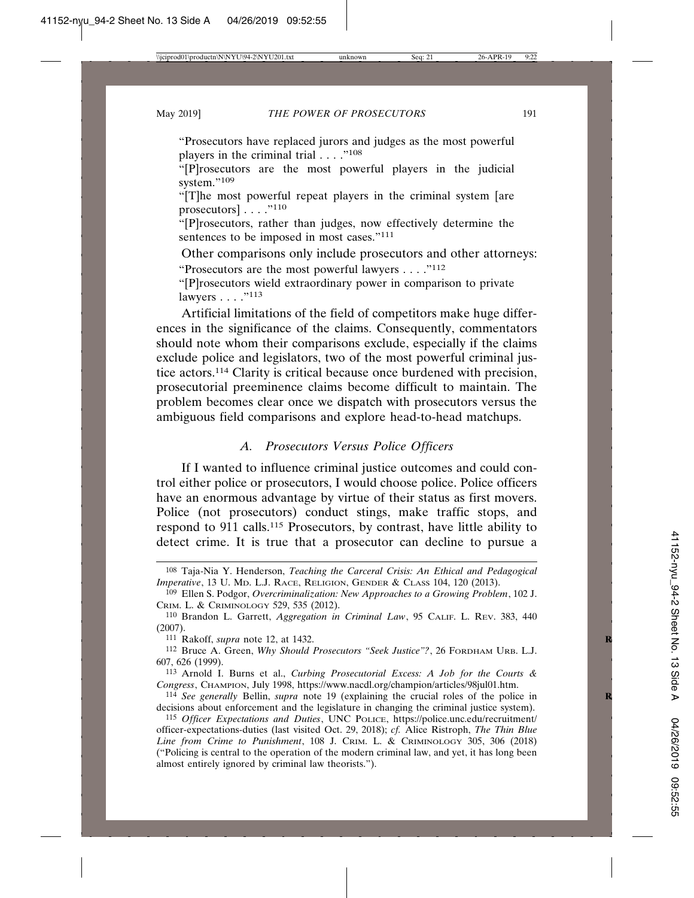"Prosecutors have replaced jurors and judges as the most powerful players in the criminal trial . . . ."[108]

"[P]rosecutors are the most powerful players in the judicial system."[109]

"[T]he most powerful repeat players in the criminal system [are prosecutors] . . . ."[110]

"[P]rosecutors, rather than judges, now effectively determine the sentences to be imposed in most cases."[111]

Other comparisons only include prosecutors and other attorneys:

"Prosecutors are the most powerful lawyers . . . ."[112]

"[P]rosecutors wield extraordinary power in comparison to private lawyers . . . ."[113]

Artificial limitations of the field of competitors make huge differences in the significance of the claims. Consequently, commentators should note whom their comparisons exclude, especially if the claims exclude police and legislators, two of the most powerful criminal justice actors.[114] Clarity is critical because once burdened with precision, prosecutorial preeminence claims become difficult to maintain. The problem becomes clear once we dispatch with prosecutors versus the ambiguous field comparisons and explore head-to-head matchups.

### *A. Prosecutors Versus Police Officers*

If I wanted to influence criminal justice outcomes and could control either police or prosecutors, I would choose police. Police officers have an enormous advantage by virtue of their status as first movers. Police (not prosecutors) conduct stings, make traffic stops, and respond to 911 calls.[115] Prosecutors, by contrast, have little ability to detect crime. It is true that a prosecutor can decline to pursue a

---

[108] Taja-Nia Y. Henderson, *Teaching the Carceral Crisis: An Ethical and Pedagogical Imperative*, 13 U. MD. L.J. RACE, RELIGION, GENDER & CLASS 104, 120 (2013).

[109] Ellen S. Podgor, *Overcriminalization: New Approaches to a Growing Problem*, 102 J. CRIM. L. & CRIMINOLOGY 529, 535 (2012).

[110] Brandon L. Garrett, *Aggregation in Criminal Law*, 95 CALIF. L. REV. 383, 440 (2007).

[111] Rakoff, *supra* note 12, at 1432.

[112] Bruce A. Green, *Why Should Prosecutors "Seek Justice"?*, 26 FORDHAM URB. L.J. 607, 626 (1999).

[113] Arnold I. Burns et al., *Curbing Prosecutorial Excess: A Job for the Courts & Congress*, CHAMPION, July 1998, https://www.nacdl.org/champion/articles/98jul01.htm.

[114] *See generally* Bellin, *supra* note 19 (explaining the crucial roles of the police in decisions about enforcement and the legislature in changing the criminal justice system).

[115] *Officer Expectations and Duties*, UNC POLICE, https://police.unc.edu/recruitment/officer-expectations-duties (last visited Oct. 29, 2018); *cf.* Alice Ristroph, *The Thin Blue Line from Crime to Punishment*, 108 J. CRIM. L. & CRIMINOLOGY 305, 306 (2018) ("Policing is central to the operation of the modern criminal law, and yet, it has long been almost entirely ignored by criminal law theorists.").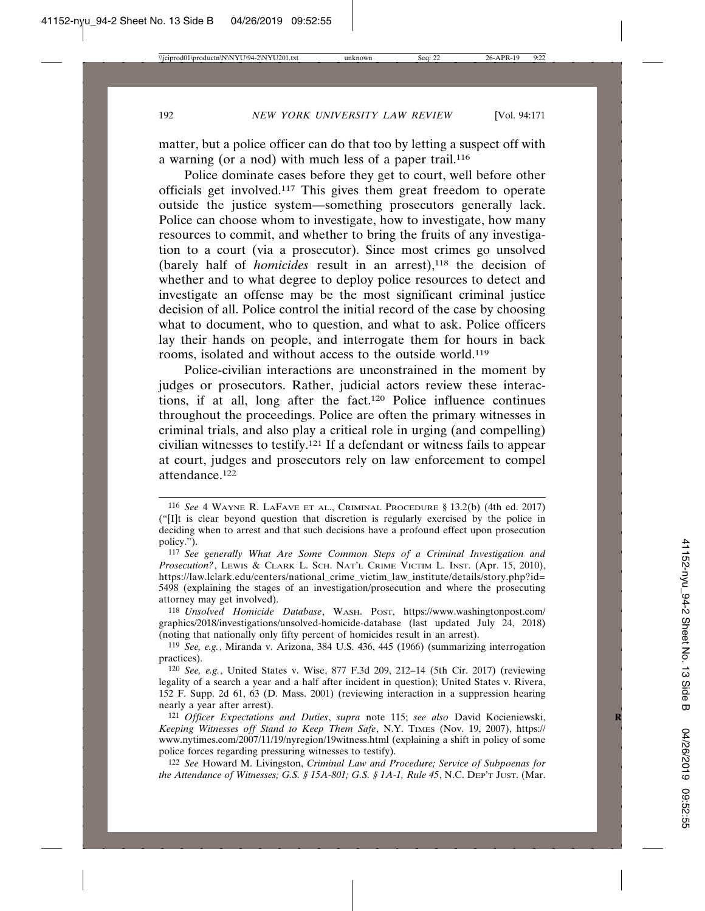matter, but a police officer can do that too by letting a suspect off with a warning (or a nod) with much less of a paper trail.[116]

Police dominate cases before they get to court, well before other officials get involved.[117] This gives them great freedom to operate outside the justice system—something prosecutors generally lack. Police can choose whom to investigate, how to investigate, how many resources to commit, and whether to bring the fruits of any investigation to a court (via a prosecutor). Since most crimes go unsolved (barely half of *homicides* result in an arrest),[118] the decision of whether and to what degree to deploy police resources to detect and investigate an offense may be the most significant criminal justice decision of all. Police control the initial record of the case by choosing what to document, who to question, and what to ask. Police officers lay their hands on people, and interrogate them for hours in back rooms, isolated and without access to the outside world.[119]

Police-civilian interactions are unconstrained in the moment by judges or prosecutors. Rather, judicial actors review these interactions, if at all, long after the fact.[120] Police influence continues throughout the proceedings. Police are often the primary witnesses in criminal trials, and also play a critical role in urging (and compelling) civilian witnesses to testify.[121] If a defendant or witness fails to appear at court, judges and prosecutors rely on law enforcement to compel attendance.[122]

---

[116] *See* 4 Wayne R. LaFave et al., Criminal Procedure § 13.2(b) (4th ed. 2017) ("[I]t is clear beyond question that discretion is regularly exercised by the police in deciding when to arrest and that such decisions have a profound effect upon prosecution policy.").

[117] *See generally What Are Some Common Steps of a Criminal Investigation and Prosecution?*, Lewis & Clark L. Sch. Nat'l Crime Victim L. Inst. (Apr. 15, 2010), https://law.lclark.edu/centers/national_crime_victim_law_institute/details/story.php?id=5498 (explaining the stages of an investigation/prosecution and where the prosecuting attorney may get involved).

[118] *Unsolved Homicide Database*, Wash. Post, https://www.washingtonpost.com/graphics/2018/investigations/unsolved-homicide-database (last updated July 24, 2018) (noting that nationally only fifty percent of homicides result in an arrest).

[119] *See, e.g.*, Miranda v. Arizona, 384 U.S. 436, 445 (1966) (summarizing interrogation practices).

[120] *See, e.g.*, United States v. Wise, 877 F.3d 209, 212–14 (5th Cir. 2017) (reviewing legality of a search a year and a half after incident in question); United States v. Rivera, 152 F. Supp. 2d 61, 63 (D. Mass. 2001) (reviewing interaction in a suppression hearing nearly a year after arrest).

[121] *Officer Expectations and Duties*, *supra* note 115; *see also* David Kocieniewski, *Keeping Witnesses off Stand to Keep Them Safe*, N.Y. Times (Nov. 19, 2007), https://www.nytimes.com/2007/11/19/nyregion/19witness.html (explaining a shift in policy of some police forces regarding pressuring witnesses to testify).

[122] *See* Howard M. Livingston, *Criminal Law and Procedure; Service of Subpoenas for the Attendance of Witnesses; G.S. § 15A-801; G.S. § 1A-1, Rule 45*, N.C. Dep't Just. (Mar.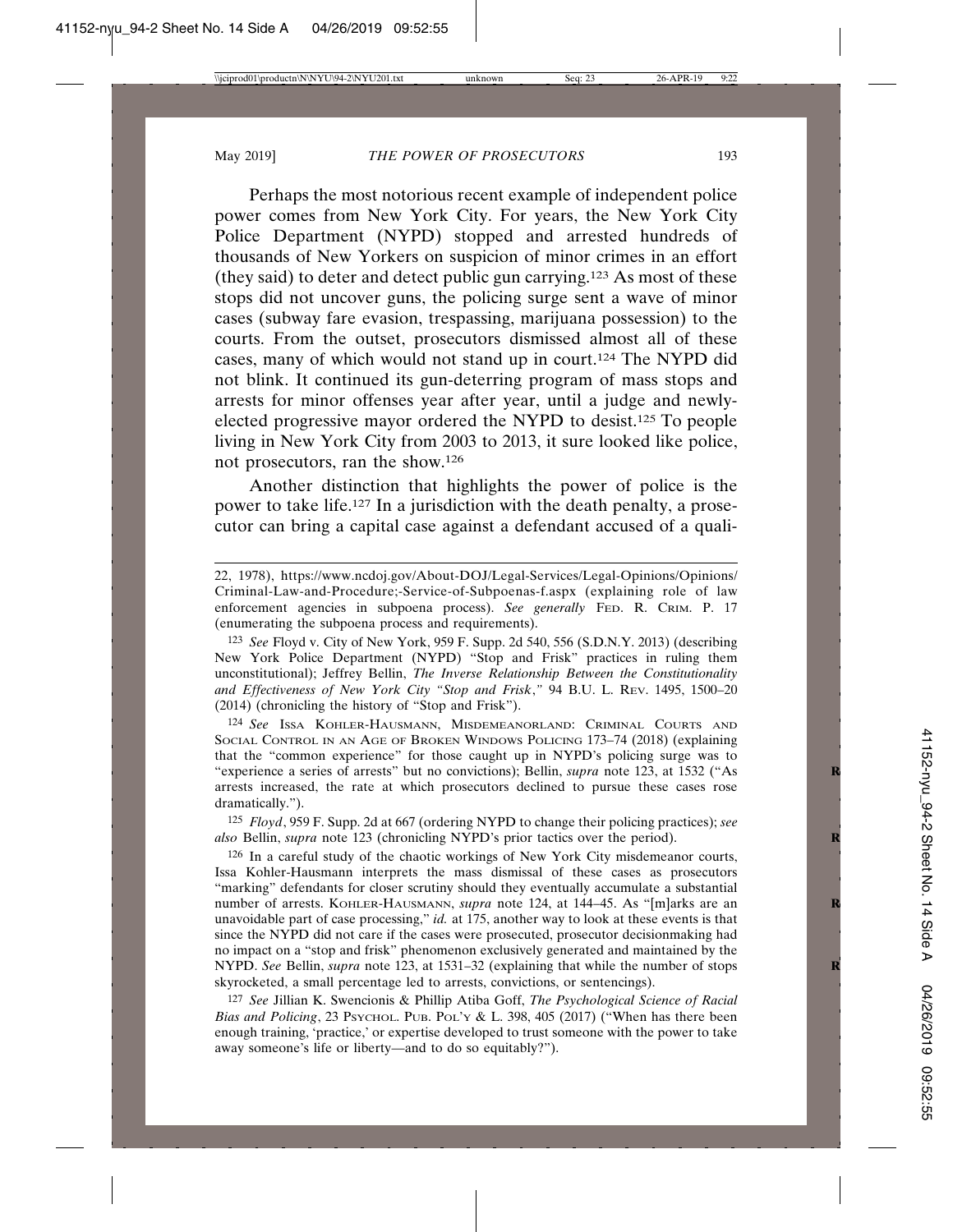Perhaps the most notorious recent example of independent police power comes from New York City. For years, the New York City Police Department (NYPD) stopped and arrested hundreds of thousands of New Yorkers on suspicion of minor crimes in an effort (they said) to deter and detect public gun carrying.[123] As most of these stops did not uncover guns, the policing surge sent a wave of minor cases (subway fare evasion, trespassing, marijuana possession) to the courts. From the outset, prosecutors dismissed almost all of these cases, many of which would not stand up in court.[124] The NYPD did not blink. It continued its gun-deterring program of mass stops and arrests for minor offenses year after year, until a judge and newly-elected progressive mayor ordered the NYPD to desist.[125] To people living in New York City from 2003 to 2013, it sure looked like police, not prosecutors, ran the show.[126]

Another distinction that highlights the power of police is the power to take life.[127] In a jurisdiction with the death penalty, a prosecutor can bring a capital case against a defendant accused of a quali-

---

22, 1978), https://www.ncdoj.gov/About-DOJ/Legal-Services/Legal-Opinions/Opinions/Criminal-Law-and-Procedure;-Service-of-Subpoenas-f.aspx (explaining role of law enforcement agencies in subpoena process). *See generally* FED. R. CRIM. P. 17 (enumerating the subpoena process and requirements).

[123] *See* Floyd v. City of New York, 959 F. Supp. 2d 540, 556 (S.D.N.Y. 2013) (describing New York Police Department (NYPD) "Stop and Frisk" practices in ruling them unconstitutional); Jeffrey Bellin, *The Inverse Relationship Between the Constitutionality and Effectiveness of New York City "Stop and Frisk*,*"* 94 B.U. L. REV. 1495, 1500–20 (2014) (chronicling the history of "Stop and Frisk").

[124] *See* ISSA KOHLER-HAUSMANN, MISDEMEANORLAND: CRIMINAL COURTS AND SOCIAL CONTROL IN AN AGE OF BROKEN WINDOWS POLICING 173–74 (2018) (explaining that the "common experience" for those caught up in NYPD's policing surge was to "experience a series of arrests" but no convictions); Bellin, *supra* note 123, at 1532 ("As arrests increased, the rate at which prosecutors declined to pursue these cases rose dramatically.").

[125] *Floyd*, 959 F. Supp. 2d at 667 (ordering NYPD to change their policing practices); *see also* Bellin, *supra* note 123 (chronicling NYPD's prior tactics over the period).

[126] In a careful study of the chaotic workings of New York City misdemeanor courts, Issa Kohler-Hausmann interprets the mass dismissal of these cases as prosecutors "marking" defendants for closer scrutiny should they eventually accumulate a substantial number of arrests. KOHLER-HAUSMANN, *supra* note 124, at 144–45. As "[m]arks are an unavoidable part of case processing," *id.* at 175, another way to look at these events is that since the NYPD did not care if the cases were prosecuted, prosecutor decisionmaking had no impact on a "stop and frisk" phenomenon exclusively generated and maintained by the NYPD. *See* Bellin, *supra* note 123, at 1531–32 (explaining that while the number of stops skyrocketed, a small percentage led to arrests, convictions, or sentencings).

[127] *See* Jillian K. Swencionis & Phillip Atiba Goff, *The Psychological Science of Racial Bias and Policing*, 23 PSYCHOL. PUB. POL'Y & L. 398, 405 (2017) ("When has there been enough training, 'practice,' or expertise developed to trust someone with the power to take away someone's life or liberty—and to do so equitably?").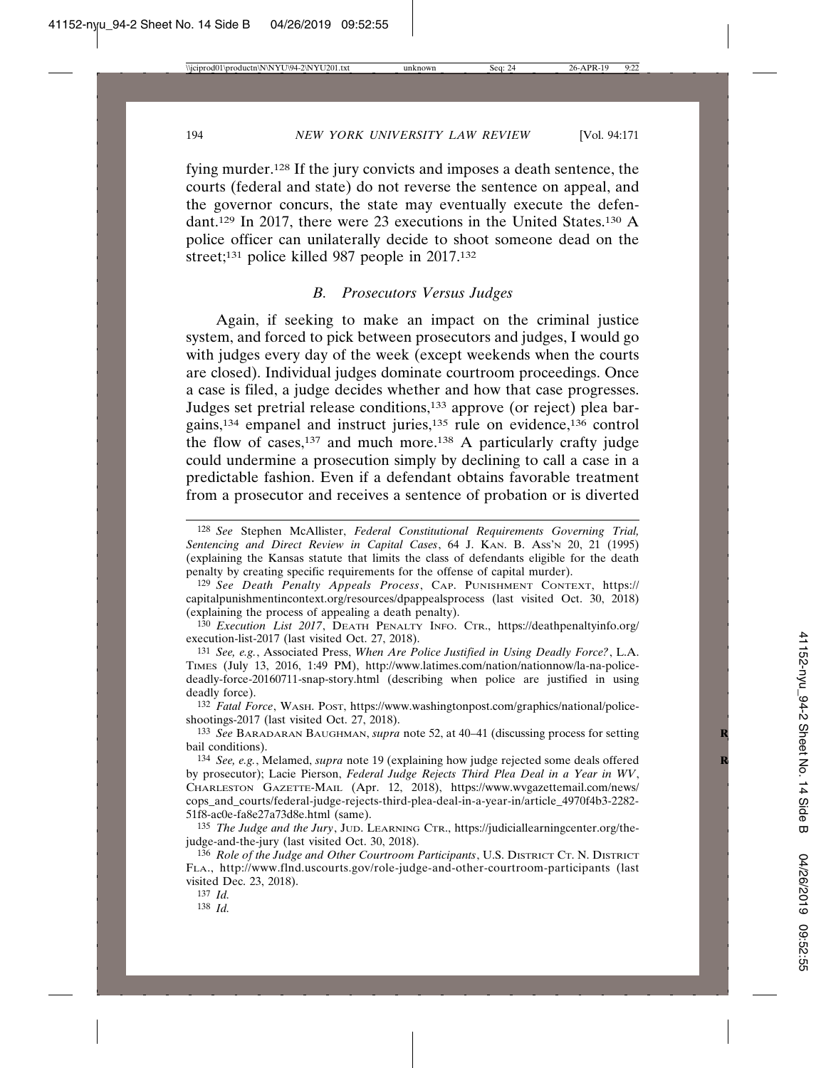fying murder.[128] If the jury convicts and imposes a death sentence, the courts (federal and state) do not reverse the sentence on appeal, and the governor concurs, the state may eventually execute the defendant.[129] In 2017, there were 23 executions in the United States.[130] A police officer can unilaterally decide to shoot someone dead on the street;[131] police killed 987 people in 2017.[132]

### *B. Prosecutors Versus Judges*

Again, if seeking to make an impact on the criminal justice system, and forced to pick between prosecutors and judges, I would go with judges every day of the week (except weekends when the courts are closed). Individual judges dominate courtroom proceedings. Once a case is filed, a judge decides whether and how that case progresses. Judges set pretrial release conditions,[133] approve (or reject) plea bargains,[134] empanel and instruct juries,[135] rule on evidence,[136] control the flow of cases,[137] and much more.[138] A particularly crafty judge could undermine a prosecution simply by declining to call a case in a predictable fashion. Even if a defendant obtains favorable treatment from a prosecutor and receives a sentence of probation or is diverted

---

[128] *See* Stephen McAllister, *Federal Constitutional Requirements Governing Trial, Sentencing and Direct Review in Capital Cases*, 64 J. KAN. B. ASS'N 20, 21 (1995) (explaining the Kansas statute that limits the class of defendants eligible for the death penalty by creating specific requirements for the offense of capital murder).

[129] *See Death Penalty Appeals Process*, CAP. PUNISHMENT CONTEXT, https://capitalpunishmentincontext.org/resources/dpappealsprocess (last visited Oct. 30, 2018) (explaining the process of appealing a death penalty).

[130] *Execution List 2017*, DEATH PENALTY INFO. CTR., https://deathpenaltyinfo.org/execution-list-2017 (last visited Oct. 27, 2018).

[131] *See, e.g.*, Associated Press, *When Are Police Justified in Using Deadly Force?*, L.A. TIMES (July 13, 2016, 1:49 PM), http://www.latimes.com/nation/nationnow/la-na-police-deadly-force-20160711-snap-story.html (describing when police are justified in using deadly force).

[132] *Fatal Force*, WASH. POST, https://www.washingtonpost.com/graphics/national/police-shootings-2017 (last visited Oct. 27, 2018).

[133] *See* BARADARAN BAUGHMAN, *supra* note 52, at 40–41 (discussing process for setting bail conditions).

[134] *See, e.g.*, Melamed, *supra* note 19 (explaining how judge rejected some deals offered by prosecutor); Lacie Pierson, *Federal Judge Rejects Third Plea Deal in a Year in WV*, CHARLESTON GAZETTE-MAIL (Apr. 12, 2018), https://www.wvgazettemail.com/news/cops_and_courts/federal-judge-rejects-third-plea-deal-in-a-year-in/article_4970f4b3-2282-51f8-ac0e-fa8e27a73d8e.html (same).

[135] *The Judge and the Jury*, JUD. LEARNING CTR., https://judiciallearningcenter.org/the-judge-and-the-jury (last visited Oct. 30, 2018).

[136] *Role of the Judge and Other Courtroom Participants*, U.S. DISTRICT CT. N. DISTRICT FLA., http://www.flnd.uscourts.gov/role-judge-and-other-courtroom-participants (last visited Dec. 23, 2018).

[137] *Id.*

[138] *Id.*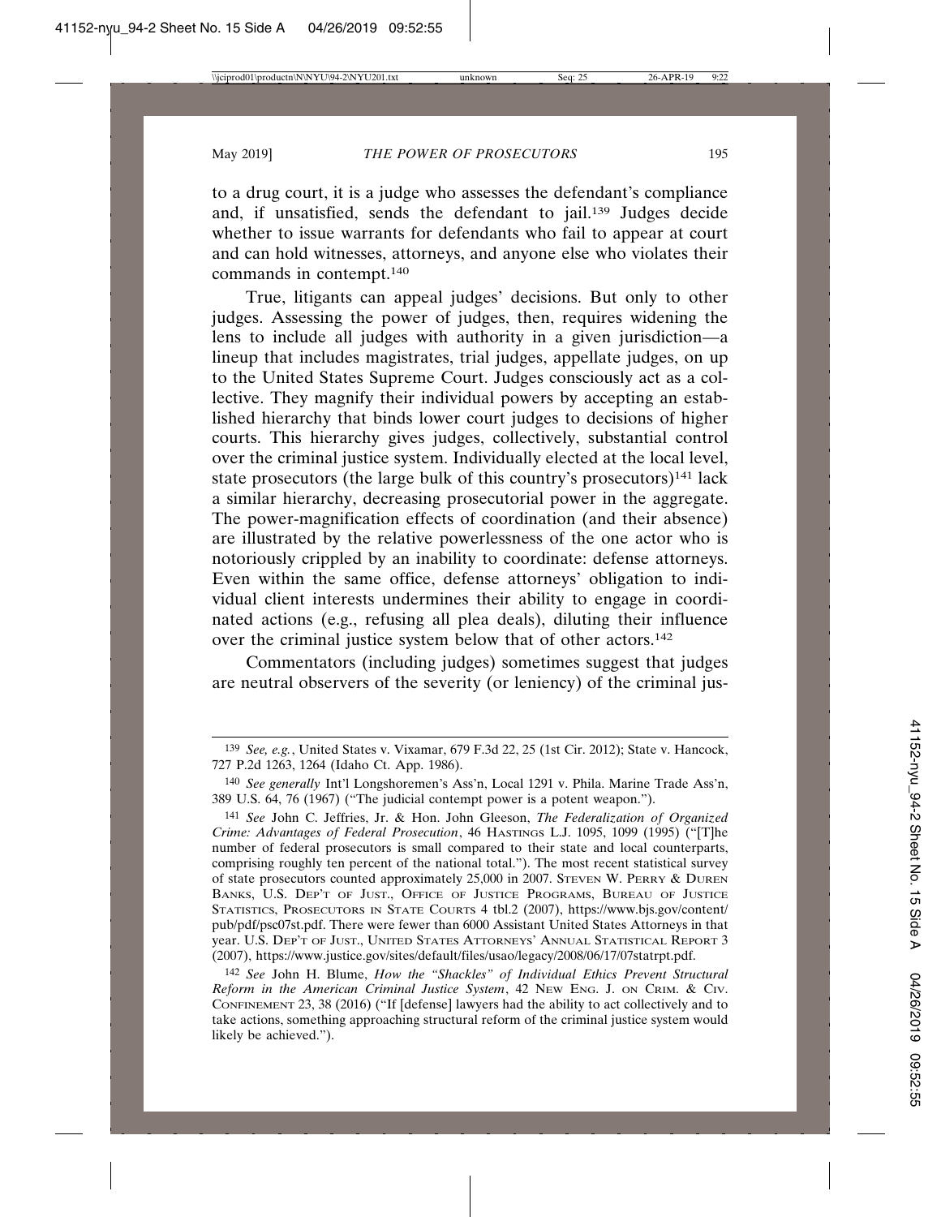to a drug court, it is a judge who assesses the defendant's compliance and, if unsatisfied, sends the defendant to jail.[139] Judges decide whether to issue warrants for defendants who fail to appear at court and can hold witnesses, attorneys, and anyone else who violates their commands in contempt.[140]

True, litigants can appeal judges' decisions. But only to other judges. Assessing the power of judges, then, requires widening the lens to include all judges with authority in a given jurisdiction—a lineup that includes magistrates, trial judges, appellate judges, on up to the United States Supreme Court. Judges consciously act as a collective. They magnify their individual powers by accepting an established hierarchy that binds lower court judges to decisions of higher courts. This hierarchy gives judges, collectively, substantial control over the criminal justice system. Individually elected at the local level, state prosecutors (the large bulk of this country's prosecutors)[141] lack a similar hierarchy, decreasing prosecutorial power in the aggregate. The power-magnification effects of coordination (and their absence) are illustrated by the relative powerlessness of the one actor who is notoriously crippled by an inability to coordinate: defense attorneys. Even within the same office, defense attorneys' obligation to individual client interests undermines their ability to engage in coordinated actions (e.g., refusing all plea deals), diluting their influence over the criminal justice system below that of other actors.[142]

Commentators (including judges) sometimes suggest that judges are neutral observers of the severity (or leniency) of the criminal jus-

---

139 *See, e.g.*, United States v. Vixamar, 679 F.3d 22, 25 (1st Cir. 2012); State v. Hancock, 727 P.2d 1263, 1264 (Idaho Ct. App. 1986).

140 *See generally* Int'l Longshoremen's Ass'n, Local 1291 v. Phila. Marine Trade Ass'n, 389 U.S. 64, 76 (1967) ("The judicial contempt power is a potent weapon.").

141 *See* John C. Jeffries, Jr. & Hon. John Gleeson, *The Federalization of Organized Crime: Advantages of Federal Prosecution*, 46 HASTINGS L.J. 1095, 1099 (1995) ("[T]he number of federal prosecutors is small compared to their state and local counterparts, comprising roughly ten percent of the national total."). The most recent statistical survey of state prosecutors counted approximately 25,000 in 2007. STEVEN W. PERRY & DUREN BANKS, U.S. DEP'T OF JUST., OFFICE OF JUSTICE PROGRAMS, BUREAU OF JUSTICE STATISTICS, PROSECUTORS IN STATE COURTS 4 tbl.2 (2007), https://www.bjs.gov/content/pub/pdf/psc07st.pdf. There were fewer than 6000 Assistant United States Attorneys in that year. U.S. DEP'T OF JUST., UNITED STATES ATTORNEYS' ANNUAL STATISTICAL REPORT 3 (2007), https://www.justice.gov/sites/default/files/usao/legacy/2008/06/17/07statrpt.pdf.

142 *See* John H. Blume, *How the "Shackles" of Individual Ethics Prevent Structural Reform in the American Criminal Justice System*, 42 NEW ENG. J. ON CRIM. & CIV. CONFINEMENT 23, 38 (2016) ("If [defense] lawyers had the ability to act collectively and to take actions, something approaching structural reform of the criminal justice system would likely be achieved.").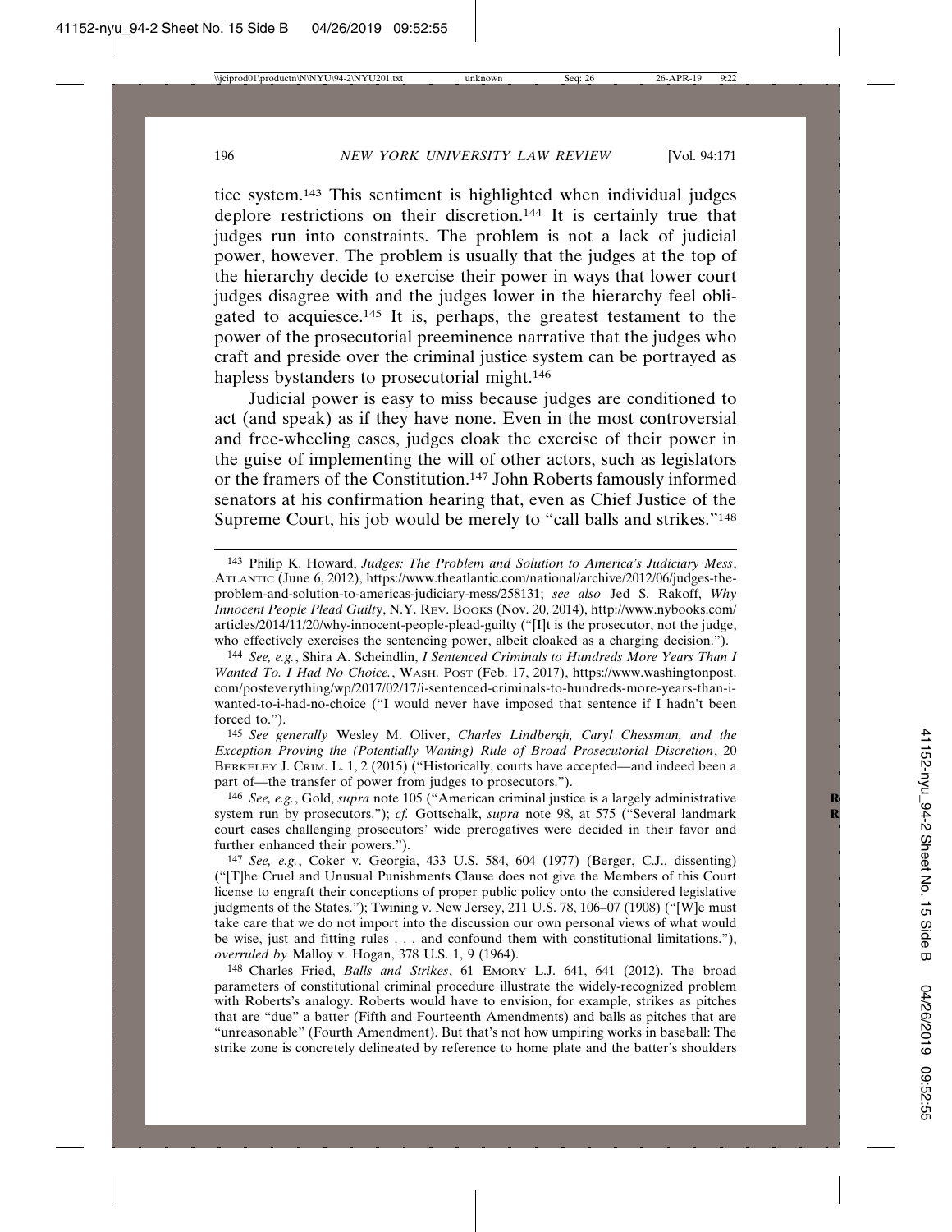tice system.[143] This sentiment is highlighted when individual judges deplore restrictions on their discretion.[144] It is certainly true that judges run into constraints. The problem is not a lack of judicial power, however. The problem is usually that the judges at the top of the hierarchy decide to exercise their power in ways that lower court judges disagree with and the judges lower in the hierarchy feel obligated to acquiesce.[145] It is, perhaps, the greatest testament to the power of the prosecutorial preeminence narrative that the judges who craft and preside over the criminal justice system can be portrayed as hapless bystanders to prosecutorial might.[146]

Judicial power is easy to miss because judges are conditioned to act (and speak) as if they have none. Even in the most controversial and free-wheeling cases, judges cloak the exercise of their power in the guise of implementing the will of other actors, such as legislators or the framers of the Constitution.[147] John Roberts famously informed senators at his confirmation hearing that, even as Chief Justice of the Supreme Court, his job would be merely to "call balls and strikes."[148]

---

143 Philip K. Howard, *Judges: The Problem and Solution to America's Judiciary Mess*, ATLANTIC (June 6, 2012), https://www.theatlantic.com/national/archive/2012/06/judges-the-problem-and-solution-to-americas-judiciary-mess/258131; *see also* Jed S. Rakoff, *Why Innocent People Plead Guilty*, N.Y. REV. BOOKS (Nov. 20, 2014), http://www.nybooks.com/articles/2014/11/20/why-innocent-people-plead-guilty ("[I]t is the prosecutor, not the judge, who effectively exercises the sentencing power, albeit cloaked as a charging decision.").

144 *See, e.g.*, Shira A. Scheindlin, *I Sentenced Criminals to Hundreds More Years Than I Wanted To. I Had No Choice.*, WASH. POST (Feb. 17, 2017), https://www.washingtonpost.com/posteverything/wp/2017/02/17/i-sentenced-criminals-to-hundreds-more-years-than-i-wanted-to-i-had-no-choice ("I would never have imposed that sentence if I hadn't been forced to.").

145 *See generally* Wesley M. Oliver, *Charles Lindbergh, Caryl Chessman, and the Exception Proving the (Potentially Waning) Rule of Broad Prosecutorial Discretion*, 20 BERKELEY J. CRIM. L. 1, 2 (2015) ("Historically, courts have accepted—and indeed been a part of—the transfer of power from judges to prosecutors.").

146 *See, e.g.*, Gold, *supra* note 105 ("American criminal justice is a largely administrative system run by prosecutors."); *cf.* Gottschalk, *supra* note 98, at 575 ("Several landmark court cases challenging prosecutors' wide prerogatives were decided in their favor and further enhanced their powers.").

147 *See, e.g.*, Coker v. Georgia, 433 U.S. 584, 604 (1977) (Berger, C.J., dissenting) ("[T]he Cruel and Unusual Punishments Clause does not give the Members of this Court license to engraft their conceptions of proper public policy onto the considered legislative judgments of the States."); Twining v. New Jersey, 211 U.S. 78, 106–07 (1908) ("[W]e must take care that we do not import into the discussion our own personal views of what would be wise, just and fitting rules . . . and confound them with constitutional limitations."), *overruled by* Malloy v. Hogan, 378 U.S. 1, 9 (1964).

148 Charles Fried, *Balls and Strikes*, 61 EMORY L.J. 641, 641 (2012). The broad parameters of constitutional criminal procedure illustrate the widely-recognized problem with Roberts's analogy. Roberts would have to envision, for example, strikes as pitches that are "due" a batter (Fifth and Fourteenth Amendments) and balls as pitches that are "unreasonable" (Fourth Amendment). But that's not how umpiring works in baseball: The strike zone is concretely delineated by reference to home plate and the batter's shoulders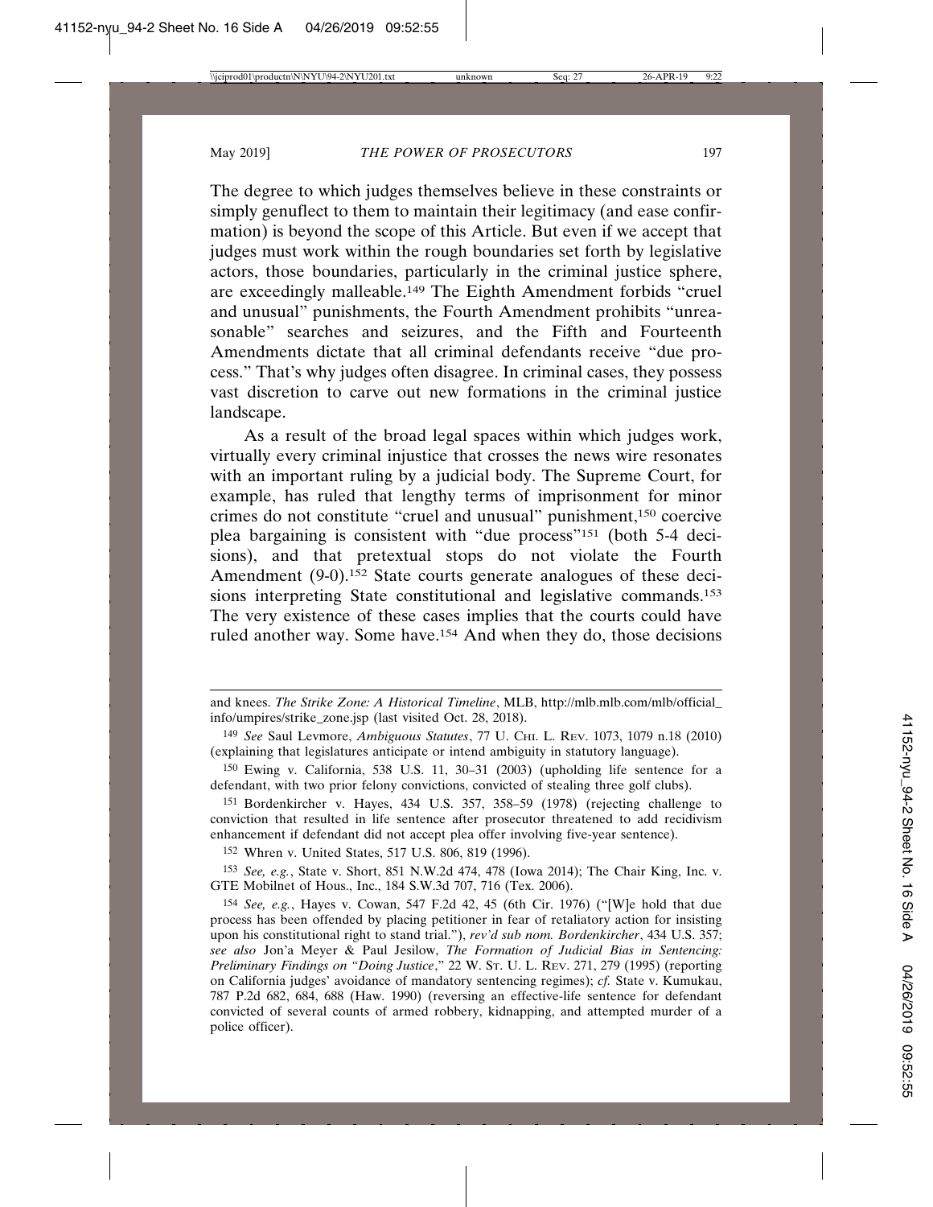The degree to which judges themselves believe in these constraints or simply genuflect to them to maintain their legitimacy (and ease confirmation) is beyond the scope of this Article. But even if we accept that judges must work within the rough boundaries set forth by legislative actors, those boundaries, particularly in the criminal justice sphere, are exceedingly malleable.[149] The Eighth Amendment forbids "cruel and unusual" punishments, the Fourth Amendment prohibits "unreasonable" searches and seizures, and the Fifth and Fourteenth Amendments dictate that all criminal defendants receive "due process." That's why judges often disagree. In criminal cases, they possess vast discretion to carve out new formations in the criminal justice landscape.

As a result of the broad legal spaces within which judges work, virtually every criminal injustice that crosses the news wire resonates with an important ruling by a judicial body. The Supreme Court, for example, has ruled that lengthy terms of imprisonment for minor crimes do not constitute "cruel and unusual" punishment,[150] coercive plea bargaining is consistent with "due process"[151] (both 5-4 decisions), and that pretextual stops do not violate the Fourth Amendment (9-0).[152] State courts generate analogues of these decisions interpreting State constitutional and legislative commands.[153] The very existence of these cases implies that the courts could have ruled another way. Some have.[154] And when they do, those decisions

---

and knees. *The Strike Zone: A Historical Timeline*, MLB, http://mlb.mlb.com/mlb/official_info/umpires/strike_zone.jsp (last visited Oct. 28, 2018).

[149] *See* Saul Levmore, *Ambiguous Statutes*, 77 U. Chi. L. Rev. 1073, 1079 n.18 (2010) (explaining that legislatures anticipate or intend ambiguity in statutory language).

[150] Ewing v. California, 538 U.S. 11, 30–31 (2003) (upholding life sentence for a defendant, with two prior felony convictions, convicted of stealing three golf clubs).

[151] Bordenkircher v. Hayes, 434 U.S. 357, 358–59 (1978) (rejecting challenge to conviction that resulted in life sentence after prosecutor threatened to add recidivism enhancement if defendant did not accept plea offer involving five-year sentence).

[152] Whren v. United States, 517 U.S. 806, 819 (1996).

[153] *See, e.g.*, State v. Short, 851 N.W.2d 474, 478 (Iowa 2014); The Chair King, Inc. v. GTE Mobilnet of Hous., Inc., 184 S.W.3d 707, 716 (Tex. 2006).

[154] *See, e.g.*, Hayes v. Cowan, 547 F.2d 42, 45 (6th Cir. 1976) ("[W]e hold that due process has been offended by placing petitioner in fear of retaliatory action for insisting upon his constitutional right to stand trial."), *rev'd sub nom. Bordenkircher*, 434 U.S. 357; *see also* Jon'a Meyer & Paul Jesilow, *The Formation of Judicial Bias in Sentencing: Preliminary Findings on "Doing Justice*,*"* 22 W. St. U. L. Rev. 271, 279 (1995) (reporting on California judges' avoidance of mandatory sentencing regimes); *cf.* State v. Kumukau, 787 P.2d 682, 684, 688 (Haw. 1990) (reversing an effective-life sentence for defendant convicted of several counts of armed robbery, kidnapping, and attempted murder of a police officer).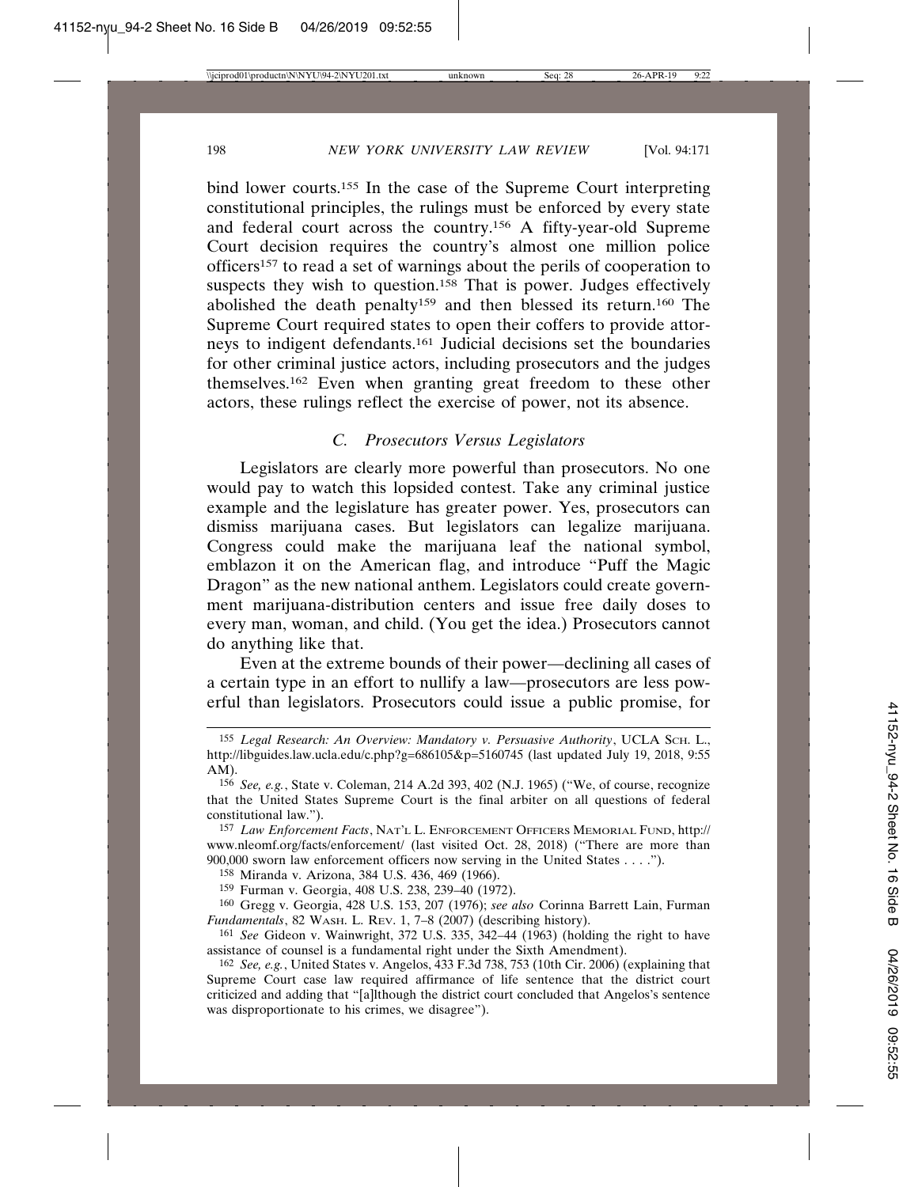bind lower courts.[155] In the case of the Supreme Court interpreting constitutional principles, the rulings must be enforced by every state and federal court across the country.[156] A fifty-year-old Supreme Court decision requires the country's almost one million police officers[157] to read a set of warnings about the perils of cooperation to suspects they wish to question.[158] That is power. Judges effectively abolished the death penalty[159] and then blessed its return.[160] The Supreme Court required states to open their coffers to provide attorneys to indigent defendants.[161] Judicial decisions set the boundaries for other criminal justice actors, including prosecutors and the judges themselves.[162] Even when granting great freedom to these other actors, these rulings reflect the exercise of power, not its absence.

### *C. Prosecutors Versus Legislators*

Legislators are clearly more powerful than prosecutors. No one would pay to watch this lopsided contest. Take any criminal justice example and the legislature has greater power. Yes, prosecutors can dismiss marijuana cases. But legislators can legalize marijuana. Congress could make the marijuana leaf the national symbol, emblazon it on the American flag, and introduce "Puff the Magic Dragon" as the new national anthem. Legislators could create government marijuana-distribution centers and issue free daily doses to every man, woman, and child. (You get the idea.) Prosecutors cannot do anything like that.

Even at the extreme bounds of their power—declining all cases of a certain type in an effort to nullify a law—prosecutors are less powerful than legislators. Prosecutors could issue a public promise, for

---

[155] *Legal Research: An Overview: Mandatory v. Persuasive Authority*, UCLA SCH. L., http://libguides.law.ucla.edu/c.php?g=686105&p=5160745 (last updated July 19, 2018, 9:55 AM).

[156] *See, e.g.*, State v. Coleman, 214 A.2d 393, 402 (N.J. 1965) ("We, of course, recognize that the United States Supreme Court is the final arbiter on all questions of federal constitutional law.").

[157] *Law Enforcement Facts*, NAT'L L. ENFORCEMENT OFFICERS MEMORIAL FUND, http://www.nleomf.org/facts/enforcement/ (last visited Oct. 28, 2018) ("There are more than 900,000 sworn law enforcement officers now serving in the United States . . . .").

[158] Miranda v. Arizona, 384 U.S. 436, 469 (1966).

[159] Furman v. Georgia, 408 U.S. 238, 239–40 (1972).

[160] Gregg v. Georgia, 428 U.S. 153, 207 (1976); *see also* Corinna Barrett Lain, Furman *Fundamentals*, 82 WASH. L. REV. 1, 7–8 (2007) (describing history).

[161] *See* Gideon v. Wainwright, 372 U.S. 335, 342–44 (1963) (holding the right to have assistance of counsel is a fundamental right under the Sixth Amendment).

[162] *See, e.g.*, United States v. Angelos, 433 F.3d 738, 753 (10th Cir. 2006) (explaining that Supreme Court case law required affirmance of life sentence that the district court criticized and adding that "[a]lthough the district court concluded that Angelos's sentence was disproportionate to his crimes, we disagree").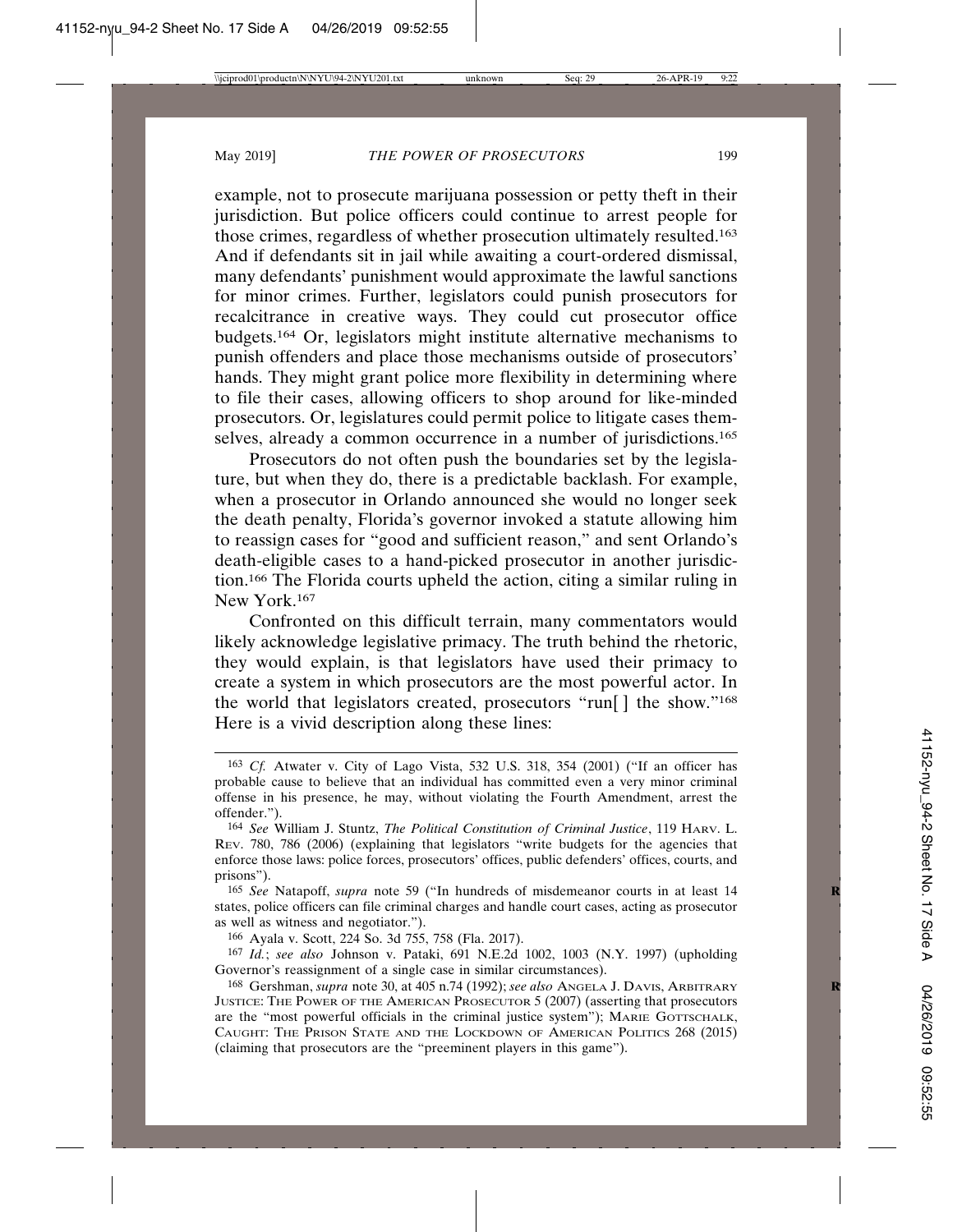example, not to prosecute marijuana possession or petty theft in their jurisdiction. But police officers could continue to arrest people for those crimes, regardless of whether prosecution ultimately resulted.[163] And if defendants sit in jail while awaiting a court-ordered dismissal, many defendants' punishment would approximate the lawful sanctions for minor crimes. Further, legislators could punish prosecutors for recalcitrance in creative ways. They could cut prosecutor office budgets.[164] Or, legislators might institute alternative mechanisms to punish offenders and place those mechanisms outside of prosecutors' hands. They might grant police more flexibility in determining where to file their cases, allowing officers to shop around for like-minded prosecutors. Or, legislatures could permit police to litigate cases themselves, already a common occurrence in a number of jurisdictions.[165]

Prosecutors do not often push the boundaries set by the legislature, but when they do, there is a predictable backlash. For example, when a prosecutor in Orlando announced she would no longer seek the death penalty, Florida's governor invoked a statute allowing him to reassign cases for "good and sufficient reason," and sent Orlando's death-eligible cases to a hand-picked prosecutor in another jurisdiction.[166] The Florida courts upheld the action, citing a similar ruling in New York.[167]

Confronted on this difficult terrain, many commentators would likely acknowledge legislative primacy. The truth behind the rhetoric, they would explain, is that legislators have used their primacy to create a system in which prosecutors are the most powerful actor. In the world that legislators created, prosecutors "run[ ] the show."[168] Here is a vivid description along these lines:

---

[163] *Cf.* Atwater v. City of Lago Vista, 532 U.S. 318, 354 (2001) ("If an officer has probable cause to believe that an individual has committed even a very minor criminal offense in his presence, he may, without violating the Fourth Amendment, arrest the offender.").

[164] *See* William J. Stuntz, *The Political Constitution of Criminal Justice*, 119 Harv. L. Rev. 780, 786 (2006) (explaining that legislators "write budgets for the agencies that enforce those laws: police forces, prosecutors' offices, public defenders' offices, courts, and prisons").

[165] *See* Natapoff, *supra* note 59 ("In hundreds of misdemeanor courts in at least 14 states, police officers can file criminal charges and handle court cases, acting as prosecutor as well as witness and negotiator.").

[166] Ayala v. Scott, 224 So. 3d 755, 758 (Fla. 2017).

[167] *Id.*; *see also* Johnson v. Pataki, 691 N.E.2d 1002, 1003 (N.Y. 1997) (upholding Governor's reassignment of a single case in similar circumstances).

[168] Gershman, *supra* note 30, at 405 n.74 (1992); *see also* Angela J. Davis, Arbitrary Justice: The Power of the American Prosecutor 5 (2007) (asserting that prosecutors are the "most powerful officials in the criminal justice system"); Marie Gottschalk, Caught: The Prison State and the Lockdown of American Politics 268 (2015) (claiming that prosecutors are the "preeminent players in this game").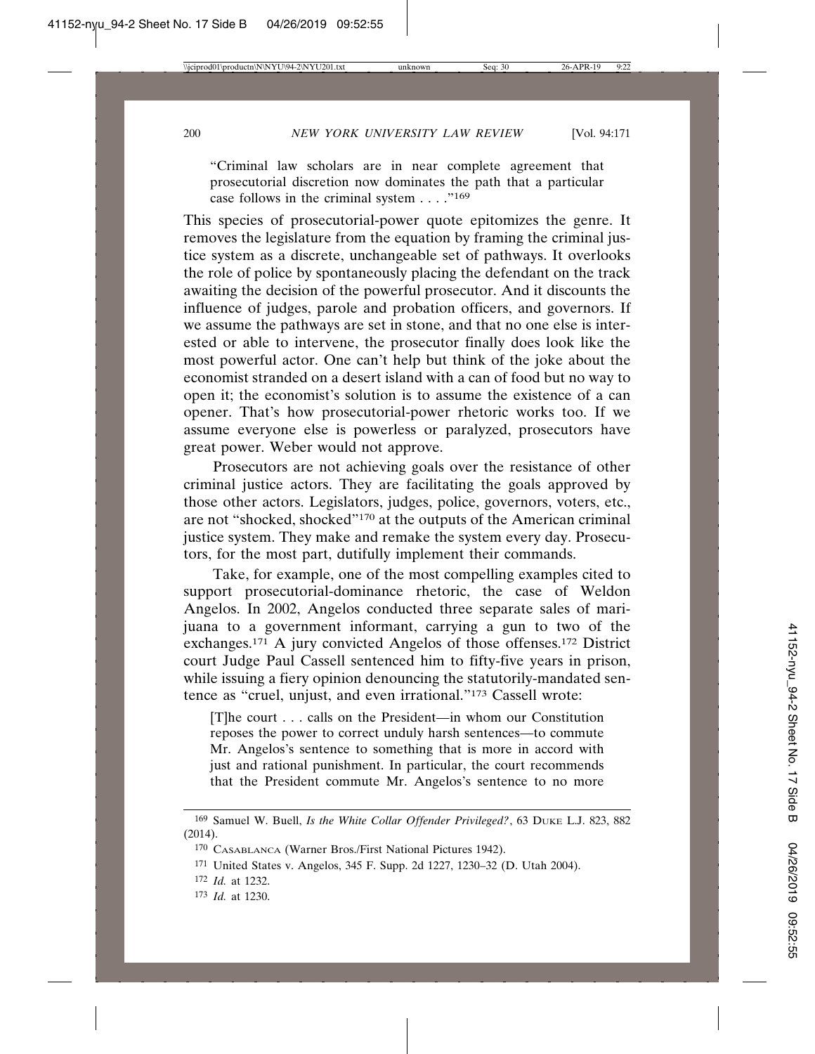"Criminal law scholars are in near complete agreement that prosecutorial discretion now dominates the path that a particular case follows in the criminal system . . . ."[169]

This species of prosecutorial-power quote epitomizes the genre. It removes the legislature from the equation by framing the criminal justice system as a discrete, unchangeable set of pathways. It overlooks the role of police by spontaneously placing the defendant on the track awaiting the decision of the powerful prosecutor. And it discounts the influence of judges, parole and probation officers, and governors. If we assume the pathways are set in stone, and that no one else is interested or able to intervene, the prosecutor finally does look like the most powerful actor. One can't help but think of the joke about the economist stranded on a desert island with a can of food but no way to open it; the economist's solution is to assume the existence of a can opener. That's how prosecutorial-power rhetoric works too. If we assume everyone else is powerless or paralyzed, prosecutors have great power. Weber would not approve.

Prosecutors are not achieving goals over the resistance of other criminal justice actors. They are facilitating the goals approved by those other actors. Legislators, judges, police, governors, voters, etc., are not "shocked, shocked"[170] at the outputs of the American criminal justice system. They make and remake the system every day. Prosecutors, for the most part, dutifully implement their commands.

Take, for example, one of the most compelling examples cited to support prosecutorial-dominance rhetoric, the case of Weldon Angelos. In 2002, Angelos conducted three separate sales of marijuana to a government informant, carrying a gun to two of the exchanges.[171] A jury convicted Angelos of those offenses.[172] District court Judge Paul Cassell sentenced him to fifty-five years in prison, while issuing a fiery opinion denouncing the statutorily-mandated sentence as "cruel, unjust, and even irrational."[173] Cassell wrote:

> [T]he court . . . calls on the President—in whom our Constitution reposes the power to correct unduly harsh sentences—to commute Mr. Angelos's sentence to something that is more in accord with just and rational punishment. In particular, the court recommends that the President commute Mr. Angelos's sentence to no more

---

[169] Samuel W. Buell, *Is the White Collar Offender Privileged?*, 63 DUKE L.J. 823, 882 (2014).

[170] CASABLANCA (Warner Bros./First National Pictures 1942).

[171] United States v. Angelos, 345 F. Supp. 2d 1227, 1230–32 (D. Utah 2004).

[172] *Id.* at 1232.

[173] *Id.* at 1230.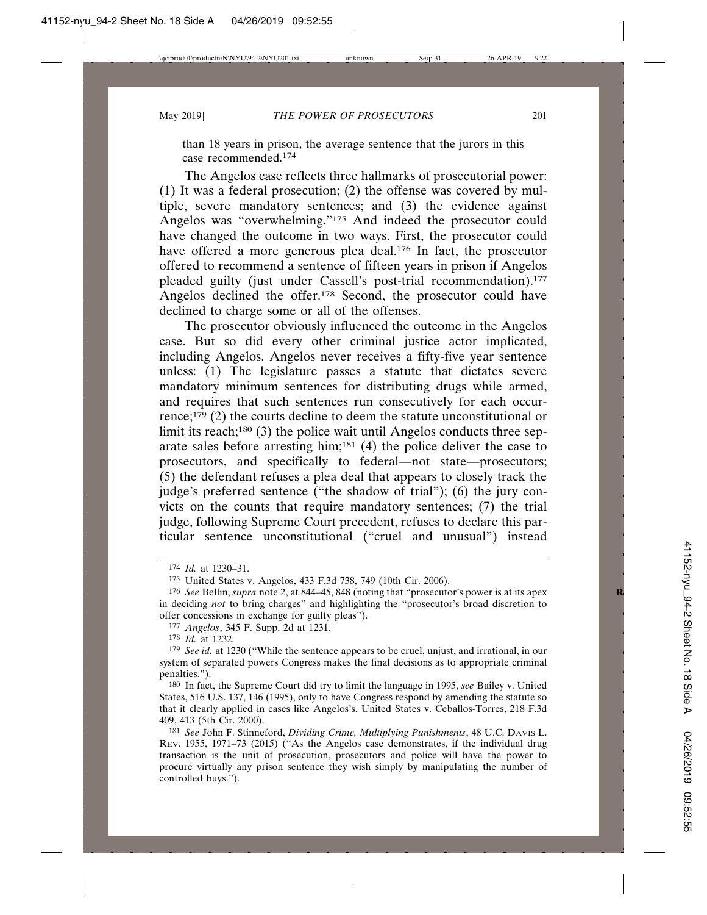than 18 years in prison, the average sentence that the jurors in this case recommended.[174]

The Angelos case reflects three hallmarks of prosecutorial power: (1) It was a federal prosecution; (2) the offense was covered by multiple, severe mandatory sentences; and (3) the evidence against Angelos was "overwhelming."[175] And indeed the prosecutor could have changed the outcome in two ways. First, the prosecutor could have offered a more generous plea deal.[176] In fact, the prosecutor offered to recommend a sentence of fifteen years in prison if Angelos pleaded guilty (just under Cassell's post-trial recommendation).[177] Angelos declined the offer.[178] Second, the prosecutor could have declined to charge some or all of the offenses.

The prosecutor obviously influenced the outcome in the Angelos case. But so did every other criminal justice actor implicated, including Angelos. Angelos never receives a fifty-five year sentence unless: (1) The legislature passes a statute that dictates severe mandatory minimum sentences for distributing drugs while armed, and requires that such sentences run consecutively for each occurrence;[179] (2) the courts decline to deem the statute unconstitutional or limit its reach;[180] (3) the police wait until Angelos conducts three separate sales before arresting him;[181] (4) the police deliver the case to prosecutors, and specifically to federal—not state—prosecutors; (5) the defendant refuses a plea deal that appears to closely track the judge's preferred sentence ("the shadow of trial"); (6) the jury convicts on the counts that require mandatory sentences; (7) the trial judge, following Supreme Court precedent, refuses to declare this particular sentence unconstitutional ("cruel and unusual") instead

---

174 *Id.* at 1230–31.

175 United States v. Angelos, 433 F.3d 738, 749 (10th Cir. 2006).

176 *See* Bellin, *supra* note 2, at 844–45, 848 (noting that "prosecutor's power is at its apex in deciding *not* to bring charges" and highlighting the "prosecutor's broad discretion to offer concessions in exchange for guilty pleas").

177 *Angelos*, 345 F. Supp. 2d at 1231.

178 *Id.* at 1232.

179 *See id.* at 1230 ("While the sentence appears to be cruel, unjust, and irrational, in our system of separated powers Congress makes the final decisions as to appropriate criminal penalties.").

180 In fact, the Supreme Court did try to limit the language in 1995, *see* Bailey v. United States, 516 U.S. 137, 146 (1995), only to have Congress respond by amending the statute so that it clearly applied in cases like Angelos's. United States v. Ceballos-Torres, 218 F.3d 409, 413 (5th Cir. 2000).

181 *See* John F. Stinneford, *Dividing Crime, Multiplying Punishments*, 48 U.C. DAVIS L. REV. 1955, 1971–73 (2015) ("As the Angelos case demonstrates, if the individual drug transaction is the unit of prosecution, prosecutors and police will have the power to procure virtually any prison sentence they wish simply by manipulating the number of controlled buys.").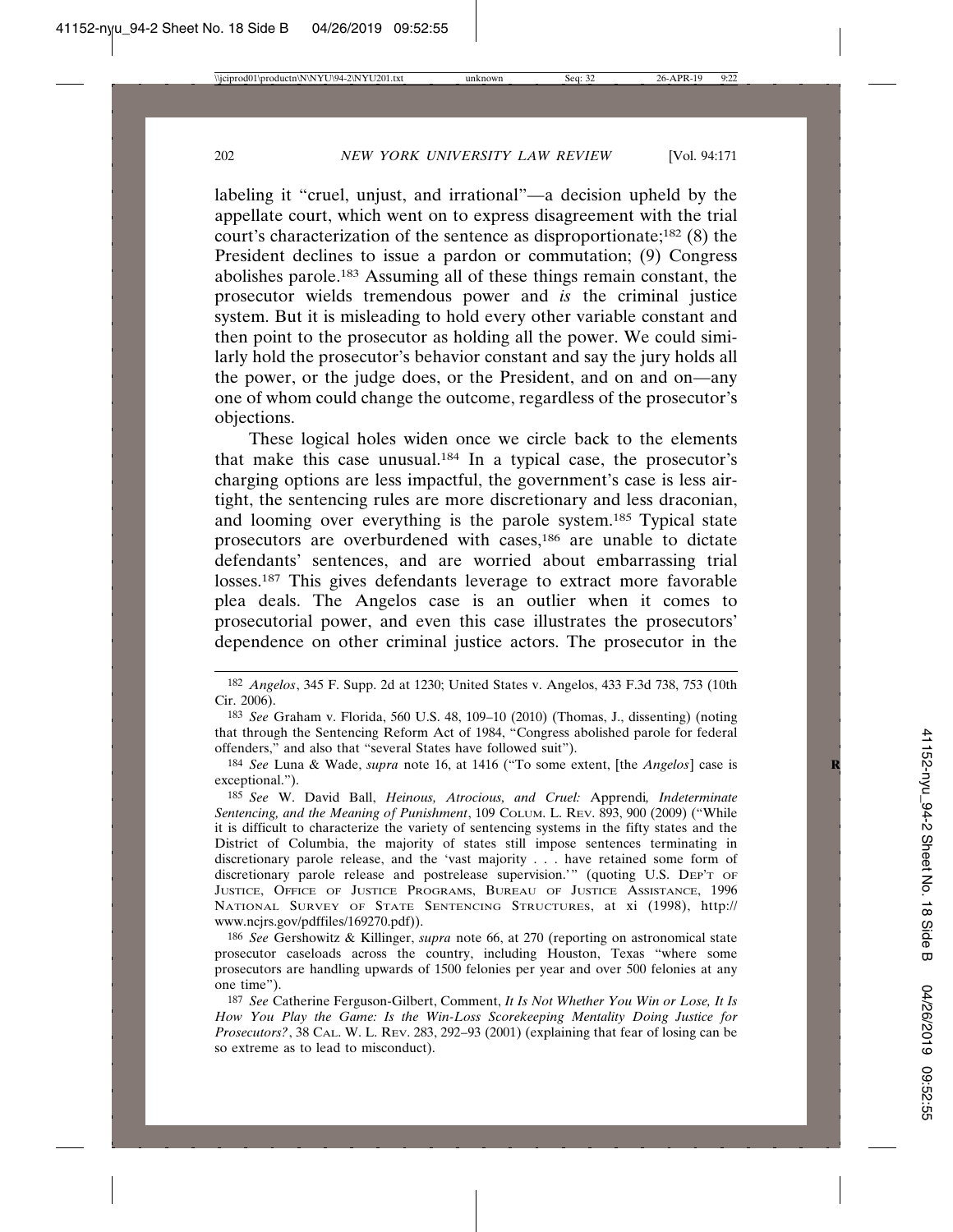labeling it "cruel, unjust, and irrational"—a decision upheld by the appellate court, which went on to express disagreement with the trial court's characterization of the sentence as disproportionate;[182] (8) the President declines to issue a pardon or commutation; (9) Congress abolishes parole.[183] Assuming all of these things remain constant, the prosecutor wields tremendous power and *is* the criminal justice system. But it is misleading to hold every other variable constant and then point to the prosecutor as holding all the power. We could similarly hold the prosecutor's behavior constant and say the jury holds all the power, or the judge does, or the President, and on and on—any one of whom could change the outcome, regardless of the prosecutor's objections.

These logical holes widen once we circle back to the elements that make this case unusual.[184] In a typical case, the prosecutor's charging options are less impactful, the government's case is less airtight, the sentencing rules are more discretionary and less draconian, and looming over everything is the parole system.[185] Typical state prosecutors are overburdened with cases,[186] are unable to dictate defendants' sentences, and are worried about embarrassing trial losses.[187] This gives defendants leverage to extract more favorable plea deals. The Angelos case is an outlier when it comes to prosecutorial power, and even this case illustrates the prosecutors' dependence on other criminal justice actors. The prosecutor in the

---

182 *Angelos*, 345 F. Supp. 2d at 1230; United States v. Angelos, 433 F.3d 738, 753 (10th Cir. 2006).

183 *See* Graham v. Florida, 560 U.S. 48, 109–10 (2010) (Thomas, J., dissenting) (noting that through the Sentencing Reform Act of 1984, "Congress abolished parole for federal offenders," and also that "several States have followed suit").

184 *See* Luna & Wade, *supra* note 16, at 1416 ("To some extent, [the *Angelos*] case is exceptional.").

185 *See* W. David Ball, *Heinous, Atrocious, and Cruel:* Apprendi*, Indeterminate Sentencing, and the Meaning of Punishment*, 109 COLUM. L. REV. 893, 900 (2009) ("While it is difficult to characterize the variety of sentencing systems in the fifty states and the District of Columbia, the majority of states still impose sentences terminating in discretionary parole release, and the 'vast majority . . . have retained some form of discretionary parole release and postrelease supervision.'" (quoting U.S. DEP'T OF JUSTICE, OFFICE OF JUSTICE PROGRAMS, BUREAU OF JUSTICE ASSISTANCE, 1996 NATIONAL SURVEY OF STATE SENTENCING STRUCTURES, at xi (1998), http://www.ncjrs.gov/pdffiles/169270.pdf)).

186 *See* Gershowitz & Killinger, *supra* note 66, at 270 (reporting on astronomical state prosecutor caseloads across the country, including Houston, Texas "where some prosecutors are handling upwards of 1500 felonies per year and over 500 felonies at any one time").

187 *See* Catherine Ferguson-Gilbert, Comment, *It Is Not Whether You Win or Lose, It Is How You Play the Game: Is the Win-Loss Scorekeeping Mentality Doing Justice for Prosecutors?*, 38 CAL. W. L. REV. 283, 292–93 (2001) (explaining that fear of losing can be so extreme as to lead to misconduct).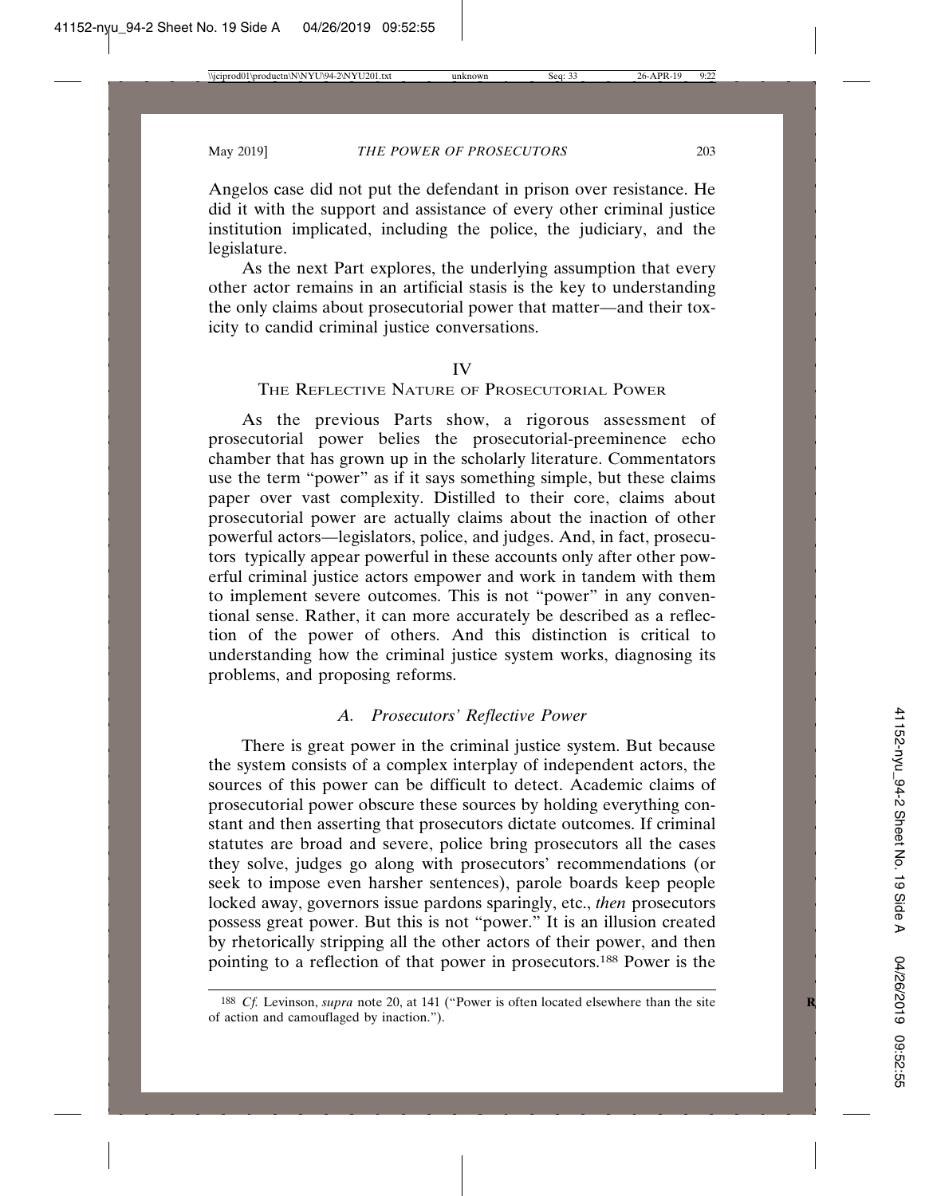Angelos case did not put the defendant in prison over resistance. He did it with the support and assistance of every other criminal justice institution implicated, including the police, the judiciary, and the legislature.

As the next Part explores, the underlying assumption that every other actor remains in an artificial stasis is the key to understanding the only claims about prosecutorial power that matter—and their toxicity to candid criminal justice conversations.

## IV
## THE REFLECTIVE NATURE OF PROSECUTORIAL POWER

As the previous Parts show, a rigorous assessment of prosecutorial power belies the prosecutorial-preeminence echo chamber that has grown up in the scholarly literature. Commentators use the term "power" as if it says something simple, but these claims paper over vast complexity. Distilled to their core, claims about prosecutorial power are actually claims about the inaction of other powerful actors—legislators, police, and judges. And, in fact, prosecutors typically appear powerful in these accounts only after other powerful criminal justice actors empower and work in tandem with them to implement severe outcomes. This is not "power" in any conventional sense. Rather, it can more accurately be described as a reflection of the power of others. And this distinction is critical to understanding how the criminal justice system works, diagnosing its problems, and proposing reforms.

### *A. Prosecutors' Reflective Power*

There is great power in the criminal justice system. But because the system consists of a complex interplay of independent actors, the sources of this power can be difficult to detect. Academic claims of prosecutorial power obscure these sources by holding everything constant and then asserting that prosecutors dictate outcomes. If criminal statutes are broad and severe, police bring prosecutors all the cases they solve, judges go along with prosecutors' recommendations (or seek to impose even harsher sentences), parole boards keep people locked away, governors issue pardons sparingly, etc., *then* prosecutors possess great power. But this is not "power." It is an illusion created by rhetorically stripping all the other actors of their power, and then pointing to a reflection of that power in prosecutors.[188] Power is the

[188] *Cf.* Levinson, *supra* note 20, at 141 ("Power is often located elsewhere than the site of action and camouflaged by inaction.").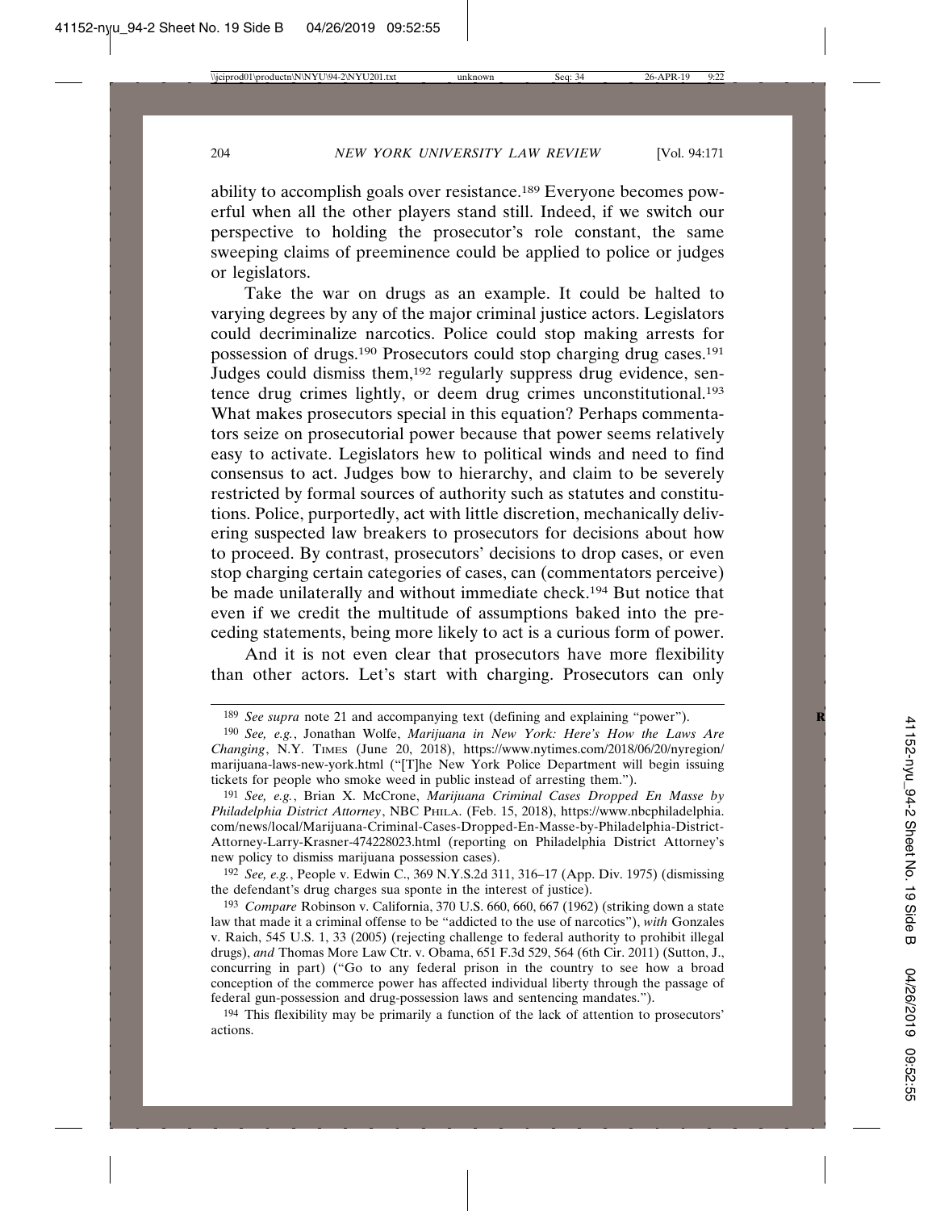ability to accomplish goals over resistance.[189] Everyone becomes powerful when all the other players stand still. Indeed, if we switch our perspective to holding the prosecutor's role constant, the same sweeping claims of preeminence could be applied to police or judges or legislators.

Take the war on drugs as an example. It could be halted to varying degrees by any of the major criminal justice actors. Legislators could decriminalize narcotics. Police could stop making arrests for possession of drugs.[190] Prosecutors could stop charging drug cases.[191] Judges could dismiss them,[192] regularly suppress drug evidence, sentence drug crimes lightly, or deem drug crimes unconstitutional.[193] What makes prosecutors special in this equation? Perhaps commentators seize on prosecutorial power because that power seems relatively easy to activate. Legislators hew to political winds and need to find consensus to act. Judges bow to hierarchy, and claim to be severely restricted by formal sources of authority such as statutes and constitutions. Police, purportedly, act with little discretion, mechanically delivering suspected law breakers to prosecutors for decisions about how to proceed. By contrast, prosecutors' decisions to drop cases, or even stop charging certain categories of cases, can (commentators perceive) be made unilaterally and without immediate check.[194] But notice that even if we credit the multitude of assumptions baked into the preceding statements, being more likely to act is a curious form of power.

And it is not even clear that prosecutors have more flexibility than other actors. Let's start with charging. Prosecutors can only

---

[189] *See supra* note 21 and accompanying text (defining and explaining "power").

[190] *See, e.g.*, Jonathan Wolfe, *Marijuana in New York: Here's How the Laws Are Changing*, N.Y. TIMES (June 20, 2018), https://www.nytimes.com/2018/06/20/nyregion/marijuana-laws-new-york.html ("[T]he New York Police Department will begin issuing tickets for people who smoke weed in public instead of arresting them.").

[191] *See, e.g.*, Brian X. McCrone, *Marijuana Criminal Cases Dropped En Masse by Philadelphia District Attorney*, NBC PHILA. (Feb. 15, 2018), https://www.nbcphiladelphia.com/news/local/Marijuana-Criminal-Cases-Dropped-En-Masse-by-Philadelphia-District-Attorney-Larry-Krasner-474228023.html (reporting on Philadelphia District Attorney's new policy to dismiss marijuana possession cases).

[192] *See, e.g.*, People v. Edwin C., 369 N.Y.S.2d 311, 316–17 (App. Div. 1975) (dismissing the defendant's drug charges sua sponte in the interest of justice).

[193] *Compare* Robinson v. California, 370 U.S. 660, 660, 667 (1962) (striking down a state law that made it a criminal offense to be "addicted to the use of narcotics"), *with* Gonzales v. Raich, 545 U.S. 1, 33 (2005) (rejecting challenge to federal authority to prohibit illegal drugs), *and* Thomas More Law Ctr. v. Obama, 651 F.3d 529, 564 (6th Cir. 2011) (Sutton, J., concurring in part) ("Go to any federal prison in the country to see how a broad conception of the commerce power has affected individual liberty through the passage of federal gun-possession and drug-possession laws and sentencing mandates.").

[194] This flexibility may be primarily a function of the lack of attention to prosecutors' actions.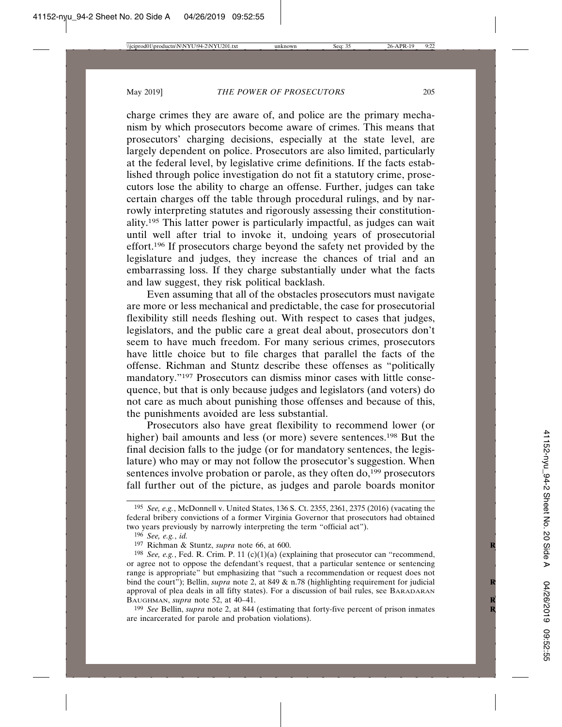charge crimes they are aware of, and police are the primary mechanism by which prosecutors become aware of crimes. This means that prosecutors' charging decisions, especially at the state level, are largely dependent on police. Prosecutors are also limited, particularly at the federal level, by legislative crime definitions. If the facts established through police investigation do not fit a statutory crime, prosecutors lose the ability to charge an offense. Further, judges can take certain charges off the table through procedural rulings, and by narrowly interpreting statutes and rigorously assessing their constitutionality.[195] This latter power is particularly impactful, as judges can wait until well after trial to invoke it, undoing years of prosecutorial effort.[196] If prosecutors charge beyond the safety net provided by the legislature and judges, they increase the chances of trial and an embarrassing loss. If they charge substantially under what the facts and law suggest, they risk political backlash.

Even assuming that all of the obstacles prosecutors must navigate are more or less mechanical and predictable, the case for prosecutorial flexibility still needs fleshing out. With respect to cases that judges, legislators, and the public care a great deal about, prosecutors don't seem to have much freedom. For many serious crimes, prosecutors have little choice but to file charges that parallel the facts of the offense. Richman and Stuntz describe these offenses as "politically mandatory."[197] Prosecutors can dismiss minor cases with little consequence, but that is only because judges and legislators (and voters) do not care as much about punishing those offenses and because of this, the punishments avoided are less substantial.

Prosecutors also have great flexibility to recommend lower (or higher) bail amounts and less (or more) severe sentences.[198] But the final decision falls to the judge (or for mandatory sentences, the legislature) who may or may not follow the prosecutor's suggestion. When sentences involve probation or parole, as they often do,[199] prosecutors fall further out of the picture, as judges and parole boards monitor

---

[195] *See, e.g.*, McDonnell v. United States, 136 S. Ct. 2355, 2361, 2375 (2016) (vacating the federal bribery convictions of a former Virginia Governor that prosecutors had obtained two years previously by narrowly interpreting the term "official act").

[196] *See, e.g.*, *id.*

[197] Richman & Stuntz, *supra* note 66, at 600.

[198] *See, e.g.*, Fed. R. Crim. P. 11 (c)(1)(a) (explaining that prosecutor can "recommend, or agree not to oppose the defendant's request, that a particular sentence or sentencing range is appropriate" but emphasizing that "such a recommendation or request does not bind the court"); Bellin, *supra* note 2, at 849 & n.78 (highlighting requirement for judicial approval of plea deals in all fifty states). For a discussion of bail rules, see BARADARAN BAUGHMAN, *supra* note 52, at 40–41.

[199] *See* Bellin, *supra* note 2, at 844 (estimating that forty-five percent of prison inmates are incarcerated for parole and probation violations).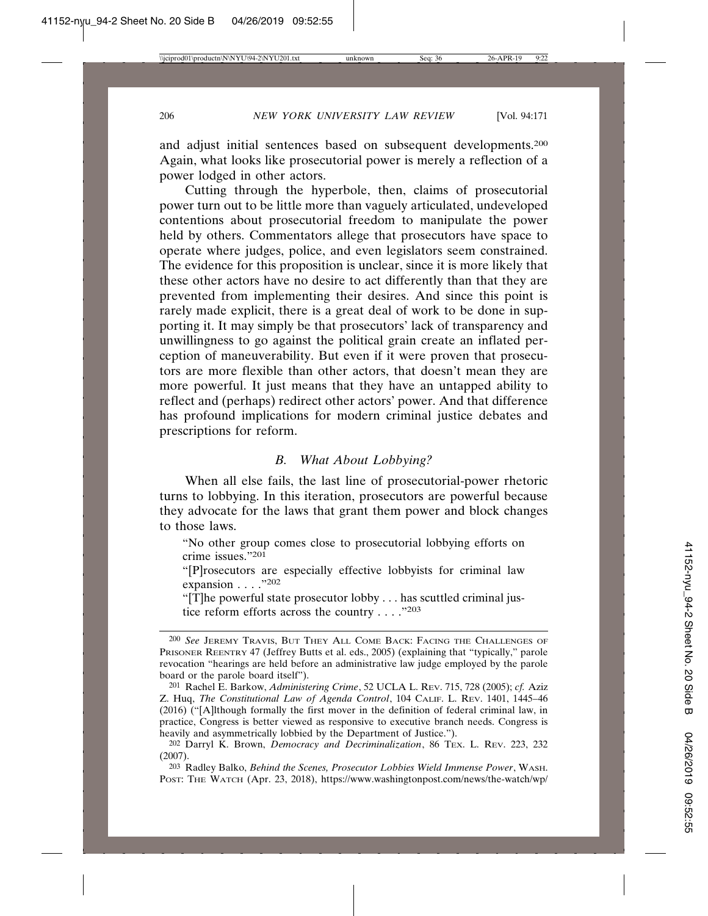and adjust initial sentences based on subsequent developments.[200] Again, what looks like prosecutorial power is merely a reflection of a power lodged in other actors.

Cutting through the hyperbole, then, claims of prosecutorial power turn out to be little more than vaguely articulated, undeveloped contentions about prosecutorial freedom to manipulate the power held by others. Commentators allege that prosecutors have space to operate where judges, police, and even legislators seem constrained. The evidence for this proposition is unclear, since it is more likely that these other actors have no desire to act differently than that they are prevented from implementing their desires. And since this point is rarely made explicit, there is a great deal of work to be done in supporting it. It may simply be that prosecutors' lack of transparency and unwillingness to go against the political grain create an inflated perception of maneuverability. But even if it were proven that prosecutors are more flexible than other actors, that doesn't mean they are more powerful. It just means that they have an untapped ability to reflect and (perhaps) redirect other actors' power. And that difference has profound implications for modern criminal justice debates and prescriptions for reform.

### *B. What About Lobbying?*

When all else fails, the last line of prosecutorial-power rhetoric turns to lobbying. In this iteration, prosecutors are powerful because they advocate for the laws that grant them power and block changes to those laws.

> "No other group comes close to prosecutorial lobbying efforts on crime issues."[201]
>
> "[P]rosecutors are especially effective lobbyists for criminal law expansion . . . ."[202]
>
> "[T]he powerful state prosecutor lobby . . . has scuttled criminal justice reform efforts across the country . . . ."[203]

---

[200] *See* JEREMY TRAVIS, BUT THEY ALL COME BACK: FACING THE CHALLENGES OF PRISONER REENTRY 47 (Jeffrey Butts et al. eds., 2005) (explaining that "typically," parole revocation "hearings are held before an administrative law judge employed by the parole board or the parole board itself").

[201] Rachel E. Barkow, *Administering Crime*, 52 UCLA L. REV. 715, 728 (2005); *cf.* Aziz Z. Huq, *The Constitutional Law of Agenda Control*, 104 CALIF. L. REV. 1401, 1445–46 (2016) ("[A]lthough formally the first mover in the definition of federal criminal law, in practice, Congress is better viewed as responsive to executive branch needs. Congress is heavily and asymmetrically lobbied by the Department of Justice.").

[202] Darryl K. Brown, *Democracy and Decriminalization*, 86 TEX. L. REV. 223, 232 (2007).

[203] Radley Balko, *Behind the Scenes, Prosecutor Lobbies Wield Immense Power*, WASH. POST: THE WATCH (Apr. 23, 2018), https://www.washingtonpost.com/news/the-watch/wp/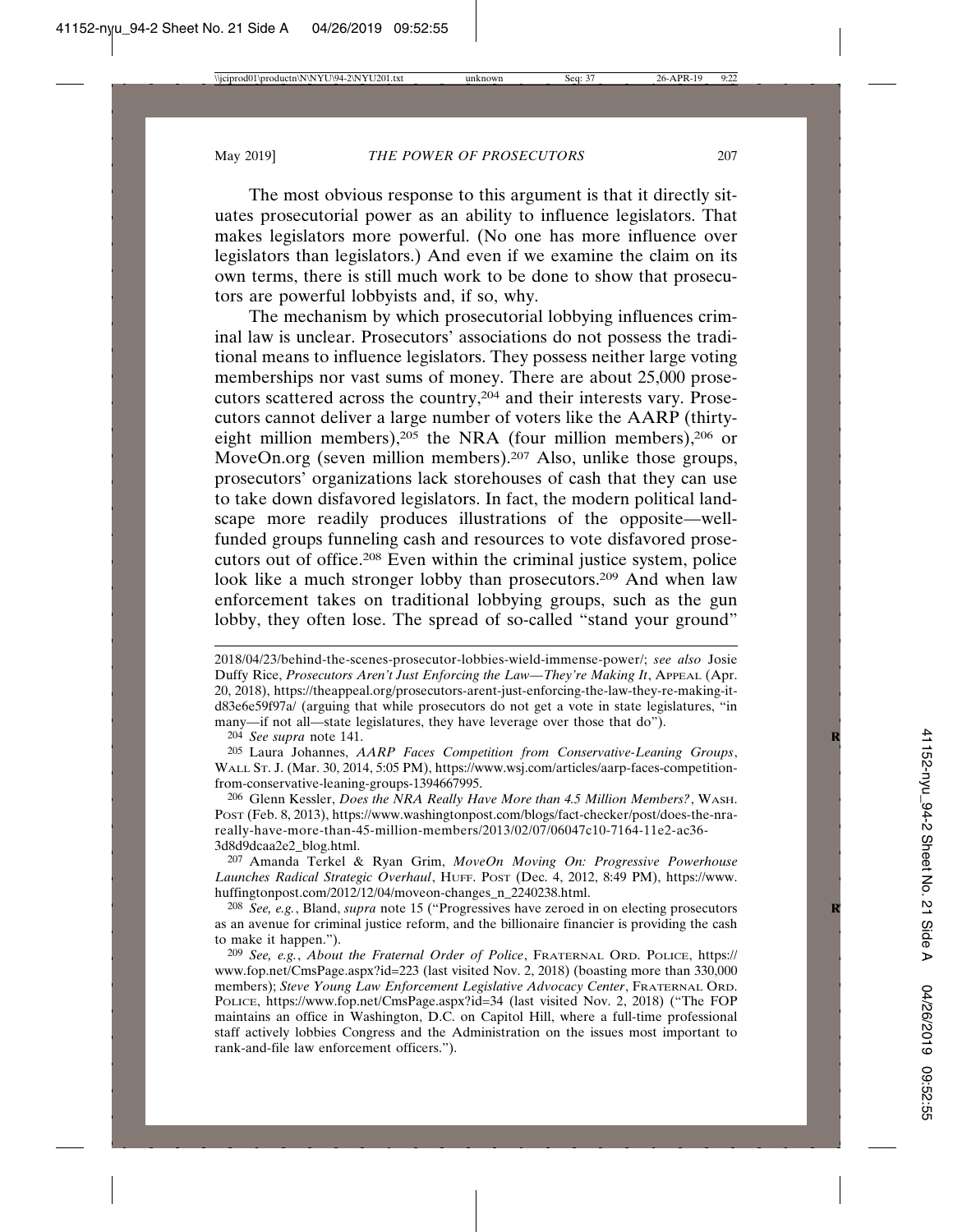The most obvious response to this argument is that it directly situates prosecutorial power as an ability to influence legislators. That makes legislators more powerful. (No one has more influence over legislators than legislators.) And even if we examine the claim on its own terms, there is still much work to be done to show that prosecutors are powerful lobbyists and, if so, why.

The mechanism by which prosecutorial lobbying influences criminal law is unclear. Prosecutors' associations do not possess the traditional means to influence legislators. They possess neither large voting memberships nor vast sums of money. There are about 25,000 prosecutors scattered across the country,[204] and their interests vary. Prosecutors cannot deliver a large number of voters like the AARP (thirty-eight million members),[205] the NRA (four million members),[206] or MoveOn.org (seven million members).[207] Also, unlike those groups, prosecutors' organizations lack storehouses of cash that they can use to take down disfavored legislators. In fact, the modern political landscape more readily produces illustrations of the opposite—well-funded groups funneling cash and resources to vote disfavored prosecutors out of office.[208] Even within the criminal justice system, police look like a much stronger lobby than prosecutors.[209] And when law enforcement takes on traditional lobbying groups, such as the gun lobby, they often lose. The spread of so-called "stand your ground"

---

2018/04/23/behind-the-scenes-prosecutor-lobbies-wield-immense-power/; *see also* Josie Duffy Rice, *Prosecutors Aren't Just Enforcing the Law—They're Making It*, APPEAL (Apr. 20, 2018), https://theappeal.org/prosecutors-arent-just-enforcing-the-law-they-re-making-it-d83e6e59f97a/ (arguing that while prosecutors do not get a vote in state legislatures, "in many—if not all—state legislatures, they have leverage over those that do").

[204] *See supra* note 141.

[205] Laura Johannes, *AARP Faces Competition from Conservative-Leaning Groups*, WALL ST. J. (Mar. 30, 2014, 5:05 PM), https://www.wsj.com/articles/aarp-faces-competition-from-conservative-leaning-groups-1394667995.

[206] Glenn Kessler, *Does the NRA Really Have More than 4.5 Million Members?*, WASH. POST (Feb. 8, 2013), https://www.washingtonpost.com/blogs/fact-checker/post/does-the-nra-really-have-more-than-45-million-members/2013/02/07/06047c10-7164-11e2-ac36-3d8d9dcaa2e2_blog.html.

[207] Amanda Terkel & Ryan Grim, *MoveOn Moving On: Progressive Powerhouse Launches Radical Strategic Overhaul*, HUFF. POST (Dec. 4, 2012, 8:49 PM), https://www.huffingtonpost.com/2012/12/04/moveon-changes_n_2240238.html.

[208] *See, e.g.*, Bland, *supra* note 15 ("Progressives have zeroed in on electing prosecutors as an avenue for criminal justice reform, and the billionaire financier is providing the cash to make it happen.").

[209] *See, e.g.*, *About the Fraternal Order of Police*, FRATERNAL ORD. POLICE, https://www.fop.net/CmsPage.aspx?id=223 (last visited Nov. 2, 2018) (boasting more than 330,000 members); *Steve Young Law Enforcement Legislative Advocacy Center*, FRATERNAL ORD. POLICE, https://www.fop.net/CmsPage.aspx?id=34 (last visited Nov. 2, 2018) ("The FOP maintains an office in Washington, D.C. on Capitol Hill, where a full-time professional staff actively lobbies Congress and the Administration on the issues most important to rank-and-file law enforcement officers.").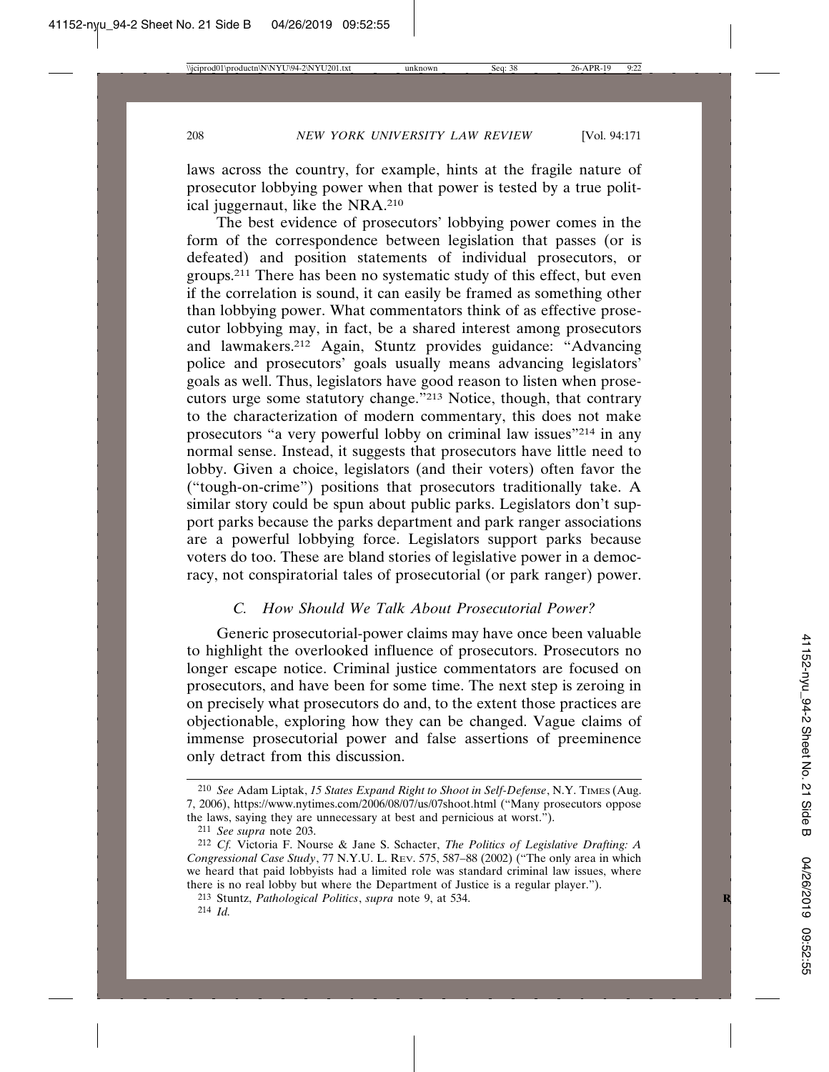laws across the country, for example, hints at the fragile nature of prosecutor lobbying power when that power is tested by a true political juggernaut, like the NRA.[210]

The best evidence of prosecutors' lobbying power comes in the form of the correspondence between legislation that passes (or is defeated) and position statements of individual prosecutors, or groups.[211] There has been no systematic study of this effect, but even if the correlation is sound, it can easily be framed as something other than lobbying power. What commentators think of as effective prosecutor lobbying may, in fact, be a shared interest among prosecutors and lawmakers.[212] Again, Stuntz provides guidance: "Advancing police and prosecutors' goals usually means advancing legislators' goals as well. Thus, legislators have good reason to listen when prosecutors urge some statutory change."[213] Notice, though, that contrary to the characterization of modern commentary, this does not make prosecutors "a very powerful lobby on criminal law issues"[214] in any normal sense. Instead, it suggests that prosecutors have little need to lobby. Given a choice, legislators (and their voters) often favor the ("tough-on-crime") positions that prosecutors traditionally take. A similar story could be spun about public parks. Legislators don't support parks because the parks department and park ranger associations are a powerful lobbying force. Legislators support parks because voters do too. These are bland stories of legislative power in a democracy, not conspiratorial tales of prosecutorial (or park ranger) power.

### *C. How Should We Talk About Prosecutorial Power?*

Generic prosecutorial-power claims may have once been valuable to highlight the overlooked influence of prosecutors. Prosecutors no longer escape notice. Criminal justice commentators are focused on prosecutors, and have been for some time. The next step is zeroing in on precisely what prosecutors do and, to the extent those practices are objectionable, exploring how they can be changed. Vague claims of immense prosecutorial power and false assertions of preeminence only detract from this discussion.

---

[210] *See* Adam Liptak, *15 States Expand Right to Shoot in Self-Defense*, N.Y. TIMES (Aug. 7, 2006), https://www.nytimes.com/2006/08/07/us/07shoot.html ("Many prosecutors oppose the laws, saying they are unnecessary at best and pernicious at worst.").

[211] *See supra* note 203.

[212] *Cf.* Victoria F. Nourse & Jane S. Schacter, *The Politics of Legislative Drafting: A Congressional Case Study*, 77 N.Y.U. L. REV. 575, 587–88 (2002) ("The only area in which we heard that paid lobbyists had a limited role was standard criminal law issues, where there is no real lobby but where the Department of Justice is a regular player.").

[213] Stuntz, *Pathological Politics*, *supra* note 9, at 534.

[214] *Id.*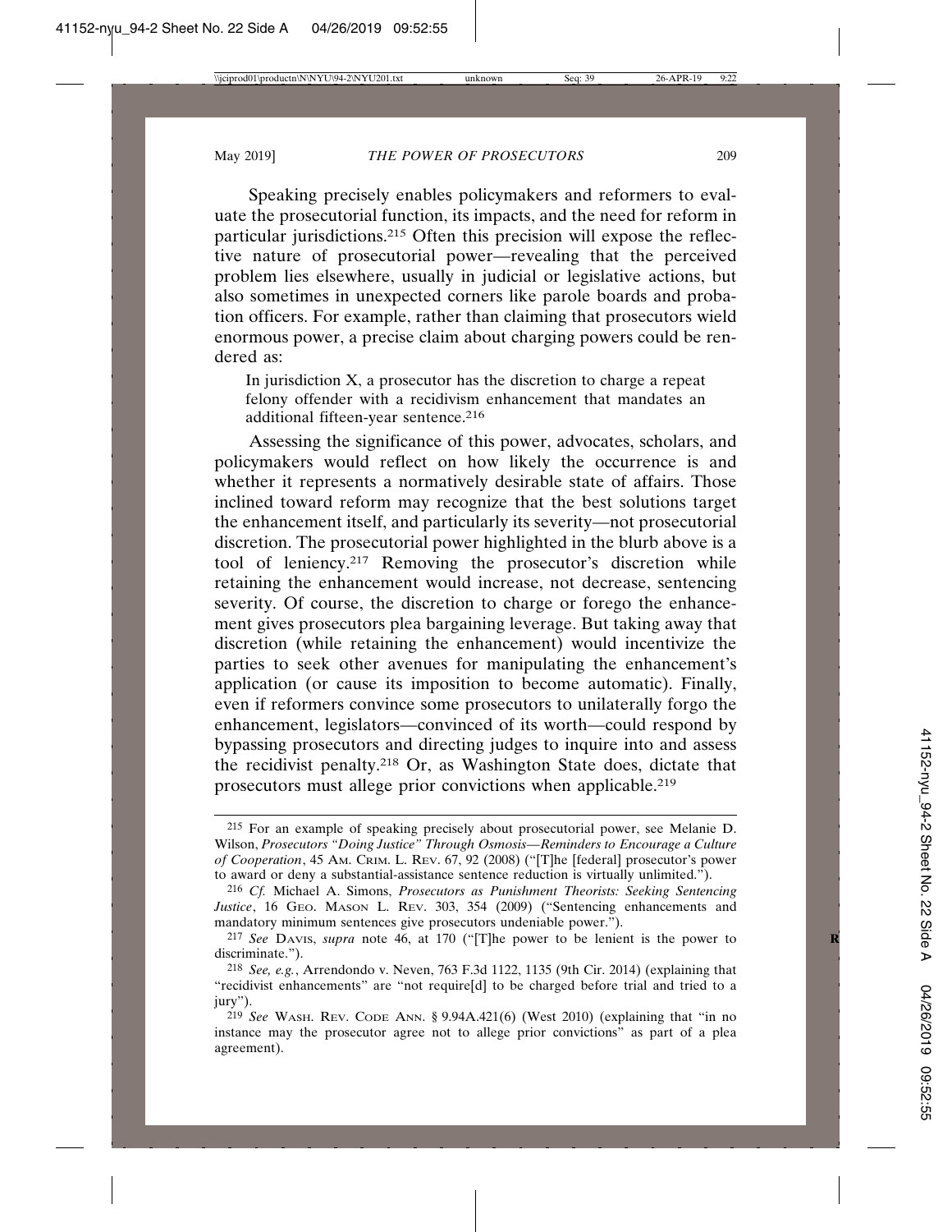Speaking precisely enables policymakers and reformers to evaluate the prosecutorial function, its impacts, and the need for reform in particular jurisdictions.[215] Often this precision will expose the reflective nature of prosecutorial power—revealing that the perceived problem lies elsewhere, usually in judicial or legislative actions, but also sometimes in unexpected corners like parole boards and probation officers. For example, rather than claiming that prosecutors wield enormous power, a precise claim about charging powers could be rendered as:

> In jurisdiction X, a prosecutor has the discretion to charge a repeat felony offender with a recidivism enhancement that mandates an additional fifteen-year sentence.[216]

Assessing the significance of this power, advocates, scholars, and policymakers would reflect on how likely the occurrence is and whether it represents a normatively desirable state of affairs. Those inclined toward reform may recognize that the best solutions target the enhancement itself, and particularly its severity—not prosecutorial discretion. The prosecutorial power highlighted in the blurb above is a tool of leniency.[217] Removing the prosecutor's discretion while retaining the enhancement would increase, not decrease, sentencing severity. Of course, the discretion to charge or forego the enhancement gives prosecutors plea bargaining leverage. But taking away that discretion (while retaining the enhancement) would incentivize the parties to seek other avenues for manipulating the enhancement's application (or cause its imposition to become automatic). Finally, even if reformers convince some prosecutors to unilaterally forgo the enhancement, legislators—convinced of its worth—could respond by bypassing prosecutors and directing judges to inquire into and assess the recidivist penalty.[218] Or, as Washington State does, dictate that prosecutors must allege prior convictions when applicable.[219]

---

[215] For an example of speaking precisely about prosecutorial power, see Melanie D. Wilson, *Prosecutors "Doing Justice" Through Osmosis—Reminders to Encourage a Culture of Cooperation*, 45 AM. CRIM. L. REV. 67, 92 (2008) ("[T]he [federal] prosecutor's power to award or deny a substantial-assistance sentence reduction is virtually unlimited.").

[216] *Cf.* Michael A. Simons, *Prosecutors as Punishment Theorists: Seeking Sentencing Justice*, 16 GEO. MASON L. REV. 303, 354 (2009) ("Sentencing enhancements and mandatory minimum sentences give prosecutors undeniable power.").

[217] *See* DAVIS, *supra* note 46, at 170 ("[T]he power to be lenient is the power to discriminate.").

[218] *See, e.g.*, Arrendondo v. Neven, 763 F.3d 1122, 1135 (9th Cir. 2014) (explaining that "recidivist enhancements" are "not require[d] to be charged before trial and tried to a jury").

[219] *See* WASH. REV. CODE ANN. § 9.94A.421(6) (West 2010) (explaining that "in no instance may the prosecutor agree not to allege prior convictions" as part of a plea agreement).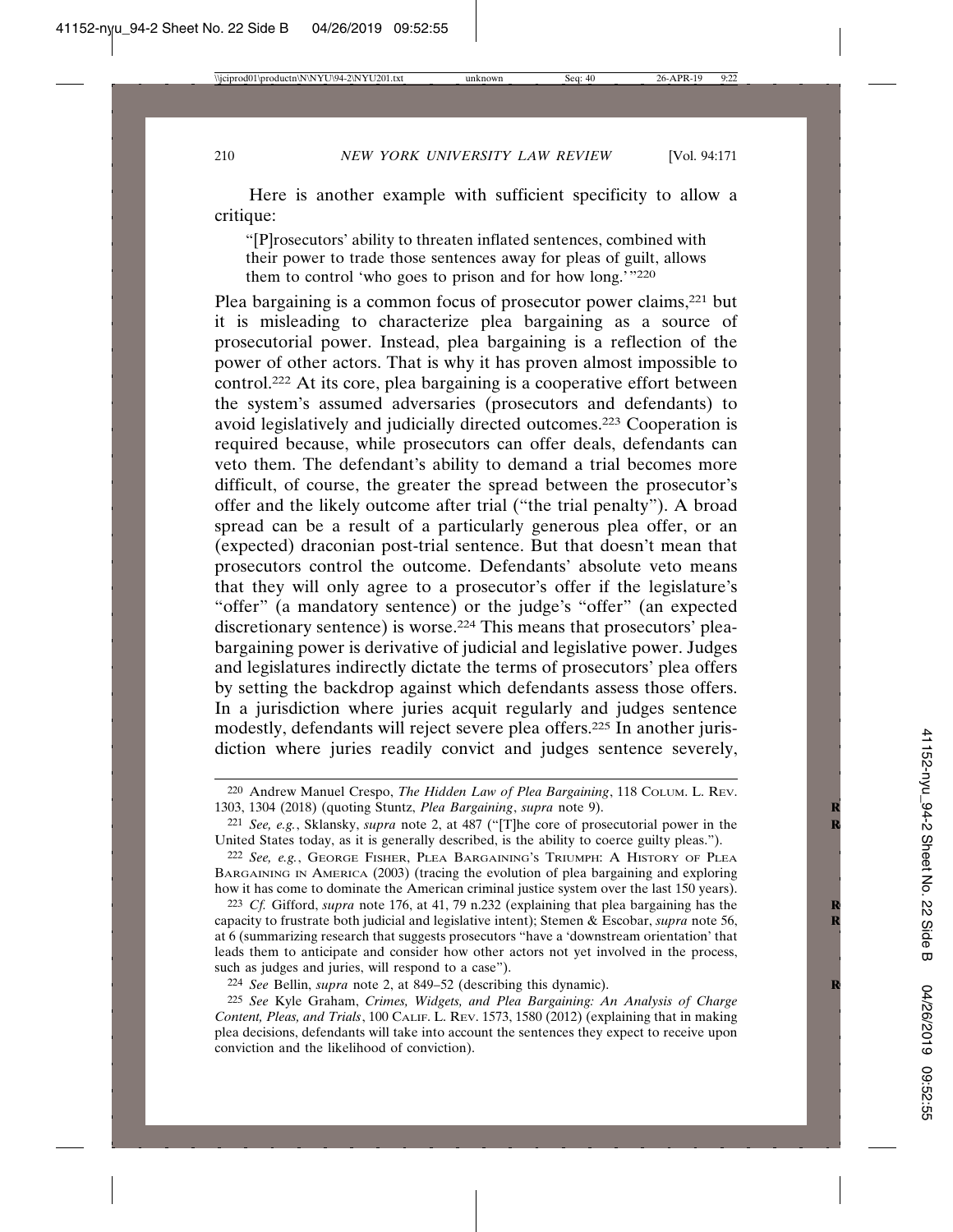Here is another example with sufficient specificity to allow a critique:

> "[P]rosecutors' ability to threaten inflated sentences, combined with their power to trade those sentences away for pleas of guilt, allows them to control 'who goes to prison and for how long.'"[220]

Plea bargaining is a common focus of prosecutor power claims,[221] but it is misleading to characterize plea bargaining as a source of prosecutorial power. Instead, plea bargaining is a reflection of the power of other actors. That is why it has proven almost impossible to control.[222] At its core, plea bargaining is a cooperative effort between the system's assumed adversaries (prosecutors and defendants) to avoid legislatively and judicially directed outcomes.[223] Cooperation is required because, while prosecutors can offer deals, defendants can veto them. The defendant's ability to demand a trial becomes more difficult, of course, the greater the spread between the prosecutor's offer and the likely outcome after trial ("the trial penalty"). A broad spread can be a result of a particularly generous plea offer, or an (expected) draconian post-trial sentence. But that doesn't mean that prosecutors control the outcome. Defendants' absolute veto means that they will only agree to a prosecutor's offer if the legislature's "offer" (a mandatory sentence) or the judge's "offer" (an expected discretionary sentence) is worse.[224] This means that prosecutors' plea-bargaining power is derivative of judicial and legislative power. Judges and legislatures indirectly dictate the terms of prosecutors' plea offers by setting the backdrop against which defendants assess those offers. In a jurisdiction where juries acquit regularly and judges sentence modestly, defendants will reject severe plea offers.[225] In another jurisdiction where juries readily convict and judges sentence severely,

---

220 Andrew Manuel Crespo, *The Hidden Law of Plea Bargaining*, 118 COLUM. L. REV. 1303, 1304 (2018) (quoting Stuntz, *Plea Bargaining*, *supra* note 9).

221 *See, e.g.*, Sklansky, *supra* note 2, at 487 ("[T]he core of prosecutorial power in the United States today, as it is generally described, is the ability to coerce guilty pleas.").

222 *See, e.g.*, GEORGE FISHER, PLEA BARGAINING'S TRIUMPH: A HISTORY OF PLEA BARGAINING IN AMERICA (2003) (tracing the evolution of plea bargaining and exploring how it has come to dominate the American criminal justice system over the last 150 years).

223 *Cf.* Gifford, *supra* note 176, at 41, 79 n.232 (explaining that plea bargaining has the capacity to frustrate both judicial and legislative intent); Stemen & Escobar, *supra* note 56, at 6 (summarizing research that suggests prosecutors "have a 'downstream orientation' that leads them to anticipate and consider how other actors not yet involved in the process, such as judges and juries, will respond to a case").

224 *See* Bellin, *supra* note 2, at 849–52 (describing this dynamic).

225 *See* Kyle Graham, *Crimes, Widgets, and Plea Bargaining: An Analysis of Charge Content, Pleas, and Trials*, 100 CALIF. L. REV. 1573, 1580 (2012) (explaining that in making plea decisions, defendants will take into account the sentences they expect to receive upon conviction and the likelihood of conviction).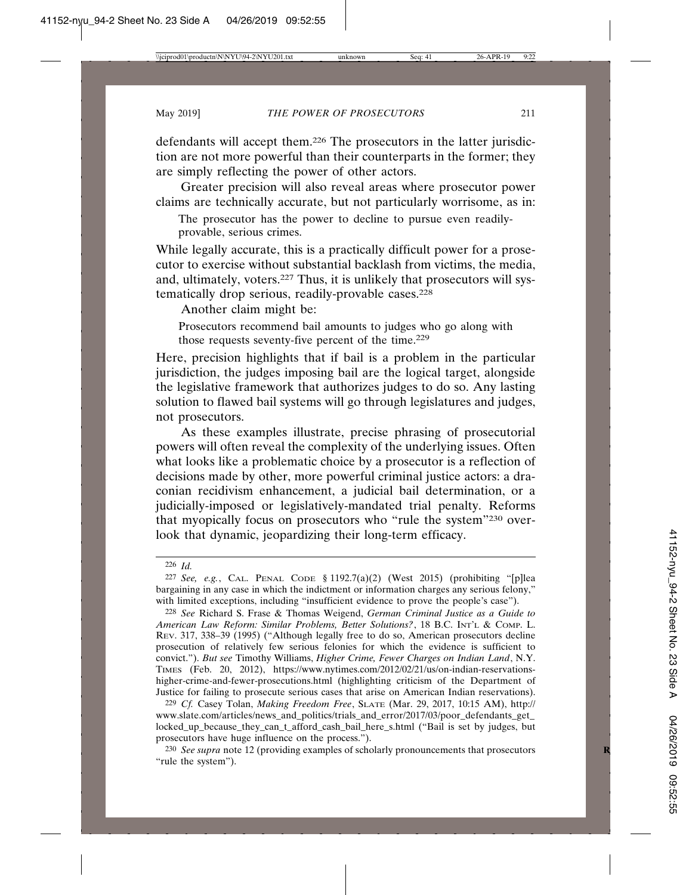defendants will accept them.[226] The prosecutors in the latter jurisdiction are not more powerful than their counterparts in the former; they are simply reflecting the power of other actors.

Greater precision will also reveal areas where prosecutor power claims are technically accurate, but not particularly worrisome, as in:

> The prosecutor has the power to decline to pursue even readily-provable, serious crimes.

While legally accurate, this is a practically difficult power for a prosecutor to exercise without substantial backlash from victims, the media, and, ultimately, voters.[227] Thus, it is unlikely that prosecutors will systematically drop serious, readily-provable cases.[228]

Another claim might be:

> Prosecutors recommend bail amounts to judges who go along with those requests seventy-five percent of the time.[229]

Here, precision highlights that if bail is a problem in the particular jurisdiction, the judges imposing bail are the logical target, alongside the legislative framework that authorizes judges to do so. Any lasting solution to flawed bail systems will go through legislatures and judges, not prosecutors.

As these examples illustrate, precise phrasing of prosecutorial powers will often reveal the complexity of the underlying issues. Often what looks like a problematic choice by a prosecutor is a reflection of decisions made by other, more powerful criminal justice actors: a draconian recidivism enhancement, a judicial bail determination, or a judicially-imposed or legislatively-mandated trial penalty. Reforms that myopically focus on prosecutors who "rule the system"[230] overlook that dynamic, jeopardizing their long-term efficacy.

---

[226] *Id.*

[227] *See, e.g.*, Cal. Penal Code § 1192.7(a)(2) (West 2015) (prohibiting "[p]lea bargaining in any case in which the indictment or information charges any serious felony," with limited exceptions, including "insufficient evidence to prove the people's case").

[228] *See* Richard S. Frase & Thomas Weigend, *German Criminal Justice as a Guide to American Law Reform: Similar Problems, Better Solutions?*, 18 B.C. Int'l & Comp. L. Rev. 317, 338–39 (1995) ("Although legally free to do so, American prosecutors decline prosecution of relatively few serious felonies for which the evidence is sufficient to convict."). *But see* Timothy Williams, *Higher Crime, Fewer Charges on Indian Land*, N.Y. Times (Feb. 20, 2012), https://www.nytimes.com/2012/02/21/us/on-indian-reservations-higher-crime-and-fewer-prosecutions.html (highlighting criticism of the Department of Justice for failing to prosecute serious cases that arise on American Indian reservations).

[229] *Cf.* Casey Tolan, *Making Freedom Free*, Slate (Mar. 29, 2017, 10:15 AM), http://www.slate.com/articles/news_and_politics/trials_and_error/2017/03/poor_defendants_get_locked_up_because_they_can_t_afford_cash_bail_here_s.html ("Bail is set by judges, but prosecutors have huge influence on the process.").

[230] *See supra* note 12 (providing examples of scholarly pronouncements that prosecutors "rule the system").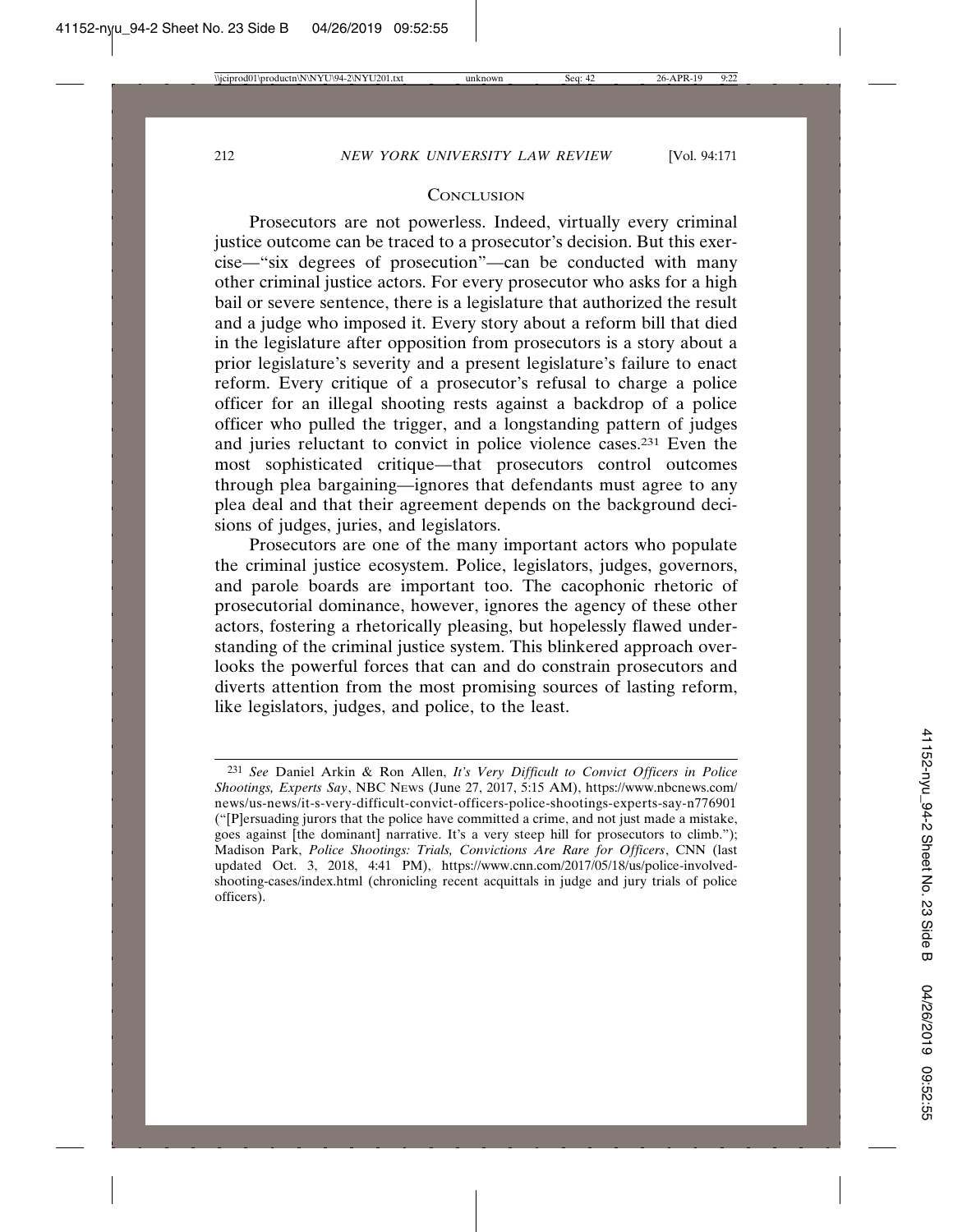## Conclusion

Prosecutors are not powerless. Indeed, virtually every criminal justice outcome can be traced to a prosecutor's decision. But this exercise—"six degrees of prosecution"—can be conducted with many other criminal justice actors. For every prosecutor who asks for a high bail or severe sentence, there is a legislature that authorized the result and a judge who imposed it. Every story about a reform bill that died in the legislature after opposition from prosecutors is a story about a prior legislature's severity and a present legislature's failure to enact reform. Every critique of a prosecutor's refusal to charge a police officer for an illegal shooting rests against a backdrop of a police officer who pulled the trigger, and a longstanding pattern of judges and juries reluctant to convict in police violence cases.[231] Even the most sophisticated critique—that prosecutors control outcomes through plea bargaining—ignores that defendants must agree to any plea deal and that their agreement depends on the background decisions of judges, juries, and legislators.

Prosecutors are one of the many important actors who populate the criminal justice ecosystem. Police, legislators, judges, governors, and parole boards are important too. The cacophonic rhetoric of prosecutorial dominance, however, ignores the agency of these other actors, fostering a rhetorically pleasing, but hopelessly flawed understanding of the criminal justice system. This blinkered approach overlooks the powerful forces that can and do constrain prosecutors and diverts attention from the most promising sources of lasting reform, like legislators, judges, and police, to the least.

---

[231] *See* Daniel Arkin & Ron Allen, *It's Very Difficult to Convict Officers in Police Shootings, Experts Say*, NBC News (June 27, 2017, 5:15 AM), https://www.nbcnews.com/news/us-news/it-s-very-difficult-convict-officers-police-shootings-experts-say-n776901 ("[P]ersuading jurors that the police have committed a crime, and not just made a mistake, goes against [the dominant] narrative. It's a very steep hill for prosecutors to climb."); Madison Park, *Police Shootings: Trials, Convictions Are Rare for Officers*, CNN (last updated Oct. 3, 2018, 4:41 PM), https://www.cnn.com/2017/05/18/us/police-involved-shooting-cases/index.html (chronicling recent acquittals in judge and jury trials of police officers).